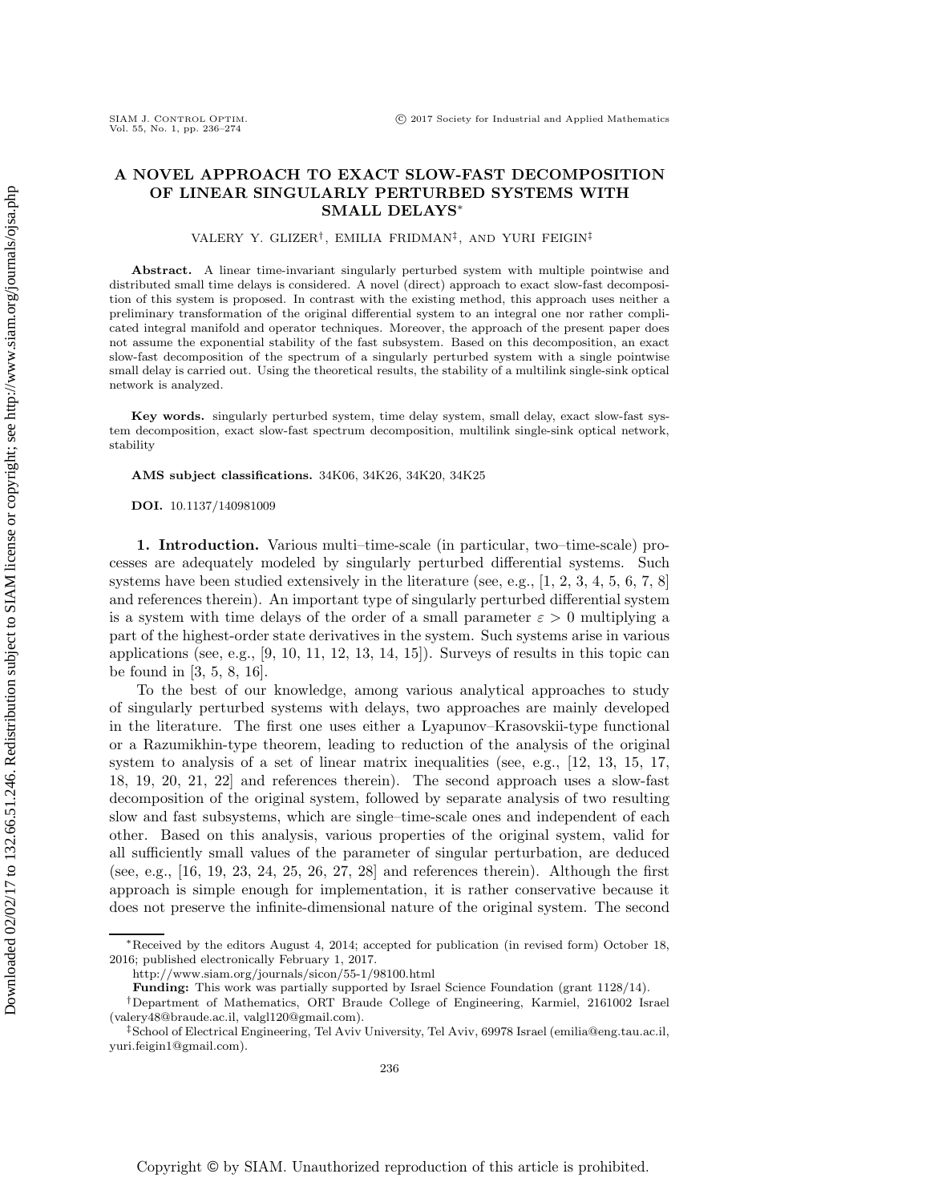# A NOVEL APPROACH TO EXACT SLOW-FAST DECOMPOSITION OF LINEAR SINGULARLY PERTURBED SYSTEMS WITH SMALL DELAYS*

VALERY Y. GLIZER†, EMILIA FRIDMAN‡, AND YURI FEIGIN‡

**Abstract.** A linear time-invariant singularly perturbed system with multiple pointwise and distributed small time delays is considered. A novel (direct) approach to exact slow-fast decomposition of this system is proposed. In contrast with the existing method, this approach uses neither a preliminary transformation of the original differential system to an integral one nor rather complicated integral manifold and operator techniques. Moreover, the approach of the present paper does not assume the exponential stability of the fast subsystem. Based on this decomposition, an exact slow-fast decomposition of the spectrum of a singularly perturbed system with a single pointwise small delay is carried out. Using the theoretical results, the stability of a multilink single-sink optical network is analyzed.

**Key words.** singularly perturbed system, time delay system, small delay, exact slow-fast system decomposition, exact slow-fast spectrum decomposition, multilink single-sink optical network, stability

**AMS subject classifications.** 34K06, 34K26, 34K20, 34K25

**DOI.** 10.1137/140981009

## 1. Introduction.

Various multi–time-scale (in particular, two–time-scale) processes are adequately modeled by singularly perturbed differential systems. Such systems have been studied extensively in the literature (see, e.g., [1, 2, 3, 4, 5, 6, 7, 8] and references therein). An important type of singularly perturbed differential system is a system with time delays of the order of a small parameter $\varepsilon > 0$ multiplying a part of the highest-order state derivatives in the system. Such systems arise in various applications (see, e.g., [9, 10, 11, 12, 13, 14, 15]). Surveys of results in this topic can be found in [3, 5, 8, 16].

To the best of our knowledge, among various analytical approaches to study of singularly perturbed systems with delays, two approaches are mainly developed in the literature. The first one uses either a Lyapunov–Krasovskii-type functional or a Razumikhin-type theorem, leading to reduction of the analysis of the original system to analysis of a set of linear matrix inequalities (see, e.g., [12, 13, 15, 17, 18, 19, 20, 21, 22] and references therein). The second approach uses a slow-fast decomposition of the original system, followed by separate analysis of two resulting slow and fast subsystems, which are single–time-scale ones and independent of each other. Based on this analysis, various properties of the original system, valid for all sufficiently small values of the parameter of singular perturbation, are deduced (see, e.g., [16, 19, 23, 24, 25, 26, 27, 28] and references therein). Although the first approach is simple enough for implementation, it is rather conservative because it does not preserve the infinite-dimensional nature of the original system. The second

---

*Received by the editors August 4, 2014; accepted for publication (in revised form) October 18, 2016; published electronically February 1, 2017.

http://www.siam.org/journals/sicon/55-1/98100.html

**Funding:** This work was partially supported by Israel Science Foundation (grant 1128/14).

†Department of Mathematics, ORT Braude College of Engineering, Karmiel, 2161002 Israel (valery48@braude.ac.il, valgl120@gmail.com).

‡School of Electrical Engineering, Tel Aviv University, Tel Aviv, 69978 Israel (emilia@eng.tau.ac.il, yuri.feigin1@gmail.com).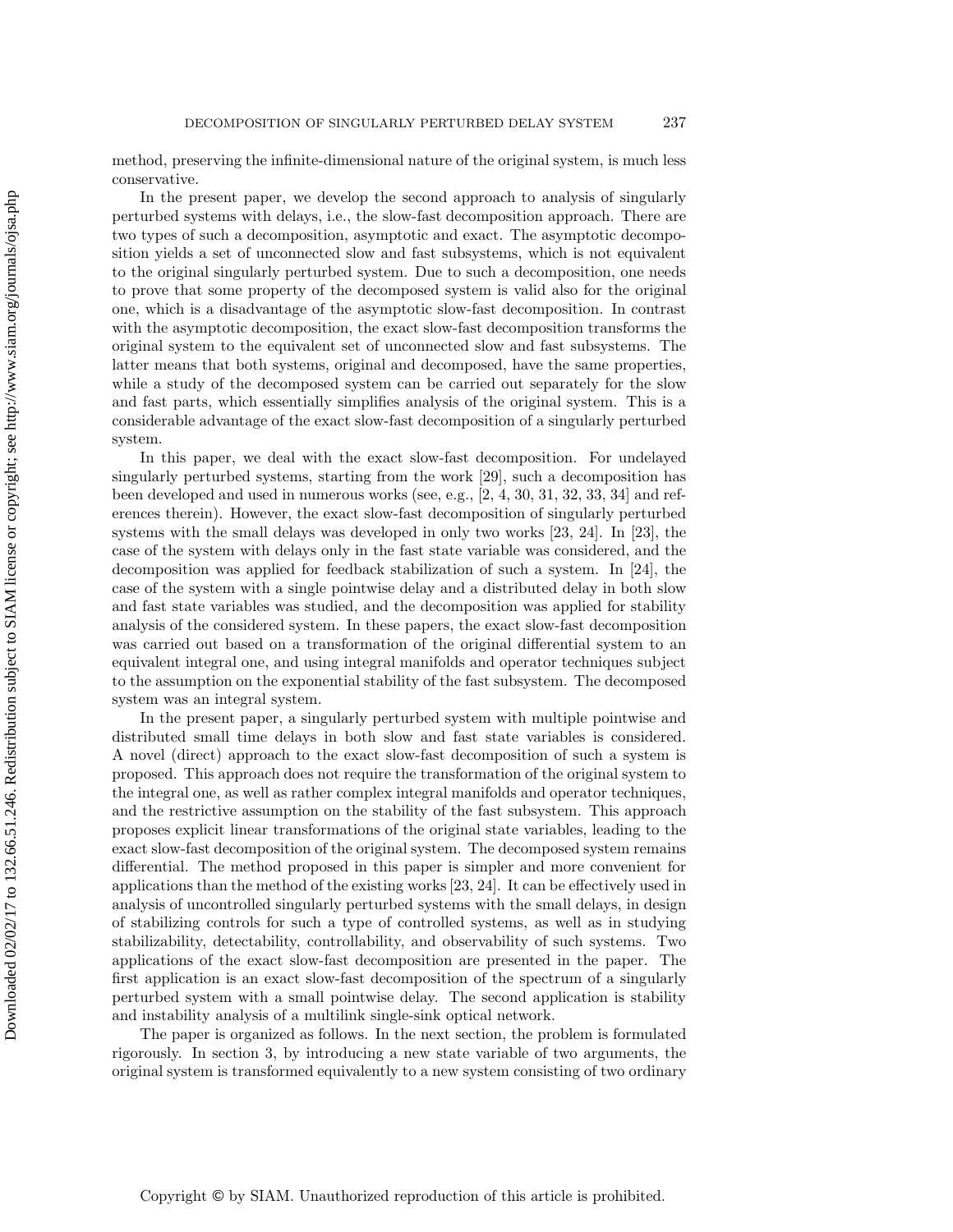method, preserving the infinite-dimensional nature of the original system, is much less conservative.

In the present paper, we develop the second approach to analysis of singularly perturbed systems with delays, i.e., the slow-fast decomposition approach. There are two types of such a decomposition, asymptotic and exact. The asymptotic decomposition yields a set of unconnected slow and fast subsystems, which is not equivalent to the original singularly perturbed system. Due to such a decomposition, one needs to prove that some property of the decomposed system is valid also for the original one, which is a disadvantage of the asymptotic slow-fast decomposition. In contrast with the asymptotic decomposition, the exact slow-fast decomposition transforms the original system to the equivalent set of unconnected slow and fast subsystems. The latter means that both systems, original and decomposed, have the same properties, while a study of the decomposed system can be carried out separately for the slow and fast parts, which essentially simplifies analysis of the original system. This is a considerable advantage of the exact slow-fast decomposition of a singularly perturbed system.

In this paper, we deal with the exact slow-fast decomposition. For undelayed singularly perturbed systems, starting from the work [29], such a decomposition has been developed and used in numerous works (see, e.g., [2, 4, 30, 31, 32, 33, 34] and references therein). However, the exact slow-fast decomposition of singularly perturbed systems with the small delays was developed in only two works [23, 24]. In [23], the case of the system with delays only in the fast state variable was considered, and the decomposition was applied for feedback stabilization of such a system. In [24], the case of the system with a single pointwise delay and a distributed delay in both slow and fast state variables was studied, and the decomposition was applied for stability analysis of the considered system. In these papers, the exact slow-fast decomposition was carried out based on a transformation of the original differential system to an equivalent integral one, and using integral manifolds and operator techniques subject to the assumption on the exponential stability of the fast subsystem. The decomposed system was an integral system.

In the present paper, a singularly perturbed system with multiple pointwise and distributed small time delays in both slow and fast state variables is considered. A novel (direct) approach to the exact slow-fast decomposition of such a system is proposed. This approach does not require the transformation of the original system to the integral one, as well as rather complex integral manifolds and operator techniques, and the restrictive assumption on the stability of the fast subsystem. This approach proposes explicit linear transformations of the original state variables, leading to the exact slow-fast decomposition of the original system. The decomposed system remains differential. The method proposed in this paper is simpler and more convenient for applications than the method of the existing works [23, 24]. It can be effectively used in analysis of uncontrolled singularly perturbed systems with the small delays, in design of stabilizing controls for such a type of controlled systems, as well as in studying stabilizability, detectability, controllability, and observability of such systems. Two applications of the exact slow-fast decomposition are presented in the paper. The first application is an exact slow-fast decomposition of the spectrum of a singularly perturbed system with a small pointwise delay. The second application is stability and instability analysis of a multilink single-sink optical network.

The paper is organized as follows. In the next section, the problem is formulated rigorously. In section 3, by introducing a new state variable of two arguments, the original system is transformed equivalently to a new system consisting of two ordinary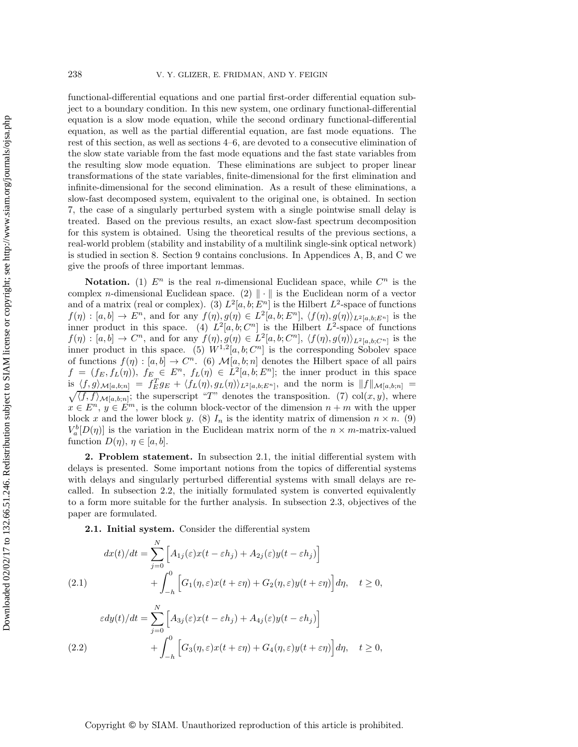functional-differential equations and one partial first-order differential equation subject to a boundary condition. In this new system, one ordinary functional-differential equation is a slow mode equation, while the second ordinary functional-differential equation, as well as the partial differential equation, are fast mode equations. The rest of this section, as well as sections 4–6, are devoted to a consecutive elimination of the slow state variable from the fast mode equations and the fast state variables from the resulting slow mode equation. These eliminations are subject to proper linear transformations of the state variables, finite-dimensional for the first elimination and infinite-dimensional for the second elimination. As a result of these eliminations, a slow-fast decomposed system, equivalent to the original one, is obtained. In section 7, the case of a singularly perturbed system with a single pointwise small delay is treated. Based on the previous results, an exact slow-fast spectrum decomposition for this system is obtained. Using the theoretical results of the previous sections, a real-world problem (stability and instability of a multilink single-sink optical network) is studied in section 8. Section 9 contains conclusions. In Appendices A, B, and C we give the proofs of three important lemmas.

**Notation.** (1) $E^n$ is the real $n$-dimensional Euclidean space, while $C^n$ is the complex $n$-dimensional Euclidean space. (2) $\|\cdot\|$ is the Euclidean norm of a vector and of a matrix (real or complex). (3) $L^2[a,b;E^n]$ is the Hilbert $L^2$-space of functions $f(\eta):[a,b]\to E^n$, and for any $f(\eta),g(\eta)\in L^2[a,b;E^n]$, $\langle f(\eta),g(\eta)\rangle_{L^2[a,b;E^n]}$ is the inner product in this space. (4) $L^2[a,b;C^n]$ is the Hilbert $L^2$-space of functions $f(\eta):[a,b]\to C^n$, and for any $f(\eta),g(\eta)\in L^2[a,b;C^n]$, $\langle f(\eta),g(\eta)\rangle_{L^2[a,b;C^n]}$ is the inner product in this space. (5) $W^{1,2}[a,b;C^n]$ is the corresponding Sobolev space of functions $f(\eta):[a,b]\to C^n$. (6) $\mathcal{M}[a,b;n]$ denotes the Hilbert space of all pairs $f=(f_E,f_L(\eta))$, $f_E\in E^n$, $f_L(\eta)\in L^2[a,b;E^n]$; the inner product in this space is $\langle f,g\rangle_{\mathcal{M}[a,b;n]}=f_E^Tg_E+\langle f_L(\eta),g_L(\eta)\rangle_{L^2[a,b;E^n]}$, and the norm is $\|f\|_{\mathcal{M}[a,b;n]}=\sqrt{\langle f,f\rangle_{\mathcal{M}[a,b;n]}}$; the superscript "$T$" denotes the transposition. (7) $\mathrm{col}(x,y)$, where $x\in E^n$, $y\in E^m$, is the column block-vector of the dimension $n+m$ with the upper block $x$ and the lower block $y$. (8) $I_n$ is the identity matrix of dimension $n\times n$. (9) $V_a^b[D(\eta)]$ is the variation in the Euclidean matrix norm of the $n\times m$-matrix-valued function $D(\eta)$, $\eta\in[a,b]$.

## 2. Problem statement.

In subsection 2.1, the initial differential system with delays is presented. Some important notions from the topics of differential systems with delays and singularly perturbed differential systems with small delays are recalled. In subsection 2.2, the initially formulated system is converted equivalently to a form more suitable for the further analysis. In subsection 2.3, objectives of the paper are formulated.

### 2.1. Initial system.

Consider the differential system

$$
\begin{aligned}
dx(t)/dt &= \sum_{j=0}^{N}\Big[A_{1j}(\varepsilon)x(t-\varepsilon h_j)+A_{2j}(\varepsilon)y(t-\varepsilon h_j)\Big]\\
&\quad+\int_{-h}^{0}\Big[G_1(\eta,\varepsilon)x(t+\varepsilon\eta)+G_2(\eta,\varepsilon)y(t+\varepsilon\eta)\Big]d\eta,\quad t\ge 0,
\end{aligned}
\tag{2.1}
$$

$$
\begin{aligned}
\varepsilon dy(t)/dt &= \sum_{j=0}^{N}\Big[A_{3j}(\varepsilon)x(t-\varepsilon h_j)+A_{4j}(\varepsilon)y(t-\varepsilon h_j)\Big]\\
&\quad+\int_{-h}^{0}\Big[G_3(\eta,\varepsilon)x(t+\varepsilon\eta)+G_4(\eta,\varepsilon)y(t+\varepsilon\eta)\Big]d\eta,\quad t\ge 0,
\end{aligned}
\tag{2.2}
$$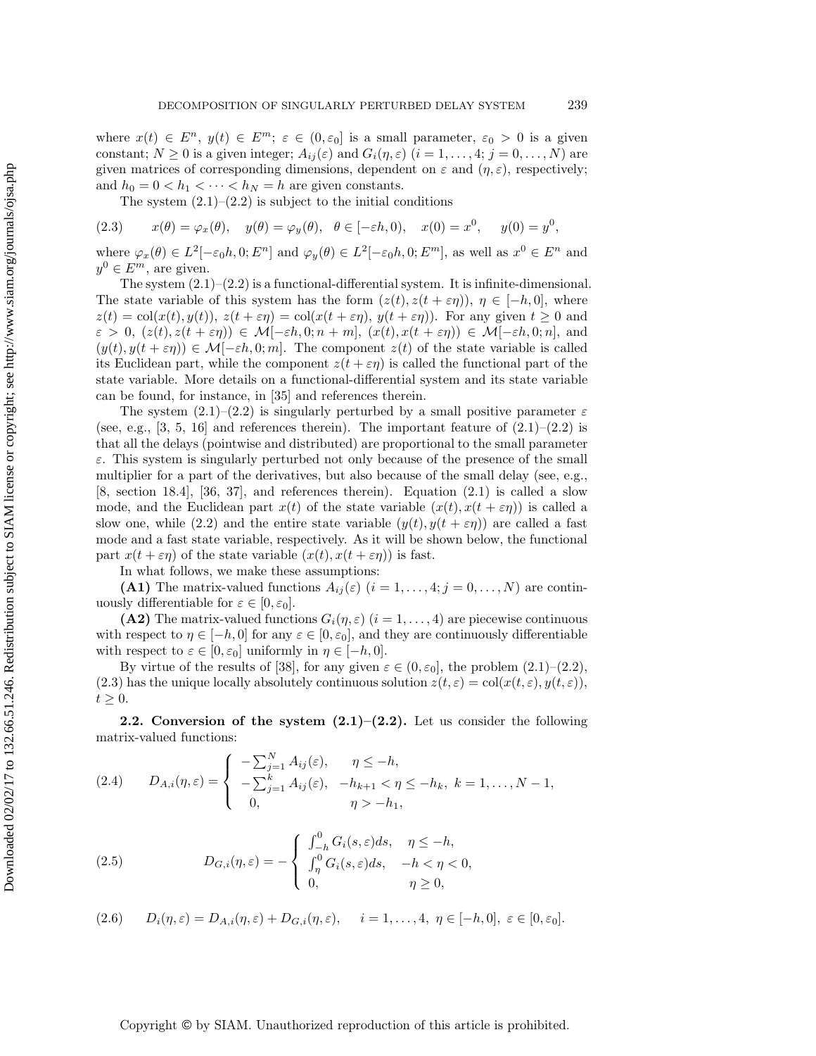where $x(t) \in E^n$, $y(t) \in E^m$; $\varepsilon \in (0, \varepsilon_0]$ is a small parameter, $\varepsilon_0 > 0$ is a given constant; $N \geq 0$ is a given integer; $A_{ij}(\varepsilon)$ and $G_i(\eta, \varepsilon)$ ($i = 1, \ldots, 4$; $j = 0, \ldots, N$) are given matrices of corresponding dimensions, dependent on $\varepsilon$ and $(\eta, \varepsilon)$, respectively; and $h_0 = 0 < h_1 < \cdots < h_N = h$ are given constants.

The system (2.1)–(2.2) is subject to the initial conditions

$$
(2.3) \qquad x(\theta) = \varphi_x(\theta), \quad y(\theta) = \varphi_y(\theta), \quad \theta \in [-\varepsilon h, 0), \quad x(0) = x^0, \quad y(0) = y^0,
$$

where $\varphi_x(\theta) \in L^2[-\varepsilon_0 h, 0; E^n]$ and $\varphi_y(\theta) \in L^2[-\varepsilon_0 h, 0; E^m]$, as well as $x^0 \in E^n$ and $y^0 \in E^m$, are given.

The system (2.1)–(2.2) is a functional-differential system. It is infinite-dimensional. The state variable of this system has the form $(z(t), z(t + \varepsilon\eta))$, $\eta \in [-h, 0]$, where $z(t) = \mathrm{col}(x(t), y(t))$, $z(t + \varepsilon\eta) = \mathrm{col}(x(t + \varepsilon\eta), y(t + \varepsilon\eta))$. For any given $t \geq 0$ and $\varepsilon > 0$, $(z(t), z(t + \varepsilon\eta)) \in \mathcal{M}[-\varepsilon h, 0; n + m]$, $(x(t), x(t + \varepsilon\eta)) \in \mathcal{M}[-\varepsilon h, 0; n]$, and $(y(t), y(t + \varepsilon\eta)) \in \mathcal{M}[-\varepsilon h, 0; m]$. The component $z(t)$ of the state variable is called its Euclidean part, while the component $z(t + \varepsilon\eta)$ is called the functional part of the state variable. More details on a functional-differential system and its state variable can be found, for instance, in [35] and references therein.

The system (2.1)–(2.2) is singularly perturbed by a small positive parameter $\varepsilon$ (see, e.g., [3, 5, 16] and references therein). The important feature of (2.1)–(2.2) is that all the delays (pointwise and distributed) are proportional to the small parameter $\varepsilon$. This system is singularly perturbed not only because of the presence of the small multiplier for a part of the derivatives, but also because of the small delay (see, e.g., [8, section 18.4], [36, 37], and references therein). Equation (2.1) is called a slow mode, and the Euclidean part $x(t)$ of the state variable $(x(t), x(t + \varepsilon\eta))$ is called a slow one, while (2.2) and the entire state variable $(y(t), y(t + \varepsilon\eta))$ are called a fast mode and a fast state variable, respectively. As it will be shown below, the functional part $x(t + \varepsilon\eta)$ of the state variable $(x(t), x(t + \varepsilon\eta))$ is fast.

In what follows, we make these assumptions:

**(A1)** The matrix-valued functions $A_{ij}(\varepsilon)$ ($i = 1, \ldots, 4; j = 0, \ldots, N$) are continuously differentiable for $\varepsilon \in [0, \varepsilon_0]$.

**(A2)** The matrix-valued functions $G_i(\eta, \varepsilon)$ ($i = 1, \ldots, 4$) are piecewise continuous with respect to $\eta \in [-h, 0]$ for any $\varepsilon \in [0, \varepsilon_0]$, and they are continuously differentiable with respect to $\varepsilon \in [0, \varepsilon_0]$ uniformly in $\eta \in [-h, 0]$.

By virtue of the results of [38], for any given $\varepsilon \in (0, \varepsilon_0]$, the problem (2.1)–(2.2), (2.3) has the unique locally absolutely continuous solution $z(t, \varepsilon) = \mathrm{col}(x(t, \varepsilon), y(t, \varepsilon))$, $t \geq 0$.

**2.2. Conversion of the system (2.1)–(2.2).** Let us consider the following matrix-valued functions:

$$
(2.4) \qquad D_{A,i}(\eta, \varepsilon) = \begin{cases} -\sum_{j=1}^{N} A_{ij}(\varepsilon), & \eta \leq -h, \\ -\sum_{j=1}^{k} A_{ij}(\varepsilon), & -h_{k+1} < \eta \leq -h_k, \ k = 1, \ldots, N-1, \\ 0, & \eta > -h_1, \end{cases}
$$

$$
(2.5) \qquad D_{G,i}(\eta, \varepsilon) = -\begin{cases} \int_{-h}^{0} G_i(s, \varepsilon) ds, & \eta \leq -h, \\ \int_{\eta}^{0} G_i(s, \varepsilon) ds, & -h < \eta < 0, \\ 0, & \eta \geq 0, \end{cases}
$$

$$
(2.6) \qquad D_i(\eta, \varepsilon) = D_{A,i}(\eta, \varepsilon) + D_{G,i}(\eta, \varepsilon), \quad i = 1, \ldots, 4, \ \eta \in [-h, 0], \ \varepsilon \in [0, \varepsilon_0].
$$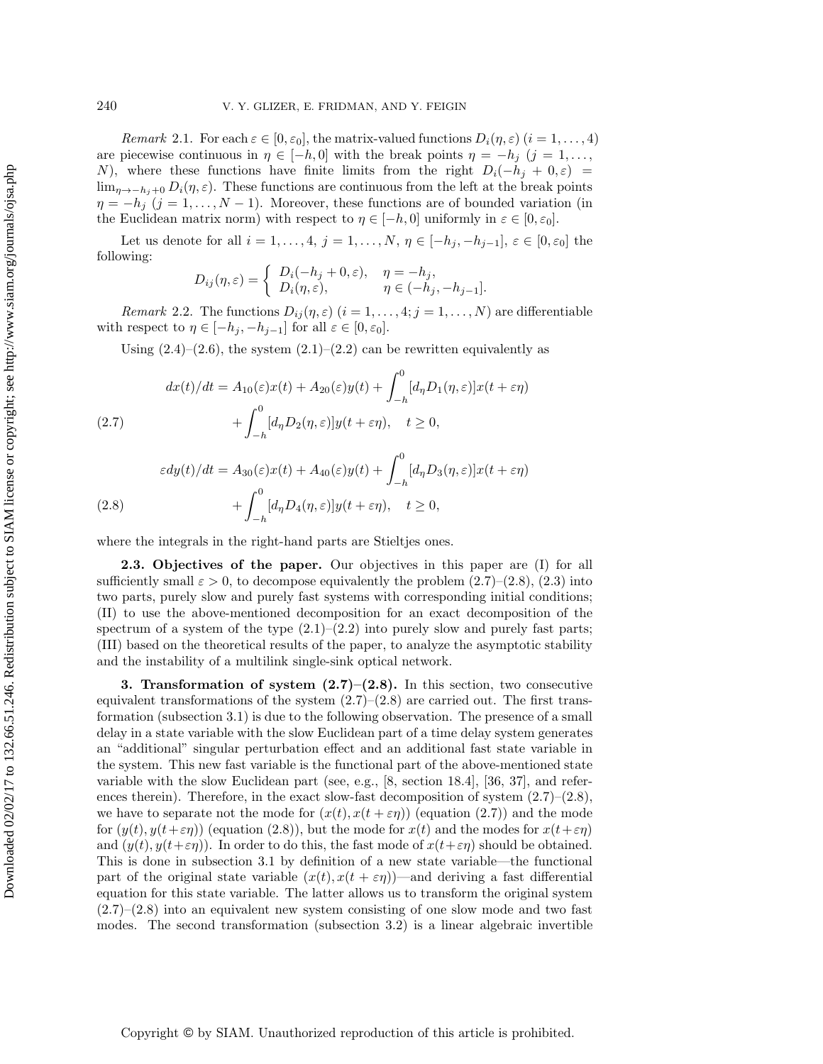*Remark* 2.1. For each $\varepsilon \in [0, \varepsilon_0]$, the matrix-valued functions $D_i(\eta, \varepsilon)$ $(i = 1, \ldots, 4)$ are piecewise continuous in $\eta \in [-h, 0]$ with the break points $\eta = -h_j$ $(j = 1, \ldots, N)$, where these functions have finite limits from the right $D_i(-h_j + 0, \varepsilon) = \lim_{\eta \to -h_j + 0} D_i(\eta, \varepsilon)$. These functions are continuous from the left at the break points $\eta = -h_j$ $(j = 1, \ldots, N-1)$. Moreover, these functions are of bounded variation (in the Euclidean matrix norm) with respect to $\eta \in [-h, 0]$ uniformly in $\varepsilon \in [0, \varepsilon_0]$.

Let us denote for all $i = 1, \ldots, 4$, $j = 1, \ldots, N$, $\eta \in [-h_j, -h_{j-1}]$, $\varepsilon \in [0, \varepsilon_0]$ the following:

$$
D_{ij}(\eta, \varepsilon) = \begin{cases} D_i(-h_j + 0, \varepsilon), & \eta = -h_j, \\ D_i(\eta, \varepsilon), & \eta \in (-h_j, -h_{j-1}]. \end{cases}
$$

*Remark* 2.2. The functions $D_{ij}(\eta, \varepsilon)$ $(i = 1, \ldots, 4; j = 1, \ldots, N)$ are differentiable with respect to $\eta \in [-h_j, -h_{j-1}]$ for all $\varepsilon \in [0, \varepsilon_0]$.

Using (2.4)–(2.6), the system (2.1)–(2.2) can be rewritten equivalently as

$$
\begin{aligned}
dx(t)/dt = A_{10}(\varepsilon)x(t) + A_{20}(\varepsilon)y(t) + \int_{-h}^{0} [d_\eta D_1(\eta, \varepsilon)]x(t + \varepsilon\eta) \\
+ \int_{-h}^{0} [d_\eta D_2(\eta, \varepsilon)]y(t + \varepsilon\eta), \quad t \geq 0,
\end{aligned}
\tag{2.7}
$$

$$
\begin{aligned}
\varepsilon dy(t)/dt = A_{30}(\varepsilon)x(t) + A_{40}(\varepsilon)y(t) + \int_{-h}^{0} [d_\eta D_3(\eta, \varepsilon)]x(t + \varepsilon\eta) \\
+ \int_{-h}^{0} [d_\eta D_4(\eta, \varepsilon)]y(t + \varepsilon\eta), \quad t \geq 0,
\end{aligned}
\tag{2.8}
$$

where the integrals in the right-hand parts are Stieltjes ones.

**2.3. Objectives of the paper.** Our objectives in this paper are (I) for all sufficiently small $\varepsilon > 0$, to decompose equivalently the problem (2.7)–(2.8), (2.3) into two parts, purely slow and purely fast systems with corresponding initial conditions; (II) to use the above-mentioned decomposition for an exact decomposition of the spectrum of a system of the type (2.1)–(2.2) into purely slow and purely fast parts; (III) based on the theoretical results of the paper, to analyze the asymptotic stability and the instability of a multilink single-sink optical network.

## 3. Transformation of system (2.7)–(2.8).

In this section, two consecutive equivalent transformations of the system (2.7)–(2.8) are carried out. The first transformation (subsection 3.1) is due to the following observation. The presence of a small delay in a state variable with the slow Euclidean part of a time delay system generates an "additional" singular perturbation effect and an additional fast state variable in the system. This new fast variable is the functional part of the above-mentioned state variable with the slow Euclidean part (see, e.g., [8, section 18.4], [36, 37], and references therein). Therefore, in the exact slow-fast decomposition of system (2.7)–(2.8), we have to separate not the mode for $(x(t), x(t + \varepsilon\eta))$ (equation (2.7)) and the mode for $(y(t), y(t+\varepsilon\eta))$ (equation (2.8)), but the mode for $x(t)$ and the modes for $x(t+\varepsilon\eta)$ and $(y(t), y(t+\varepsilon\eta))$. In order to do this, the fast mode of $x(t+\varepsilon\eta)$ should be obtained. This is done in subsection 3.1 by definition of a new state variable—the functional part of the original state variable $(x(t), x(t + \varepsilon\eta))$—and deriving a fast differential equation for this state variable. The latter allows us to transform the original system (2.7)–(2.8) into an equivalent new system consisting of one slow mode and two fast modes. The second transformation (subsection 3.2) is a linear algebraic invertible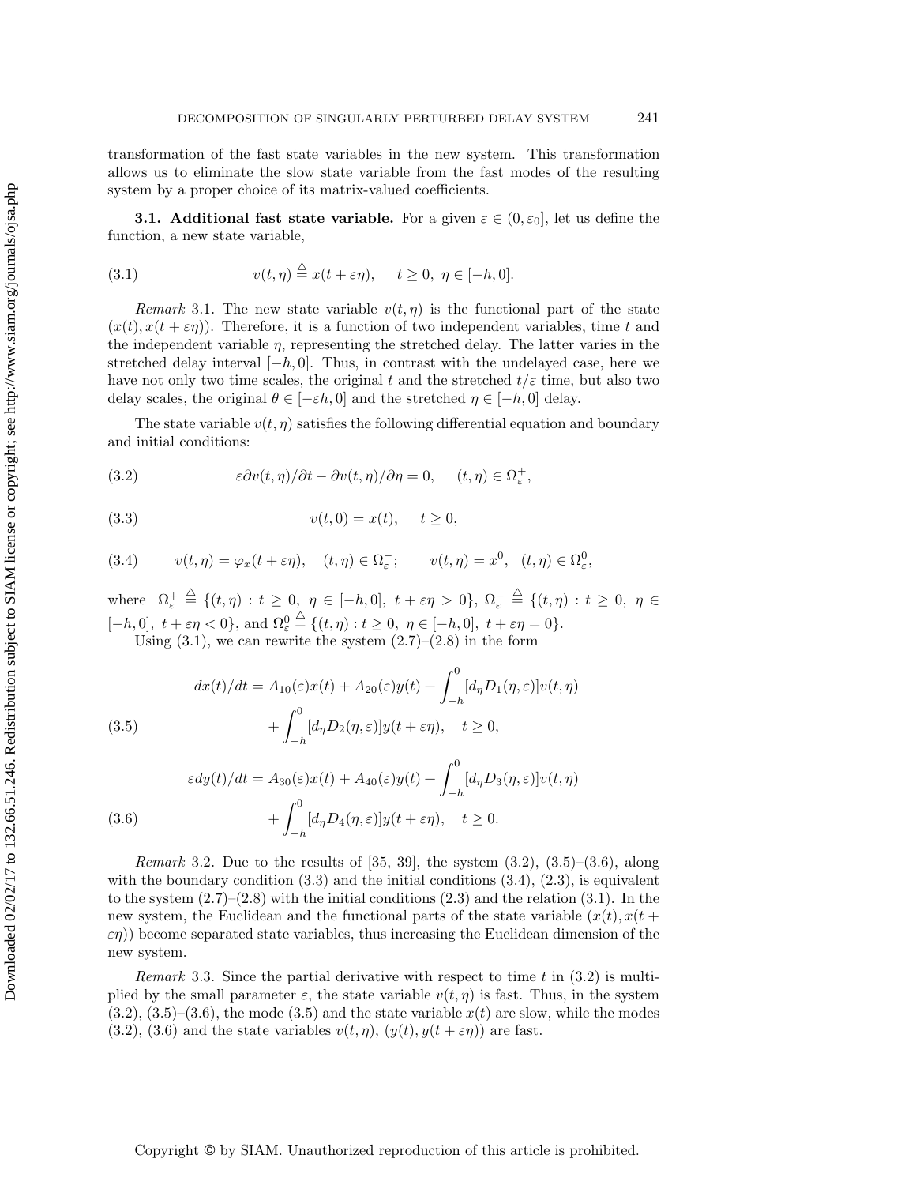transformation of the fast state variables in the new system. This transformation allows us to eliminate the slow state variable from the fast modes of the resulting system by a proper choice of its matrix-valued coefficients.

**3.1. Additional fast state variable.** For a given $\varepsilon \in (0, \varepsilon_0]$, let us define the function, a new state variable,

$$v(t,\eta) \stackrel{\triangle}{=} x(t+\varepsilon\eta), \quad t \geq 0,\ \eta \in [-h, 0]. \tag{3.1}$$

*Remark* 3.1. The new state variable $v(t,\eta)$ is the functional part of the state $(x(t), x(t+\varepsilon\eta))$. Therefore, it is a function of two independent variables, time $t$ and the independent variable $\eta$, representing the stretched delay. The latter varies in the stretched delay interval $[-h, 0]$. Thus, in contrast with the undelayed case, here we have not only two time scales, the original $t$ and the stretched $t/\varepsilon$ time, but also two delay scales, the original $\theta \in [-\varepsilon h, 0]$ and the stretched $\eta \in [-h, 0]$ delay.

The state variable $v(t,\eta)$ satisfies the following differential equation and boundary and initial conditions:

$$\varepsilon \partial v(t,\eta)/\partial t - \partial v(t,\eta)/\partial \eta = 0, \quad (t,\eta) \in \Omega_\varepsilon^+, \tag{3.2}$$

$$v(t,0) = x(t), \quad t \geq 0, \tag{3.3}$$

$$v(t,\eta) = \varphi_x(t+\varepsilon\eta), \quad (t,\eta) \in \Omega_\varepsilon^-; \qquad v(t,\eta) = x^0, \quad (t,\eta) \in \Omega_\varepsilon^0, \tag{3.4}$$

where $\Omega_\varepsilon^+ \stackrel{\triangle}{=} \{(t,\eta) : t \geq 0,\ \eta \in [-h,0],\ t+\varepsilon\eta > 0\}$, $\Omega_\varepsilon^- \stackrel{\triangle}{=} \{(t,\eta) : t \geq 0,\ \eta \in [-h,0],\ t+\varepsilon\eta < 0\}$, and $\Omega_\varepsilon^0 \stackrel{\triangle}{=} \{(t,\eta) : t \geq 0,\ \eta \in [-h,0],\ t+\varepsilon\eta = 0\}$.

Using (3.1), we can rewrite the system (2.7)–(2.8) in the form

$$\begin{aligned} dx(t)/dt = A_{10}(\varepsilon)x(t) + A_{20}(\varepsilon)y(t) + \int_{-h}^{0} [d_\eta D_1(\eta,\varepsilon)]v(t,\eta) \\ + \int_{-h}^{0} [d_\eta D_2(\eta,\varepsilon)]y(t+\varepsilon\eta), \quad t \geq 0, \end{aligned} \tag{3.5}$$

$$\begin{aligned} \varepsilon dy(t)/dt = A_{30}(\varepsilon)x(t) + A_{40}(\varepsilon)y(t) + \int_{-h}^{0} [d_\eta D_3(\eta,\varepsilon)]v(t,\eta) \\ + \int_{-h}^{0} [d_\eta D_4(\eta,\varepsilon)]y(t+\varepsilon\eta), \quad t \geq 0. \end{aligned} \tag{3.6}$$

*Remark* 3.2. Due to the results of [35, 39], the system (3.2), (3.5)–(3.6), along with the boundary condition (3.3) and the initial conditions (3.4), (2.3), is equivalent to the system (2.7)–(2.8) with the initial conditions (2.3) and the relation (3.1). In the new system, the Euclidean and the functional parts of the state variable $(x(t), x(t+\varepsilon\eta))$ become separated state variables, thus increasing the Euclidean dimension of the new system.

*Remark* 3.3. Since the partial derivative with respect to time $t$ in (3.2) is multiplied by the small parameter $\varepsilon$, the state variable $v(t,\eta)$ is fast. Thus, in the system (3.2), (3.5)–(3.6), the mode (3.5) and the state variable $x(t)$ are slow, while the modes (3.2), (3.6) and the state variables $v(t,\eta)$, $(y(t), y(t+\varepsilon\eta))$ are fast.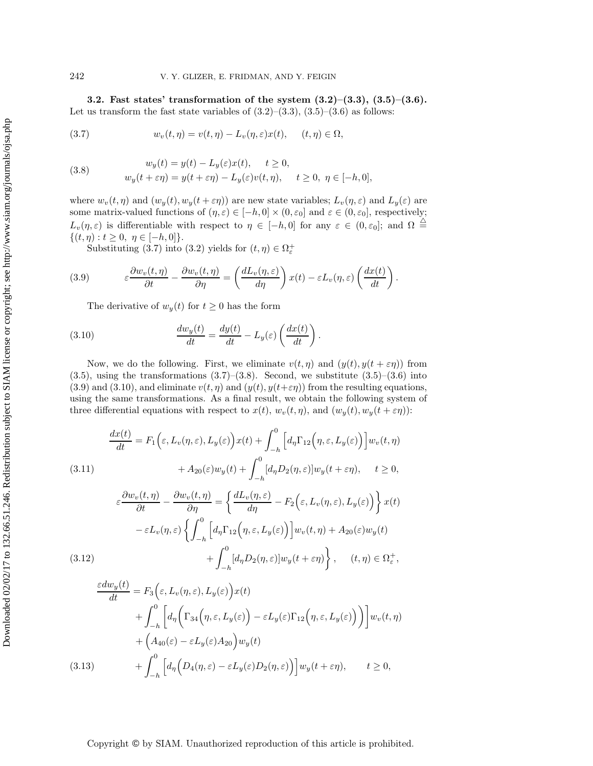**3.2. Fast states' transformation of the system (3.2)–(3.3), (3.5)–(3.6).** Let us transform the fast state variables of (3.2)–(3.3), (3.5)–(3.6) as follows:

$$w_v(t,\eta) = v(t,\eta) - L_v(\eta,\varepsilon)x(t), \qquad (t,\eta) \in \Omega, \tag{3.7}$$

$$\begin{aligned} w_y(t) &= y(t) - L_y(\varepsilon)x(t), \qquad t \geq 0, \\ w_y(t+\varepsilon\eta) &= y(t+\varepsilon\eta) - L_y(\varepsilon)v(t,\eta), \qquad t \geq 0,\ \eta \in [-h,0], \end{aligned} \tag{3.8}$$

where $w_v(t,\eta)$ and $(w_y(t), w_y(t+\varepsilon\eta))$ are new state variables; $L_v(\eta,\varepsilon)$ and $L_y(\varepsilon)$ are some matrix-valued functions of $(\eta,\varepsilon) \in [-h,0] \times (0,\varepsilon_0]$ and $\varepsilon \in (0,\varepsilon_0]$, respectively; $L_v(\eta,\varepsilon)$ is differentiable with respect to $\eta \in [-h,0]$ for any $\varepsilon \in (0,\varepsilon_0]$; and $\Omega \stackrel{\triangle}{=} \{(t,\eta) : t \geq 0,\ \eta \in [-h,0]\}$.

Substituting (3.7) into (3.2) yields for $(t,\eta) \in \Omega_\varepsilon^+$

$$\varepsilon \frac{\partial w_v(t,\eta)}{\partial t} - \frac{\partial w_v(t,\eta)}{\partial \eta} = \left(\frac{dL_v(\eta,\varepsilon)}{d\eta}\right) x(t) - \varepsilon L_v(\eta,\varepsilon)\left(\frac{dx(t)}{dt}\right). \tag{3.9}$$

The derivative of $w_y(t)$ for $t \geq 0$ has the form

$$\frac{dw_y(t)}{dt} = \frac{dy(t)}{dt} - L_y(\varepsilon)\left(\frac{dx(t)}{dt}\right). \tag{3.10}$$

Now, we do the following. First, we eliminate $v(t,\eta)$ and $(y(t), y(t+\varepsilon\eta))$ from (3.5), using the transformations (3.7)–(3.8). Second, we substitute (3.5)–(3.6) into (3.9) and (3.10), and eliminate $v(t,\eta)$ and $(y(t), y(t+\varepsilon\eta))$ from the resulting equations, using the same transformations. As a final result, we obtain the following system of three differential equations with respect to $x(t)$, $w_v(t,\eta)$, and $(w_y(t), w_y(t+\varepsilon\eta))$:

$$\begin{aligned} \frac{dx(t)}{dt} &= F_1\Big(\varepsilon, L_v(\eta,\varepsilon), L_y(\varepsilon)\Big)x(t) + \int_{-h}^{0}\Big[d_\eta \Gamma_{12}\Big(\eta,\varepsilon,L_y(\varepsilon)\Big)\Big]w_v(t,\eta) \\ &\quad + A_{20}(\varepsilon)w_y(t) + \int_{-h}^{0}[d_\eta D_2(\eta,\varepsilon)]w_y(t+\varepsilon\eta), \qquad t \geq 0, \end{aligned} \tag{3.11}$$

$$\begin{aligned} \varepsilon\frac{\partial w_v(t,\eta)}{\partial t} - \frac{\partial w_v(t,\eta)}{\partial \eta} &= \left\{\frac{dL_v(\eta,\varepsilon)}{d\eta} - F_2\Big(\varepsilon, L_v(\eta,\varepsilon), L_y(\varepsilon)\Big)\right\}x(t) \\ &\quad - \varepsilon L_v(\eta,\varepsilon)\left\{\int_{-h}^{0}\Big[d_\eta \Gamma_{12}\Big(\eta,\varepsilon,L_y(\varepsilon)\Big)\Big]w_v(t,\eta) + A_{20}(\varepsilon)w_y(t)\right. \\ &\quad \left. + \int_{-h}^{0}[d_\eta D_2(\eta,\varepsilon)]w_y(t+\varepsilon\eta)\right\}, \qquad (t,\eta) \in \Omega_\varepsilon^+, \end{aligned} \tag{3.12}$$

$$\begin{aligned} \frac{\varepsilon dw_y(t)}{dt} &= F_3\Big(\varepsilon, L_v(\eta,\varepsilon), L_y(\varepsilon)\Big)x(t) \\ &\quad + \int_{-h}^{0}\Big[d_\eta\Big(\Gamma_{34}\Big(\eta,\varepsilon,L_y(\varepsilon)\Big) - \varepsilon L_y(\varepsilon)\Gamma_{12}\Big(\eta,\varepsilon,L_y(\varepsilon)\Big)\Big)\Big]w_v(t,\eta) \\ &\quad + \Big(A_{40}(\varepsilon) - \varepsilon L_y(\varepsilon)A_{20}\Big)w_y(t) \\ &\quad + \int_{-h}^{0}\Big[d_\eta\Big(D_4(\eta,\varepsilon) - \varepsilon L_y(\varepsilon)D_2(\eta,\varepsilon)\Big)\Big]w_y(t+\varepsilon\eta), \qquad t \geq 0, \end{aligned} \tag{3.13}$$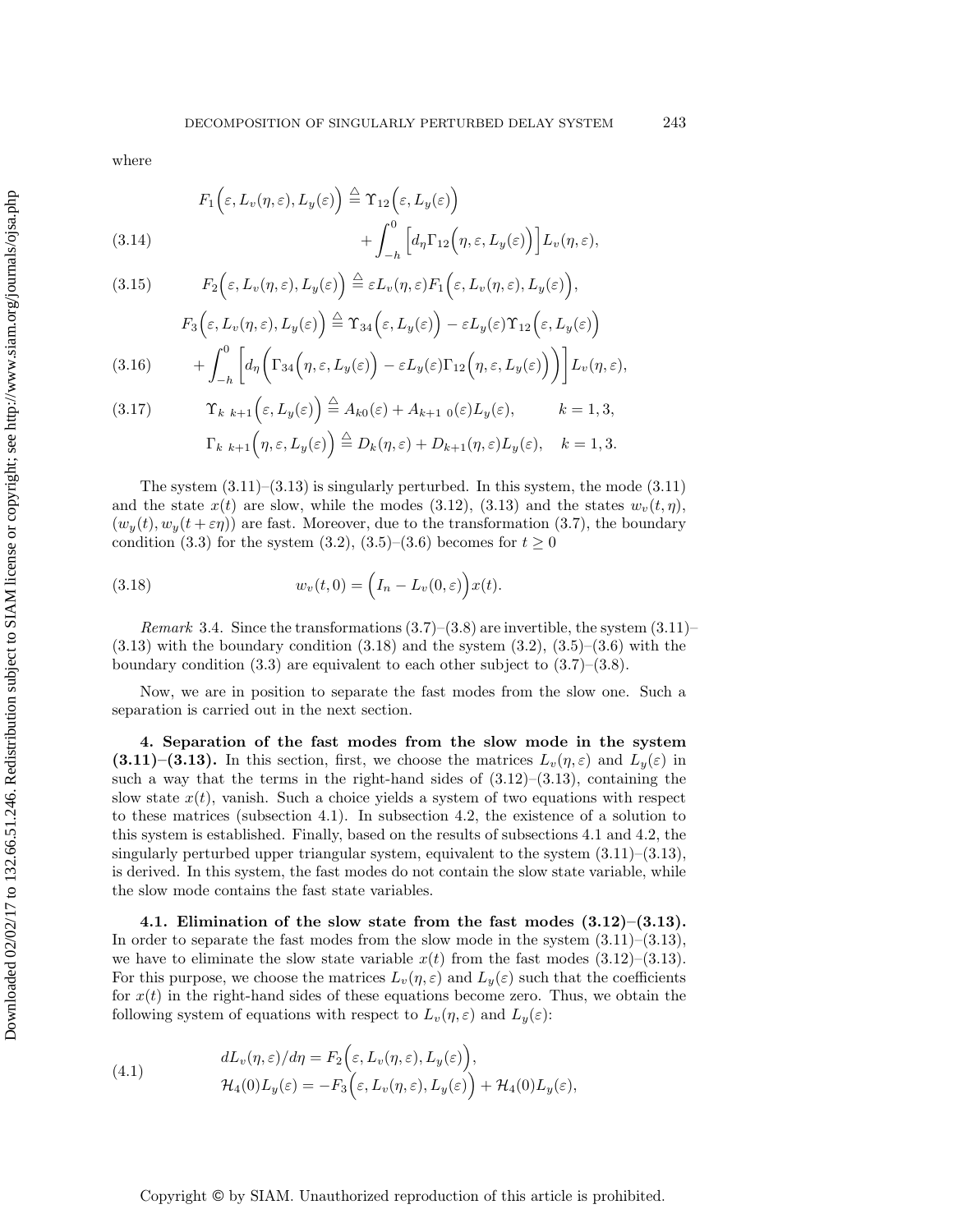where

$$
F_1\Big(\varepsilon, L_v(\eta,\varepsilon), L_y(\varepsilon)\Big) \triangleq \Upsilon_{12}\Big(\varepsilon, L_y(\varepsilon)\Big) + \int_{-h}^{0}\Big[d_\eta \Gamma_{12}\Big(\eta,\varepsilon,L_y(\varepsilon)\Big)\Big] L_v(\eta,\varepsilon), \tag{3.14}
$$

$$
F_2\Big(\varepsilon, L_v(\eta,\varepsilon), L_y(\varepsilon)\Big) \triangleq \varepsilon L_v(\eta,\varepsilon) F_1\Big(\varepsilon, L_v(\eta,\varepsilon), L_y(\varepsilon)\Big), \tag{3.15}
$$

$$
F_3\Big(\varepsilon, L_v(\eta,\varepsilon), L_y(\varepsilon)\Big) \triangleq \Upsilon_{34}\Big(\varepsilon, L_y(\varepsilon)\Big) - \varepsilon L_y(\varepsilon)\Upsilon_{12}\Big(\varepsilon, L_y(\varepsilon)\Big) + \int_{-h}^{0}\Big[d_\eta\Big(\Gamma_{34}\Big(\eta,\varepsilon,L_y(\varepsilon)\Big) - \varepsilon L_y(\varepsilon)\Gamma_{12}\Big(\eta,\varepsilon,L_y(\varepsilon)\Big)\Big)\Big] L_v(\eta,\varepsilon), \tag{3.16}
$$

$$
\Upsilon_{k\ k+1}\Big(\varepsilon, L_y(\varepsilon)\Big) \triangleq A_{k0}(\varepsilon) + A_{k+1\ 0}(\varepsilon) L_y(\varepsilon), \qquad k=1,3, \tag{3.17}
$$

$$
\Gamma_{k\ k+1}\Big(\eta,\varepsilon,L_y(\varepsilon)\Big) \triangleq D_k(\eta,\varepsilon) + D_{k+1}(\eta,\varepsilon) L_y(\varepsilon), \quad k=1,3.
$$

The system (3.11)–(3.13) is singularly perturbed. In this system, the mode (3.11) and the state $x(t)$ are slow, while the modes (3.12), (3.13) and the states $w_v(t,\eta)$, $(w_y(t), w_y(t+\varepsilon\eta))$ are fast. Moreover, due to the transformation (3.7), the boundary condition (3.3) for the system (3.2), (3.5)–(3.6) becomes for $t \geq 0$

$$
w_v(t,0) = \Big(I_n - L_v(0,\varepsilon)\Big) x(t). \tag{3.18}
$$

*Remark* 3.4. Since the transformations (3.7)–(3.8) are invertible, the system (3.11)–(3.13) with the boundary condition (3.18) and the system (3.2), (3.5)–(3.6) with the boundary condition (3.3) are equivalent to each other subject to (3.7)–(3.8).

Now, we are in position to separate the fast modes from the slow one. Such a separation is carried out in the next section.

## 4. Separation of the fast modes from the slow mode in the system (3.11)–(3.13).

In this section, first, we choose the matrices $L_v(\eta,\varepsilon)$ and $L_y(\varepsilon)$ in such a way that the terms in the right-hand sides of (3.12)–(3.13), containing the slow state $x(t)$, vanish. Such a choice yields a system of two equations with respect to these matrices (subsection 4.1). In subsection 4.2, the existence of a solution to this system is established. Finally, based on the results of subsections 4.1 and 4.2, the singularly perturbed upper triangular system, equivalent to the system (3.11)–(3.13), is derived. In this system, the fast modes do not contain the slow state variable, while the slow mode contains the fast state variables.

### 4.1. Elimination of the slow state from the fast modes (3.12)–(3.13).

In order to separate the fast modes from the slow mode in the system (3.11)–(3.13), we have to eliminate the slow state variable $x(t)$ from the fast modes (3.12)–(3.13). For this purpose, we choose the matrices $L_v(\eta,\varepsilon)$ and $L_y(\varepsilon)$ such that the coefficients for $x(t)$ in the right-hand sides of these equations become zero. Thus, we obtain the following system of equations with respect to $L_v(\eta,\varepsilon)$ and $L_y(\varepsilon)$:

$$
\begin{aligned}
dL_v(\eta,\varepsilon)/d\eta &= F_2\Big(\varepsilon, L_v(\eta,\varepsilon), L_y(\varepsilon)\Big),\\
\mathcal{H}_4(0) L_y(\varepsilon) &= -F_3\Big(\varepsilon, L_v(\eta,\varepsilon), L_y(\varepsilon)\Big) + \mathcal{H}_4(0) L_y(\varepsilon),
\end{aligned} \tag{4.1}
$$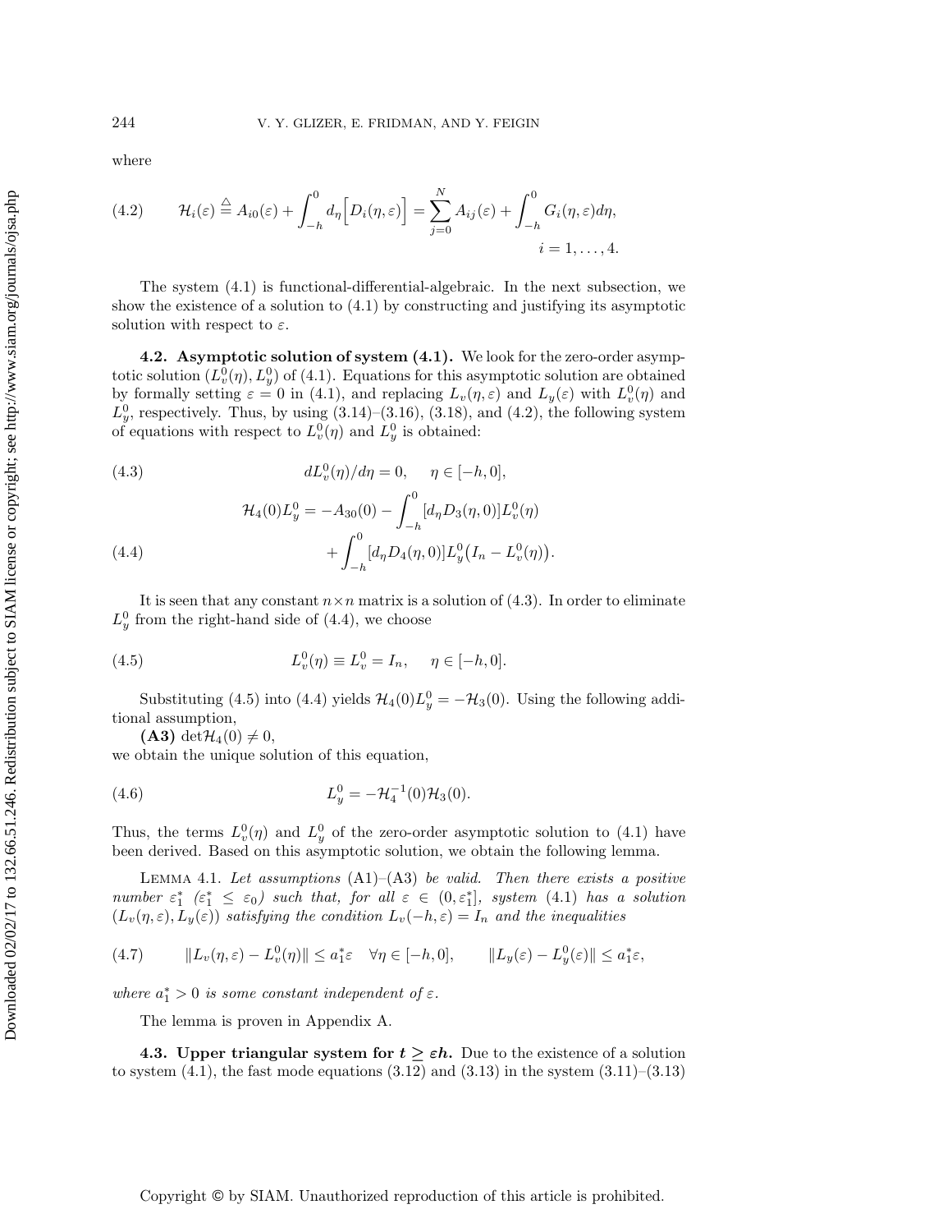where

$$
\mathcal{H}_i(\varepsilon) \overset{\triangle}{=} A_{i0}(\varepsilon) + \int_{-h}^{0} d_\eta\Big[D_i(\eta,\varepsilon)\Big] = \sum_{j=0}^{N} A_{ij}(\varepsilon) + \int_{-h}^{0} G_i(\eta,\varepsilon)d\eta, \quad i = 1,\dots,4. \tag{4.2}
$$

The system (4.1) is functional-differential-algebraic. In the next subsection, we show the existence of a solution to (4.1) by constructing and justifying its asymptotic solution with respect to $\varepsilon$.

**4.2. Asymptotic solution of system (4.1).** We look for the zero-order asymptotic solution $(L_v^0(\eta), L_y^0)$ of (4.1). Equations for this asymptotic solution are obtained by formally setting $\varepsilon = 0$ in (4.1), and replacing $L_v(\eta,\varepsilon)$ and $L_y(\varepsilon)$ with $L_v^0(\eta)$ and $L_y^0$, respectively. Thus, by using (3.14)–(3.16), (3.18), and (4.2), the following system of equations with respect to $L_v^0(\eta)$ and $L_y^0$ is obtained:

$$
dL_v^0(\eta)/d\eta = 0, \quad \eta \in [-h,0], \tag{4.3}
$$

$$
\mathcal{H}_4(0)L_y^0 = -A_{30}(0) - \int_{-h}^{0}[d_\eta D_3(\eta,0)]L_v^0(\eta) + \int_{-h}^{0}[d_\eta D_4(\eta,0)]L_y^0\big(I_n - L_v^0(\eta)\big). \tag{4.4}
$$

It is seen that any constant $n\times n$ matrix is a solution of (4.3). In order to eliminate $L_y^0$ from the right-hand side of (4.4), we choose

$$
L_v^0(\eta) \equiv L_v^0 = I_n, \quad \eta \in [-h,0]. \tag{4.5}
$$

Substituting (4.5) into (4.4) yields $\mathcal{H}_4(0)L_y^0 = -\mathcal{H}_3(0)$. Using the following additional assumption,

**(A3)** $\det\mathcal{H}_4(0) \neq 0$,

we obtain the unique solution of this equation,

$$
L_y^0 = -\mathcal{H}_4^{-1}(0)\mathcal{H}_3(0). \tag{4.6}
$$

Thus, the terms $L_v^0(\eta)$ and $L_y^0$ of the zero-order asymptotic solution to (4.1) have been derived. Based on this asymptotic solution, we obtain the following lemma.

Lemma 4.1. *Let assumptions* (A1)–(A3) *be valid. Then there exists a positive number* $\varepsilon_1^*$ $(\varepsilon_1^* \leq \varepsilon_0)$ *such that, for all* $\varepsilon \in (0,\varepsilon_1^*]$*, system* (4.1) *has a solution* $(L_v(\eta,\varepsilon), L_y(\varepsilon))$ *satisfying the condition* $L_v(-h,\varepsilon) = I_n$ *and the inequalities*

$$
\|L_v(\eta,\varepsilon) - L_v^0(\eta)\| \leq a_1^*\varepsilon \quad \forall \eta \in [-h,0], \qquad \|L_y(\varepsilon) - L_y^0(\varepsilon)\| \leq a_1^*\varepsilon, \tag{4.7}
$$

*where* $a_1^* > 0$ *is some constant independent of* $\varepsilon$*.*

The lemma is proven in Appendix A.

**4.3. Upper triangular system for $t \geq \varepsilon h$.** Due to the existence of a solution to system (4.1), the fast mode equations (3.12) and (3.13) in the system (3.11)–(3.13)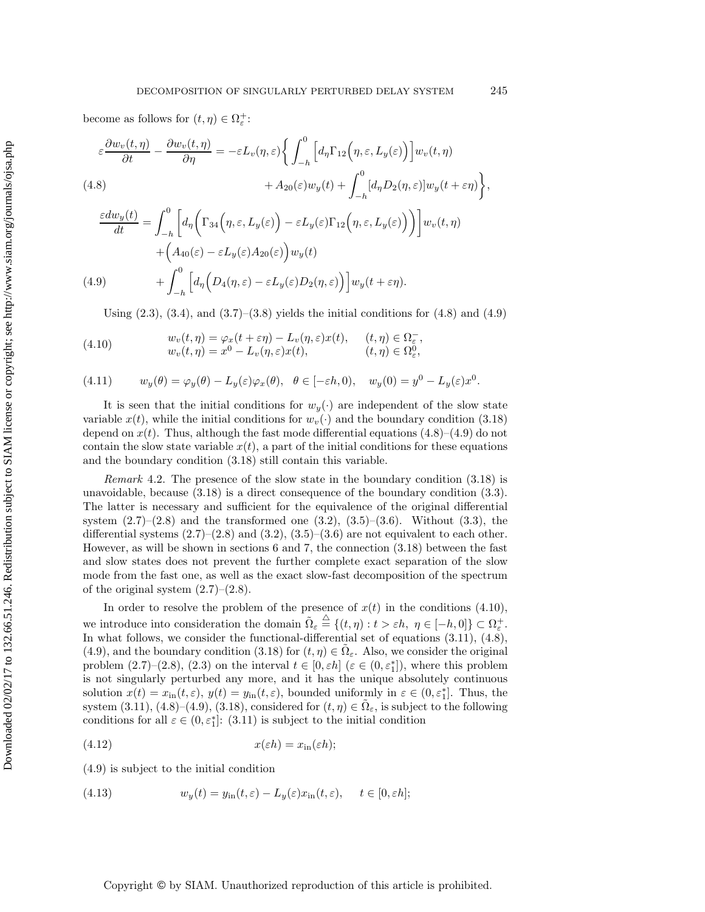become as follows for $(t,\eta) \in \Omega_\varepsilon^+$:

$$
\varepsilon\frac{\partial w_v(t,\eta)}{\partial t} - \frac{\partial w_v(t,\eta)}{\partial \eta} = -\varepsilon L_v(\eta,\varepsilon)\bigg\{ \int_{-h}^{0}\Big[d_\eta \Gamma_{12}\Big(\eta,\varepsilon,L_y(\varepsilon)\Big)\Big] w_v(t,\eta) \\
+ A_{20}(\varepsilon) w_y(t) + \int_{-h}^{0}[d_\eta D_2(\eta,\varepsilon)] w_y(t+\varepsilon\eta)\bigg\}, \tag{4.8}
$$

$$
\frac{\varepsilon d w_y(t)}{dt} = \int_{-h}^{0}\Big[d_\eta\Big(\Gamma_{34}\Big(\eta,\varepsilon,L_y(\varepsilon)\Big) - \varepsilon L_y(\varepsilon)\Gamma_{12}\Big(\eta,\varepsilon,L_y(\varepsilon)\Big)\Big)\Big] w_v(t,\eta) \\
+\Big(A_{40}(\varepsilon) - \varepsilon L_y(\varepsilon) A_{20}(\varepsilon)\Big) w_y(t) \\
+ \int_{-h}^{0}\Big[d_\eta\Big(D_4(\eta,\varepsilon) - \varepsilon L_y(\varepsilon) D_2(\eta,\varepsilon)\Big)\Big] w_y(t+\varepsilon\eta). \tag{4.9}
$$

Using (2.3), (3.4), and (3.7)–(3.8) yields the initial conditions for (4.8) and (4.9)

$$
\begin{aligned}
w_v(t,\eta) &= \varphi_x(t+\varepsilon\eta) - L_v(\eta,\varepsilon)x(t), \qquad (t,\eta) \in \Omega_\varepsilon^-,\\
w_v(t,\eta) &= x^0 - L_v(\eta,\varepsilon)x(t), \qquad (t,\eta) \in \Omega_\varepsilon^0,
\end{aligned} \tag{4.10}
$$

$$
w_y(\theta) = \varphi_y(\theta) - L_y(\varepsilon)\varphi_x(\theta), \quad \theta \in [-\varepsilon h, 0), \quad w_y(0) = y^0 - L_y(\varepsilon)x^0. \tag{4.11}
$$

It is seen that the initial conditions for $w_y(\cdot)$ are independent of the slow state variable $x(t)$, while the initial conditions for $w_v(\cdot)$ and the boundary condition (3.18) depend on $x(t)$. Thus, although the fast mode differential equations (4.8)–(4.9) do not contain the slow state variable $x(t)$, a part of the initial conditions for these equations and the boundary condition (3.18) still contain this variable.

*Remark* 4.2. The presence of the slow state in the boundary condition (3.18) is unavoidable, because (3.18) is a direct consequence of the boundary condition (3.3). The latter is necessary and sufficient for the equivalence of the original differential system (2.7)–(2.8) and the transformed one (3.2), (3.5)–(3.6). Without (3.3), the differential systems (2.7)–(2.8) and (3.2), (3.5)–(3.6) are not equivalent to each other. However, as will be shown in sections 6 and 7, the connection (3.18) between the fast and slow states does not prevent the further complete exact separation of the slow mode from the fast one, as well as the exact slow-fast decomposition of the spectrum of the original system (2.7)–(2.8).

In order to resolve the problem of the presence of $x(t)$ in the conditions (4.10), we introduce into consideration the domain $\tilde{\Omega}_\varepsilon \triangleq \{(t,\eta) : t > \varepsilon h,\ \eta \in [-h, 0]\} \subset \Omega_\varepsilon^+$. In what follows, we consider the functional-differential set of equations (3.11), (4.8), (4.9), and the boundary condition (3.18) for $(t,\eta) \in \tilde{\Omega}_\varepsilon$. Also, we consider the original problem (2.7)–(2.8), (2.3) on the interval $t \in [0, \varepsilon h]$ ($\varepsilon \in (0, \varepsilon_1^*]$), where this problem is not singularly perturbed any more, and it has the unique absolutely continuous solution $x(t) = x_{\text{in}}(t,\varepsilon)$, $y(t) = y_{\text{in}}(t,\varepsilon)$, bounded uniformly in $\varepsilon \in (0, \varepsilon_1^*]$. Thus, the system (3.11), (4.8)–(4.9), (3.18), considered for $(t,\eta) \in \tilde{\Omega}_\varepsilon$, is subject to the following conditions for all $\varepsilon \in (0, \varepsilon_1^*]$: (3.11) is subject to the initial condition

$$
x(\varepsilon h) = x_{\text{in}}(\varepsilon h); \tag{4.12}
$$

(4.9) is subject to the initial condition

$$
w_y(t) = y_{\text{in}}(t,\varepsilon) - L_y(\varepsilon)x_{\text{in}}(t,\varepsilon), \qquad t \in [0, \varepsilon h]; \tag{4.13}
$$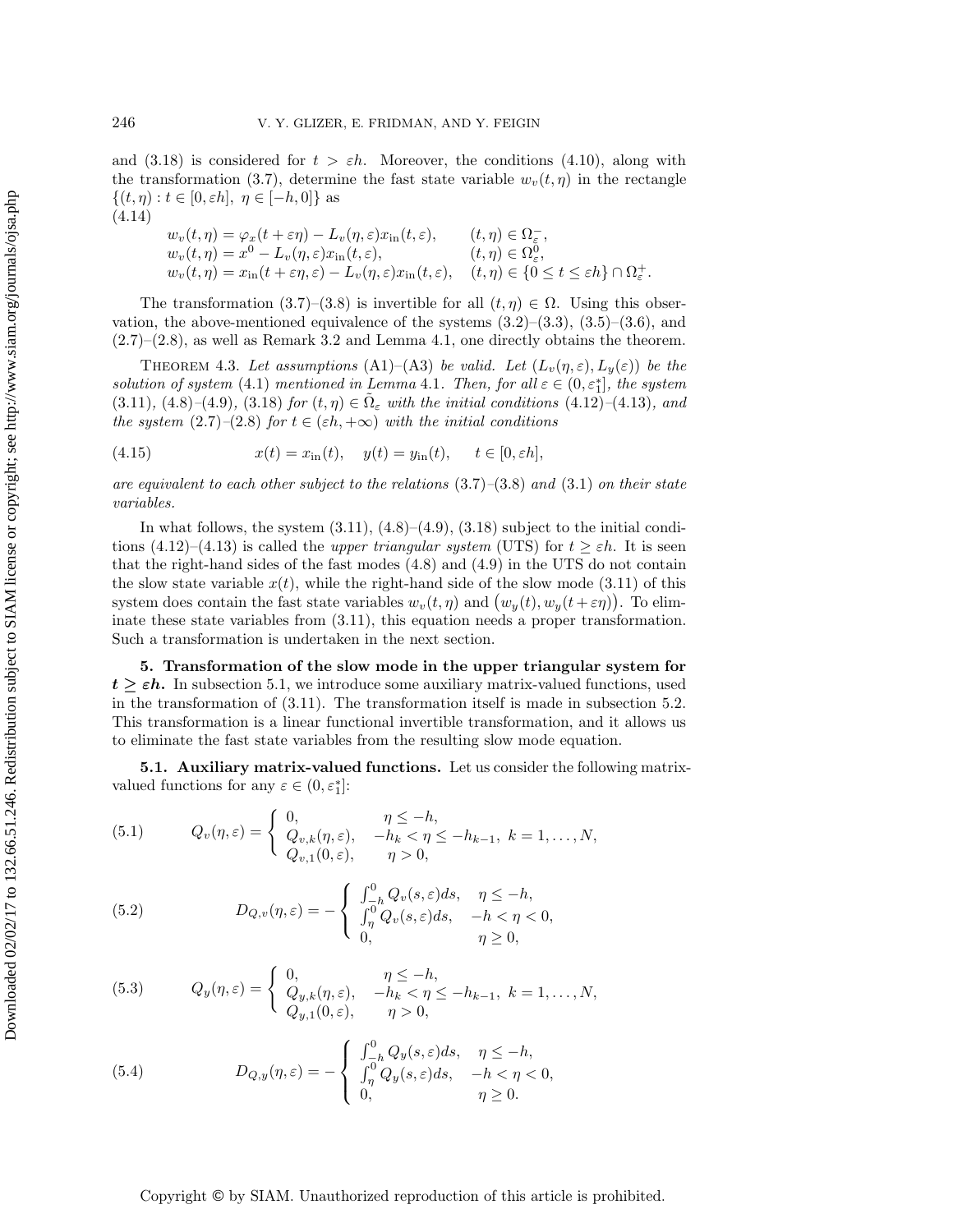and (3.18) is considered for $t > \varepsilon h$. Moreover, the conditions (4.10), along with the transformation (3.7), determine the fast state variable $w_v(t, \eta)$ in the rectangle $\{(t, \eta) : t \in [0, \varepsilon h],\ \eta \in [-h, 0]\}$ as

(4.14)

$$
\begin{aligned}
w_v(t,\eta) &= \varphi_x(t+\varepsilon\eta) - L_v(\eta,\varepsilon)x_{\rm in}(t,\varepsilon), && (t,\eta) \in \Omega_\varepsilon^-, \\
w_v(t,\eta) &= x^0 - L_v(\eta,\varepsilon)x_{\rm in}(t,\varepsilon), && (t,\eta) \in \Omega_\varepsilon^0, \\
w_v(t,\eta) &= x_{\rm in}(t+\varepsilon\eta,\varepsilon) - L_v(\eta,\varepsilon)x_{\rm in}(t,\varepsilon), && (t,\eta) \in \{0 \le t \le \varepsilon h\} \cap \Omega_\varepsilon^+.
\end{aligned}
$$

The transformation (3.7)–(3.8) is invertible for all $(t, \eta) \in \Omega$. Using this observation, the above-mentioned equivalence of the systems (3.2)–(3.3), (3.5)–(3.6), and (2.7)–(2.8), as well as Remark 3.2 and Lemma 4.1, one directly obtains the theorem.

THEOREM 4.3. *Let assumptions* (A1)–(A3) *be valid. Let* $(L_v(\eta, \varepsilon), L_y(\varepsilon))$ *be the solution of system* (4.1) *mentioned in Lemma* 4.1. *Then, for all* $\varepsilon \in (0, \varepsilon_1^*]$, *the system* (3.11), (4.8)–(4.9), (3.18) *for* $(t, \eta) \in \tilde{\Omega}_\varepsilon$ *with the initial conditions* (4.12)–(4.13), *and the system* (2.7)–(2.8) *for* $t \in (\varepsilon h, +\infty)$ *with the initial conditions*

$$x(t) = x_{\rm in}(t), \quad y(t) = y_{\rm in}(t), \quad t \in [0, \varepsilon h], \tag{4.15}$$

*are equivalent to each other subject to the relations* (3.7)–(3.8) *and* (3.1) *on their state variables.*

In what follows, the system (3.11), (4.8)–(4.9), (3.18) subject to the initial conditions (4.12)–(4.13) is called the *upper triangular system* (UTS) for $t \geq \varepsilon h$. It is seen that the right-hand sides of the fast modes (4.8) and (4.9) in the UTS do not contain the slow state variable $x(t)$, while the right-hand side of the slow mode (3.11) of this system does contain the fast state variables $w_v(t, \eta)$ and $\big(w_y(t), w_y(t + \varepsilon\eta)\big)$. To eliminate these state variables from (3.11), this equation needs a proper transformation. Such a transformation is undertaken in the next section.

## 5. Transformation of the slow mode in the upper triangular system for $t \geq \varepsilon h$.

In subsection 5.1, we introduce some auxiliary matrix-valued functions, used in the transformation of (3.11). The transformation itself is made in subsection 5.2. This transformation is a linear functional invertible transformation, and it allows us to eliminate the fast state variables from the resulting slow mode equation.

### 5.1. Auxiliary matrix-valued functions.

Let us consider the following matrix-valued functions for any $\varepsilon \in (0, \varepsilon_1^*]$:

$$
Q_v(\eta,\varepsilon) = \begin{cases} 0, & \eta \le -h, \\ Q_{v,k}(\eta,\varepsilon), & -h_k < \eta \le -h_{k-1},\ k = 1,\dots,N, \\ Q_{v,1}(0,\varepsilon), & \eta > 0, \end{cases} \tag{5.1}
$$

$$
D_{Q,v}(\eta,\varepsilon) = -\begin{cases} \int_{-h}^{0} Q_v(s,\varepsilon)ds, & \eta \le -h, \\ \int_{\eta}^{0} Q_v(s,\varepsilon)ds, & -h < \eta < 0, \\ 0, & \eta \ge 0, \end{cases} \tag{5.2}
$$

$$
Q_y(\eta,\varepsilon) = \begin{cases} 0, & \eta \le -h, \\ Q_{y,k}(\eta,\varepsilon), & -h_k < \eta \le -h_{k-1},\ k = 1,\dots,N, \\ Q_{y,1}(0,\varepsilon), & \eta > 0, \end{cases} \tag{5.3}
$$

$$
D_{Q,y}(\eta,\varepsilon) = -\begin{cases} \int_{-h}^{0} Q_y(s,\varepsilon)ds, & \eta \le -h, \\ \int_{\eta}^{0} Q_y(s,\varepsilon)ds, & -h < \eta < 0, \\ 0, & \eta \ge 0. \end{cases} \tag{5.4}
$$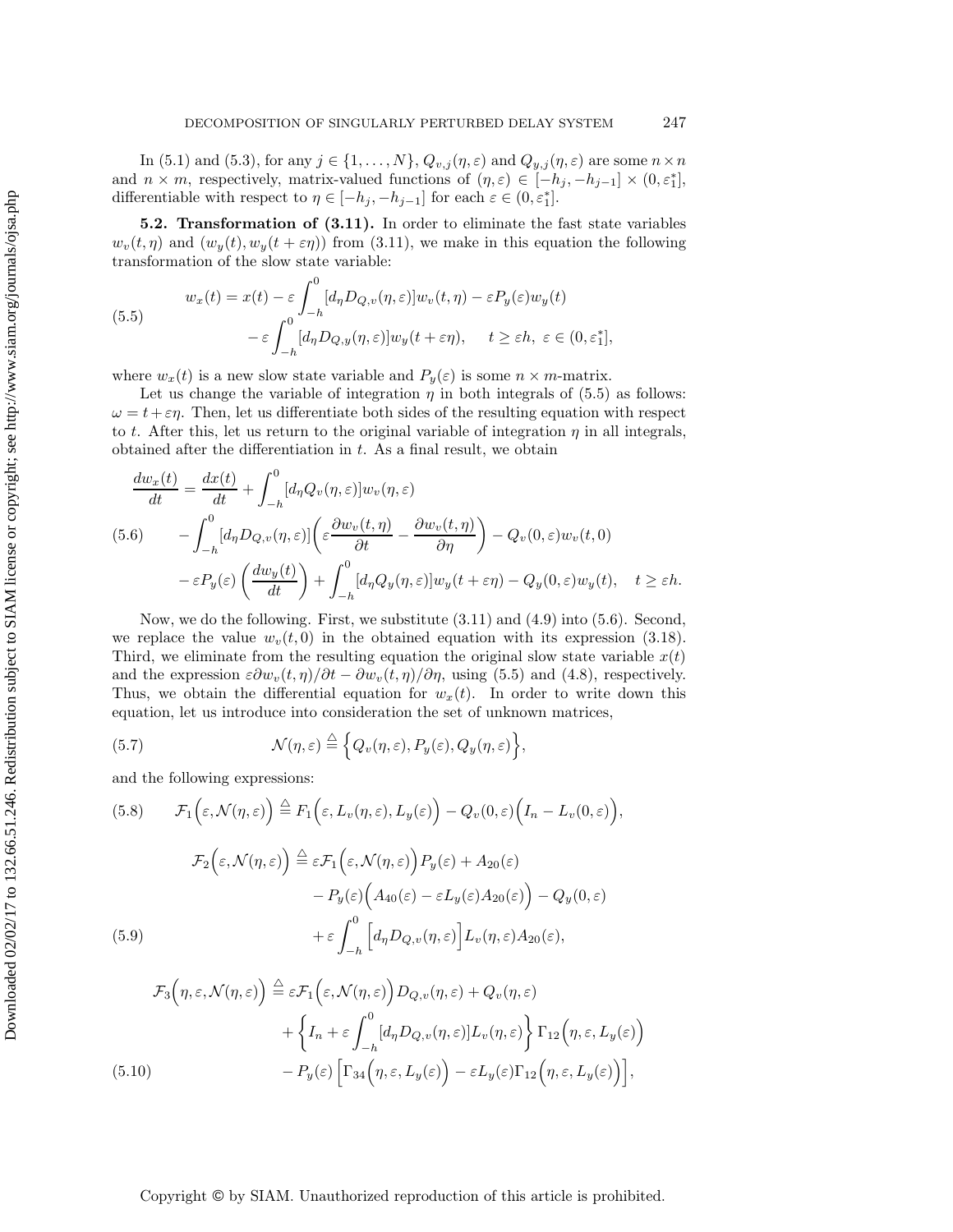In (5.1) and (5.3), for any $j \in \{1, \dots, N\}$, $Q_{v,j}(\eta, \varepsilon)$ and $Q_{y,j}(\eta, \varepsilon)$ are some $n \times n$ and $n \times m$, respectively, matrix-valued functions of $(\eta, \varepsilon) \in [-h_j, -h_{j-1}] \times (0, \varepsilon_1^*]$, differentiable with respect to $\eta \in [-h_j, -h_{j-1}]$ for each $\varepsilon \in (0, \varepsilon_1^*]$.

**5.2. Transformation of (3.11).** In order to eliminate the fast state variables $w_v(t, \eta)$ and $(w_y(t), w_y(t + \varepsilon\eta))$ from (3.11), we make in this equation the following transformation of the slow state variable:

$$
\begin{aligned}
w_x(t) = x(t) &- \varepsilon \int_{-h}^{0} [d_\eta D_{Q,v}(\eta, \varepsilon)] w_v(t, \eta) - \varepsilon P_y(\varepsilon) w_y(t) \\
&- \varepsilon \int_{-h}^{0} [d_\eta D_{Q,y}(\eta, \varepsilon)] w_y(t + \varepsilon\eta), \quad t \geq \varepsilon h, \ \varepsilon \in (0, \varepsilon_1^*],
\end{aligned} \tag{5.5}
$$

where $w_x(t)$ is a new slow state variable and $P_y(\varepsilon)$ is some $n \times m$-matrix.

Let us change the variable of integration $\eta$ in both integrals of (5.5) as follows: $\omega = t + \varepsilon\eta$. Then, let us differentiate both sides of the resulting equation with respect to $t$. After this, let us return to the original variable of integration $\eta$ in all integrals, obtained after the differentiation in $t$. As a final result, we obtain

$$
\begin{aligned}
\frac{dw_x(t)}{dt} &= \frac{dx(t)}{dt} + \int_{-h}^{0} [d_\eta Q_v(\eta, \varepsilon)] w_v(\eta, \varepsilon) \\
&- \int_{-h}^{0} [d_\eta D_{Q,v}(\eta, \varepsilon)] \left( \varepsilon \frac{\partial w_v(t, \eta)}{\partial t} - \frac{\partial w_v(t, \eta)}{\partial \eta} \right) - Q_v(0, \varepsilon) w_v(t, 0) \\
&- \varepsilon P_y(\varepsilon) \left( \frac{dw_y(t)}{dt} \right) + \int_{-h}^{0} [d_\eta Q_y(\eta, \varepsilon)] w_y(t + \varepsilon\eta) - Q_y(0, \varepsilon) w_y(t), \quad t \geq \varepsilon h.
\end{aligned} \tag{5.6}
$$

Now, we do the following. First, we substitute (3.11) and (4.9) into (5.6). Second, we replace the value $w_v(t, 0)$ in the obtained equation with its expression (3.18). Third, we eliminate from the resulting equation the original slow state variable $x(t)$ and the expression $\varepsilon \partial w_v(t, \eta)/\partial t - \partial w_v(t, \eta)/\partial \eta$, using (5.5) and (4.8), respectively. Thus, we obtain the differential equation for $w_x(t)$. In order to write down this equation, let us introduce into consideration the set of unknown matrices,

$$
\mathcal{N}(\eta, \varepsilon) \stackrel{\triangle}{=} \Big\{ Q_v(\eta, \varepsilon), P_y(\varepsilon), Q_y(\eta, \varepsilon) \Big\}, \tag{5.7}
$$

and the following expressions:

$$
\mathcal{F}_1\Big(\varepsilon, \mathcal{N}(\eta, \varepsilon)\Big) \stackrel{\triangle}{=} F_1\Big(\varepsilon, L_v(\eta, \varepsilon), L_y(\varepsilon)\Big) - Q_v(0, \varepsilon)\Big(I_n - L_v(0, \varepsilon)\Big), \tag{5.8}
$$

$$
\begin{aligned}
\mathcal{F}_2\Big(\varepsilon, \mathcal{N}(\eta, \varepsilon)\Big) \stackrel{\triangle}{=} \ &\varepsilon \mathcal{F}_1\Big(\varepsilon, \mathcal{N}(\eta, \varepsilon)\Big) P_y(\varepsilon) + A_{20}(\varepsilon) \\
&- P_y(\varepsilon)\Big(A_{40}(\varepsilon) - \varepsilon L_y(\varepsilon) A_{20}(\varepsilon)\Big) - Q_y(0, \varepsilon) \\
&+ \varepsilon \int_{-h}^{0} \Big[ d_\eta D_{Q,v}(\eta, \varepsilon) \Big] L_v(\eta, \varepsilon) A_{20}(\varepsilon),
\end{aligned} \tag{5.9}
$$

$$
\begin{aligned}
\mathcal{F}_3\Big(\eta, \varepsilon, \mathcal{N}(\eta, \varepsilon)\Big) \stackrel{\triangle}{=} \ &\varepsilon \mathcal{F}_1\Big(\varepsilon, \mathcal{N}(\eta, \varepsilon)\Big) D_{Q,v}(\eta, \varepsilon) + Q_v(\eta, \varepsilon) \\
&+ \left\{ I_n + \varepsilon \int_{-h}^{0} [d_\eta D_{Q,v}(\eta, \varepsilon)] L_v(\eta, \varepsilon) \right\} \Gamma_{12}\Big(\eta, \varepsilon, L_y(\varepsilon)\Big) \\
&- P_y(\varepsilon) \Big[ \Gamma_{34}\Big(\eta, \varepsilon, L_y(\varepsilon)\Big) - \varepsilon L_y(\varepsilon) \Gamma_{12}\Big(\eta, \varepsilon, L_y(\varepsilon)\Big) \Big],
\end{aligned} \tag{5.10}
$$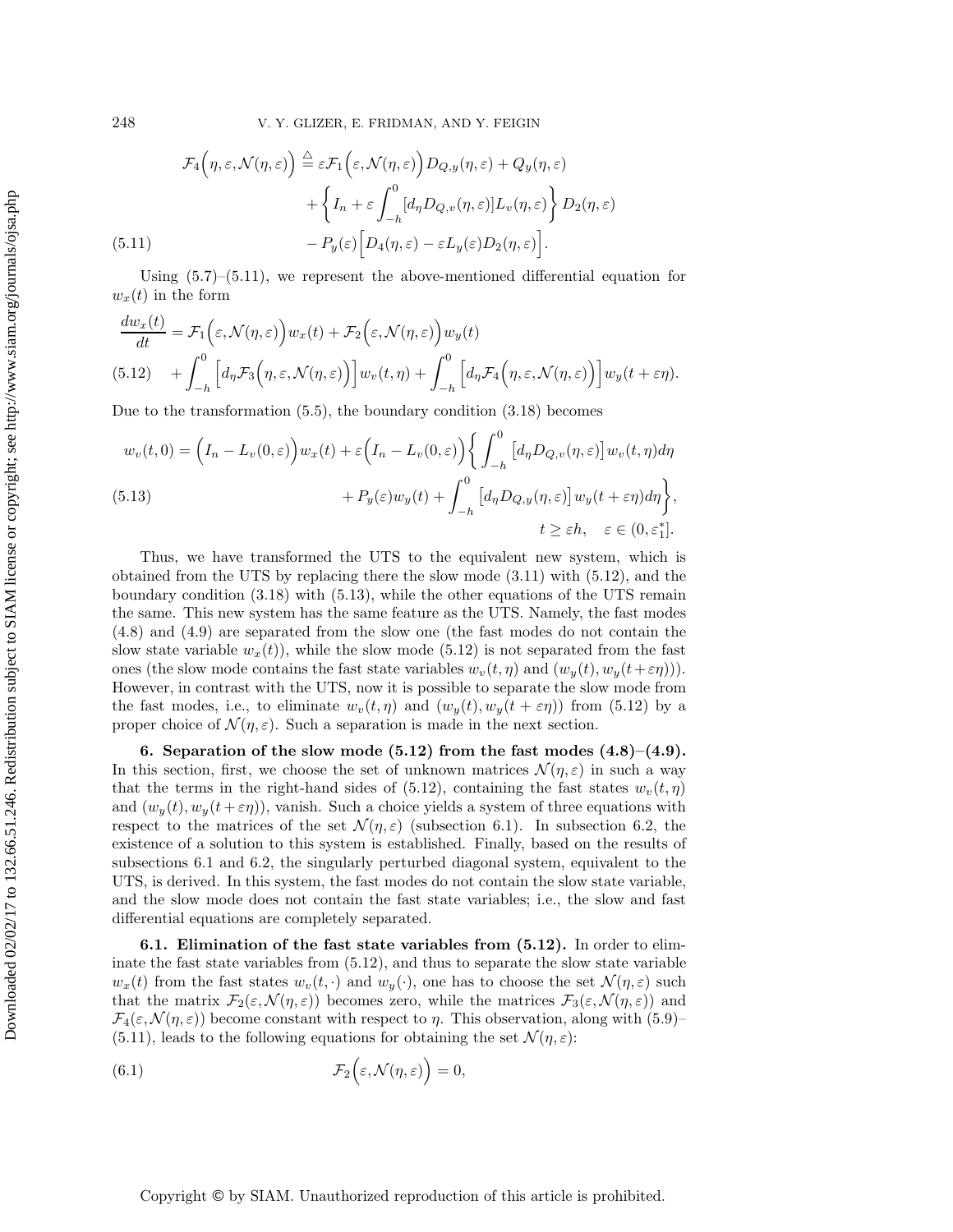$$
\begin{aligned}
\mathcal{F}_4\Big(\eta,\varepsilon,\mathcal{N}(\eta,\varepsilon)\Big) &\stackrel{\triangle}{=} \varepsilon\mathcal{F}_1\Big(\varepsilon,\mathcal{N}(\eta,\varepsilon)\Big)D_{Q,y}(\eta,\varepsilon) + Q_y(\eta,\varepsilon)\\
&\quad + \left\{ I_n + \varepsilon\int_{-h}^{0}[d_\eta D_{Q,v}(\eta,\varepsilon)]L_v(\eta,\varepsilon)\right\} D_2(\eta,\varepsilon)\\
&\quad - P_y(\varepsilon)\Big[D_4(\eta,\varepsilon) - \varepsilon L_y(\varepsilon)D_2(\eta,\varepsilon)\Big]. \qquad (5.11)
\end{aligned}
$$

Using (5.7)–(5.11), we represent the above-mentioned differential equation for $w_x(t)$ in the form

$$
\begin{aligned}
\frac{dw_x(t)}{dt} &= \mathcal{F}_1\Big(\varepsilon,\mathcal{N}(\eta,\varepsilon)\Big)w_x(t) + \mathcal{F}_2\Big(\varepsilon,\mathcal{N}(\eta,\varepsilon)\Big)w_y(t)\\
&\quad + \int_{-h}^{0}\Big[d_\eta\mathcal{F}_3\Big(\eta,\varepsilon,\mathcal{N}(\eta,\varepsilon)\Big)\Big]w_v(t,\eta) + \int_{-h}^{0}\Big[d_\eta\mathcal{F}_4\Big(\eta,\varepsilon,\mathcal{N}(\eta,\varepsilon)\Big)\Big]w_y(t+\varepsilon\eta). \qquad (5.12)
\end{aligned}
$$

Due to the transformation (5.5), the boundary condition (3.18) becomes

$$
\begin{aligned}
w_v(t,0) &= \Big(I_n - L_v(0,\varepsilon)\Big)w_x(t) + \varepsilon\Big(I_n - L_v(0,\varepsilon)\Big)\left\{\int_{-h}^{0}\big[d_\eta D_{Q,v}(\eta,\varepsilon)\big]w_v(t,\eta)d\eta\right.\\
&\quad \left. + P_y(\varepsilon)w_y(t) + \int_{-h}^{0}\big[d_\eta D_{Q,y}(\eta,\varepsilon)\big]w_y(t+\varepsilon\eta)d\eta\right\}, \qquad (5.13)\\
&\quad t \geq \varepsilon h, \quad \varepsilon\in(0,\varepsilon_1^*].
\end{aligned}
$$

Thus, we have transformed the UTS to the equivalent new system, which is obtained from the UTS by replacing there the slow mode (3.11) with (5.12), and the boundary condition (3.18) with (5.13), while the other equations of the UTS remain the same. This new system has the same feature as the UTS. Namely, the fast modes (4.8) and (4.9) are separated from the slow one (the fast modes do not contain the slow state variable $w_x(t)$), while the slow mode (5.12) is not separated from the fast ones (the slow mode contains the fast state variables $w_v(t,\eta)$ and $(w_y(t), w_y(t+\varepsilon\eta))$). However, in contrast with the UTS, now it is possible to separate the slow mode from the fast modes, i.e., to eliminate $w_v(t,\eta)$ and $(w_y(t), w_y(t+\varepsilon\eta))$ from (5.12) by a proper choice of $\mathcal{N}(\eta,\varepsilon)$. Such a separation is made in the next section.

## 6. Separation of the slow mode (5.12) from the fast modes (4.8)–(4.9).

In this section, first, we choose the set of unknown matrices $\mathcal{N}(\eta,\varepsilon)$ in such a way that the terms in the right-hand sides of (5.12), containing the fast states $w_v(t,\eta)$ and $(w_y(t), w_y(t+\varepsilon\eta))$, vanish. Such a choice yields a system of three equations with respect to the matrices of the set $\mathcal{N}(\eta,\varepsilon)$ (subsection 6.1). In subsection 6.2, the existence of a solution to this system is established. Finally, based on the results of subsections 6.1 and 6.2, the singularly perturbed diagonal system, equivalent to the UTS, is derived. In this system, the fast modes do not contain the slow state variable, and the slow mode does not contain the fast state variables; i.e., the slow and fast differential equations are completely separated.

### 6.1. Elimination of the fast state variables from (5.12).

In order to eliminate the fast state variables from (5.12), and thus to separate the slow state variable $w_x(t)$ from the fast states $w_v(t,\cdot)$ and $w_y(\cdot)$, one has to choose the set $\mathcal{N}(\eta,\varepsilon)$ such that the matrix $\mathcal{F}_2(\varepsilon,\mathcal{N}(\eta,\varepsilon))$ becomes zero, while the matrices $\mathcal{F}_3(\varepsilon,\mathcal{N}(\eta,\varepsilon))$ and $\mathcal{F}_4(\varepsilon,\mathcal{N}(\eta,\varepsilon))$ become constant with respect to $\eta$. This observation, along with (5.9)–(5.11), leads to the following equations for obtaining the set $\mathcal{N}(\eta,\varepsilon)$:

$$
\mathcal{F}_2\Big(\varepsilon,\mathcal{N}(\eta,\varepsilon)\Big) = 0, \qquad (6.1)
$$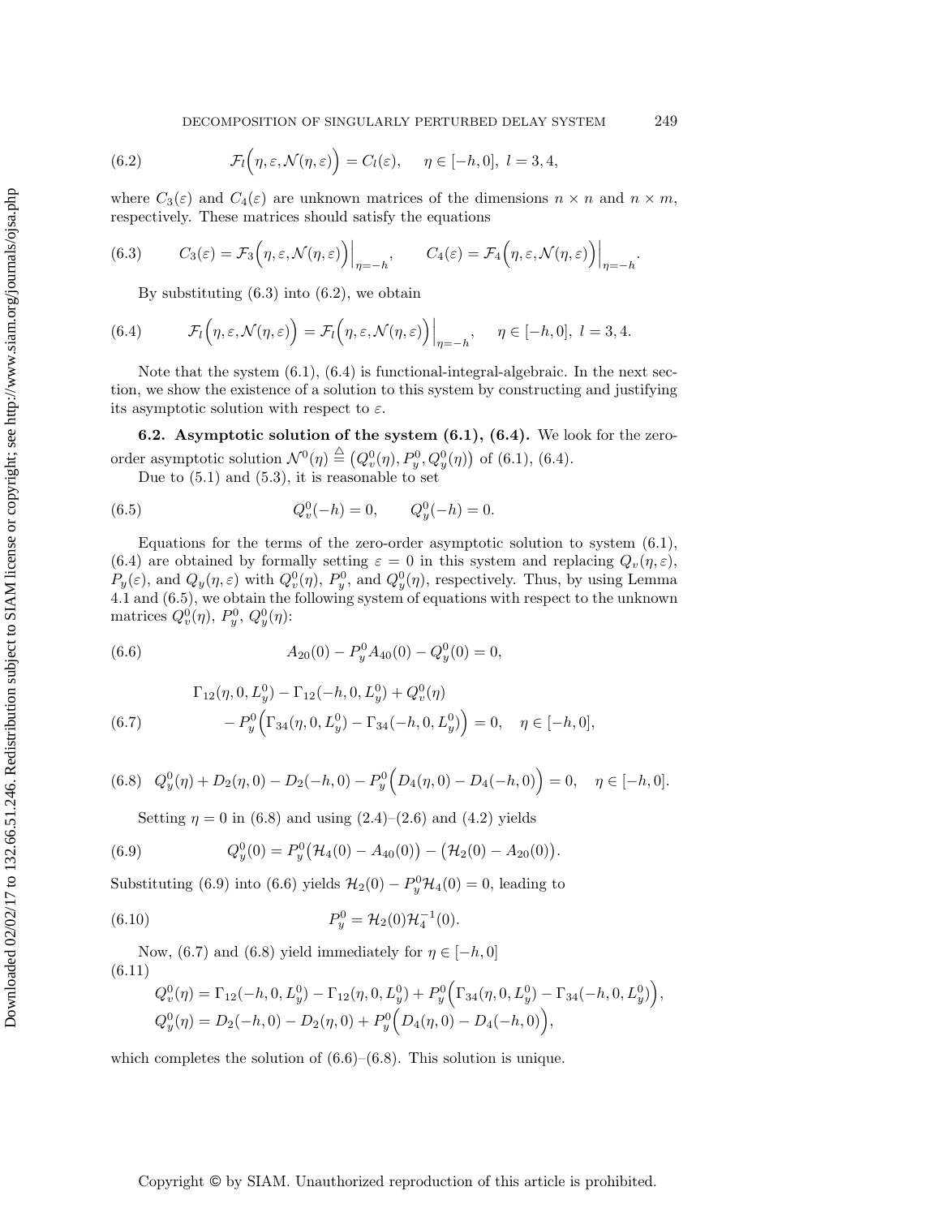$$\mathcal{F}_l\Big(\eta, \varepsilon, \mathcal{N}(\eta, \varepsilon)\Big) = C_l(\varepsilon), \quad \eta \in [-h, 0], \ l = 3, 4, \tag{6.2}$$

where $C_3(\varepsilon)$ and $C_4(\varepsilon)$ are unknown matrices of the dimensions $n \times n$ and $n \times m$, respectively. These matrices should satisfy the equations

$$C_3(\varepsilon) = \mathcal{F}_3\Big(\eta, \varepsilon, \mathcal{N}(\eta, \varepsilon)\Big)\Big|_{\eta=-h}, \qquad C_4(\varepsilon) = \mathcal{F}_4\Big(\eta, \varepsilon, \mathcal{N}(\eta, \varepsilon)\Big)\Big|_{\eta=-h}. \tag{6.3}$$

By substituting (6.3) into (6.2), we obtain

$$\mathcal{F}_l\Big(\eta, \varepsilon, \mathcal{N}(\eta, \varepsilon)\Big) = \mathcal{F}_l\Big(\eta, \varepsilon, \mathcal{N}(\eta, \varepsilon)\Big)\Big|_{\eta=-h}, \quad \eta \in [-h, 0], \ l = 3, 4. \tag{6.4}$$

Note that the system (6.1), (6.4) is functional-integral-algebraic. In the next section, we show the existence of a solution to this system by constructing and justifying its asymptotic solution with respect to $\varepsilon$.

**6.2. Asymptotic solution of the system (6.1), (6.4).** We look for the zero-order asymptotic solution $\mathcal{N}^0(\eta) \stackrel{\triangle}{=} \big(Q_v^0(\eta), P_y^0, Q_y^0(\eta)\big)$ of (6.1), (6.4).

Due to (5.1) and (5.3), it is reasonable to set

$$Q_v^0(-h) = 0, \qquad Q_y^0(-h) = 0. \tag{6.5}$$

Equations for the terms of the zero-order asymptotic solution to system (6.1), (6.4) are obtained by formally setting $\varepsilon = 0$ in this system and replacing $Q_v(\eta, \varepsilon)$, $P_y(\varepsilon)$, and $Q_y(\eta, \varepsilon)$ with $Q_v^0(\eta)$, $P_y^0$, and $Q_y^0(\eta)$, respectively. Thus, by using Lemma 4.1 and (6.5), we obtain the following system of equations with respect to the unknown matrices $Q_v^0(\eta)$, $P_y^0$, $Q_y^0(\eta)$:

$$A_{20}(0) - P_y^0 A_{40}(0) - Q_y^0(0) = 0, \tag{6.6}$$

$$\begin{aligned}
&\Gamma_{12}(\eta, 0, L_y^0) - \Gamma_{12}(-h, 0, L_y^0) + Q_v^0(\eta) \\
&\quad - P_y^0\Big(\Gamma_{34}(\eta, 0, L_y^0) - \Gamma_{34}(-h, 0, L_y^0)\Big) = 0, \quad \eta \in [-h, 0],
\end{aligned} \tag{6.7}$$

$$Q_y^0(\eta) + D_2(\eta, 0) - D_2(-h, 0) - P_y^0\Big(D_4(\eta, 0) - D_4(-h, 0)\Big) = 0, \quad \eta \in [-h, 0]. \tag{6.8}$$

Setting $\eta = 0$ in (6.8) and using (2.4)–(2.6) and (4.2) yields

$$Q_y^0(0) = P_y^0\big(\mathcal{H}_4(0) - A_{40}(0)\big) - \big(\mathcal{H}_2(0) - A_{20}(0)\big). \tag{6.9}$$

Substituting (6.9) into (6.6) yields $\mathcal{H}_2(0) - P_y^0\mathcal{H}_4(0) = 0$, leading to

$$P_y^0 = \mathcal{H}_2(0)\mathcal{H}_4^{-1}(0). \tag{6.10}$$

Now, (6.7) and (6.8) yield immediately for $\eta \in [-h, 0]$

$$\begin{aligned}
Q_v^0(\eta) &= \Gamma_{12}(-h, 0, L_y^0) - \Gamma_{12}(\eta, 0, L_y^0) + P_y^0\Big(\Gamma_{34}(\eta, 0, L_y^0) - \Gamma_{34}(-h, 0, L_y^0)\Big), \\
Q_y^0(\eta) &= D_2(-h, 0) - D_2(\eta, 0) + P_y^0\Big(D_4(\eta, 0) - D_4(-h, 0)\Big),
\end{aligned} \tag{6.11}$$

which completes the solution of (6.6)–(6.8). This solution is unique.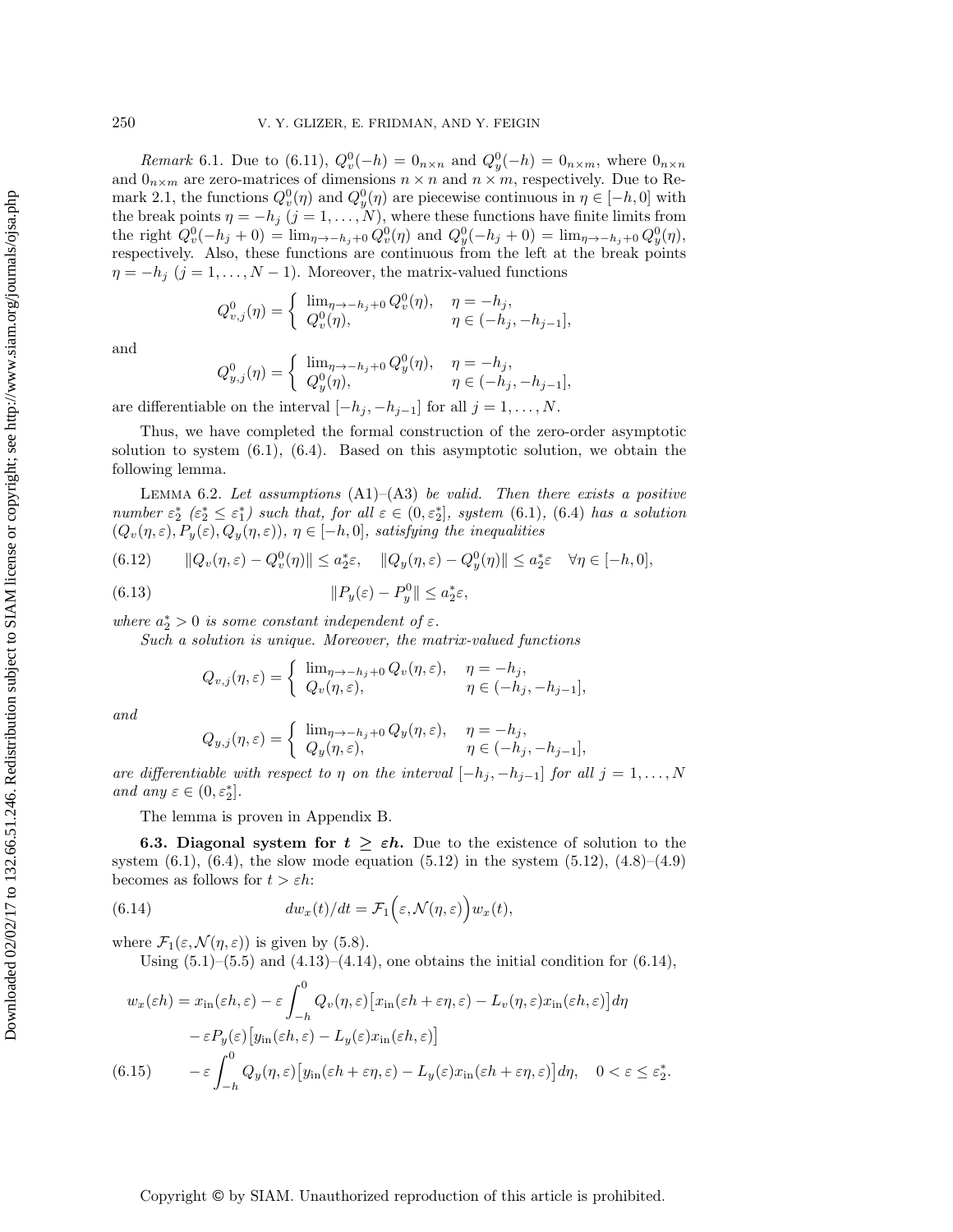*Remark* 6.1. Due to (6.11), $Q_v^0(-h) = 0_{n\times n}$ and $Q_y^0(-h) = 0_{n\times m}$, where $0_{n\times n}$ and $0_{n\times m}$ are zero-matrices of dimensions $n \times n$ and $n \times m$, respectively. Due to Remark 2.1, the functions $Q_v^0(\eta)$ and $Q_y^0(\eta)$ are piecewise continuous in $\eta \in [-h, 0]$ with the break points $\eta = -h_j$ $(j = 1, \ldots, N)$, where these functions have finite limits from the right $Q_v^0(-h_j + 0) = \lim_{\eta\to -h_j+0} Q_v^0(\eta)$ and $Q_y^0(-h_j + 0) = \lim_{\eta\to -h_j+0} Q_y^0(\eta)$, respectively. Also, these functions are continuous from the left at the break points $\eta = -h_j$ $(j = 1, \ldots, N - 1)$. Moreover, the matrix-valued functions

$$
Q_{v,j}^0(\eta) = \begin{cases} \lim_{\eta\to -h_j+0} Q_v^0(\eta), & \eta = -h_j, \\ Q_v^0(\eta), & \eta \in (-h_j, -h_{j-1}], \end{cases}
$$

and

$$
Q_{y,j}^0(\eta) = \begin{cases} \lim_{\eta\to -h_j+0} Q_y^0(\eta), & \eta = -h_j, \\ Q_y^0(\eta), & \eta \in (-h_j, -h_{j-1}], \end{cases}
$$

are differentiable on the interval $[-h_j, -h_{j-1}]$ for all $j = 1, \ldots, N$.

Thus, we have completed the formal construction of the zero-order asymptotic solution to system (6.1), (6.4). Based on this asymptotic solution, we obtain the following lemma.

Lemma 6.2. *Let assumptions* (A1)–(A3) *be valid. Then there exists a positive number* $\varepsilon_2^*$ $(\varepsilon_2^* \le \varepsilon_1^*)$ *such that, for all* $\varepsilon \in (0, \varepsilon_2^*]$*, system* (6.1), (6.4) *has a solution* $(Q_v(\eta, \varepsilon), P_y(\varepsilon), Q_y(\eta, \varepsilon))$, $\eta \in [-h, 0]$*, satisfying the inequalities*

$$
\|Q_v(\eta,\varepsilon) - Q_v^0(\eta)\| \le a_2^*\varepsilon, \quad \|Q_y(\eta,\varepsilon) - Q_y^0(\eta)\| \le a_2^*\varepsilon \quad \forall \eta \in [-h, 0], \tag{6.12}
$$

$$
\|P_y(\varepsilon) - P_y^0\| \le a_2^*\varepsilon, \tag{6.13}
$$

*where* $a_2^* > 0$ *is some constant independent of* $\varepsilon$.

*Such a solution is unique. Moreover, the matrix-valued functions*

$$
Q_{v,j}(\eta,\varepsilon) = \begin{cases} \lim_{\eta\to -h_j+0} Q_v(\eta,\varepsilon), & \eta = -h_j, \\ Q_v(\eta,\varepsilon), & \eta \in (-h_j, -h_{j-1}], \end{cases}
$$

*and*

$$
Q_{y,j}(\eta,\varepsilon) = \begin{cases} \lim_{\eta\to -h_j+0} Q_y(\eta,\varepsilon), & \eta = -h_j, \\ Q_y(\eta,\varepsilon), & \eta \in (-h_j, -h_{j-1}], \end{cases}
$$

*are differentiable with respect to* $\eta$ *on the interval* $[-h_j, -h_{j-1}]$ *for all* $j = 1, \ldots, N$ *and any* $\varepsilon \in (0, \varepsilon_2^*]$.

The lemma is proven in Appendix B.

### 6.3. Diagonal system for $t \ge \varepsilon h$.

Due to the existence of solution to the system (6.1), (6.4), the slow mode equation (5.12) in the system (5.12), (4.8)–(4.9) becomes as follows for $t > \varepsilon h$:

$$
dw_x(t)/dt = \mathcal{F}_1\Big(\varepsilon, \mathcal{N}(\eta,\varepsilon)\Big) w_x(t), \tag{6.14}
$$

where $\mathcal{F}_1(\varepsilon, \mathcal{N}(\eta, \varepsilon))$ is given by (5.8).

Using (5.1)–(5.5) and (4.13)–(4.14), one obtains the initial condition for (6.14),

$$
\begin{aligned}
w_x(\varepsilon h) &= x_{\rm in}(\varepsilon h,\varepsilon) - \varepsilon \int_{-h}^{0} Q_v(\eta,\varepsilon)\big[x_{\rm in}(\varepsilon h + \varepsilon\eta,\varepsilon) - L_v(\eta,\varepsilon)x_{\rm in}(\varepsilon h,\varepsilon)\big]d\eta \\
&\quad - \varepsilon P_y(\varepsilon)\big[y_{\rm in}(\varepsilon h,\varepsilon) - L_y(\varepsilon)x_{\rm in}(\varepsilon h,\varepsilon)\big] \\
&\quad - \varepsilon \int_{-h}^{0} Q_y(\eta,\varepsilon)\big[y_{\rm in}(\varepsilon h + \varepsilon\eta,\varepsilon) - L_y(\varepsilon)x_{\rm in}(\varepsilon h + \varepsilon\eta,\varepsilon)\big]d\eta, \quad 0 < \varepsilon \le \varepsilon_2^*.
\end{aligned} \tag{6.15}
$$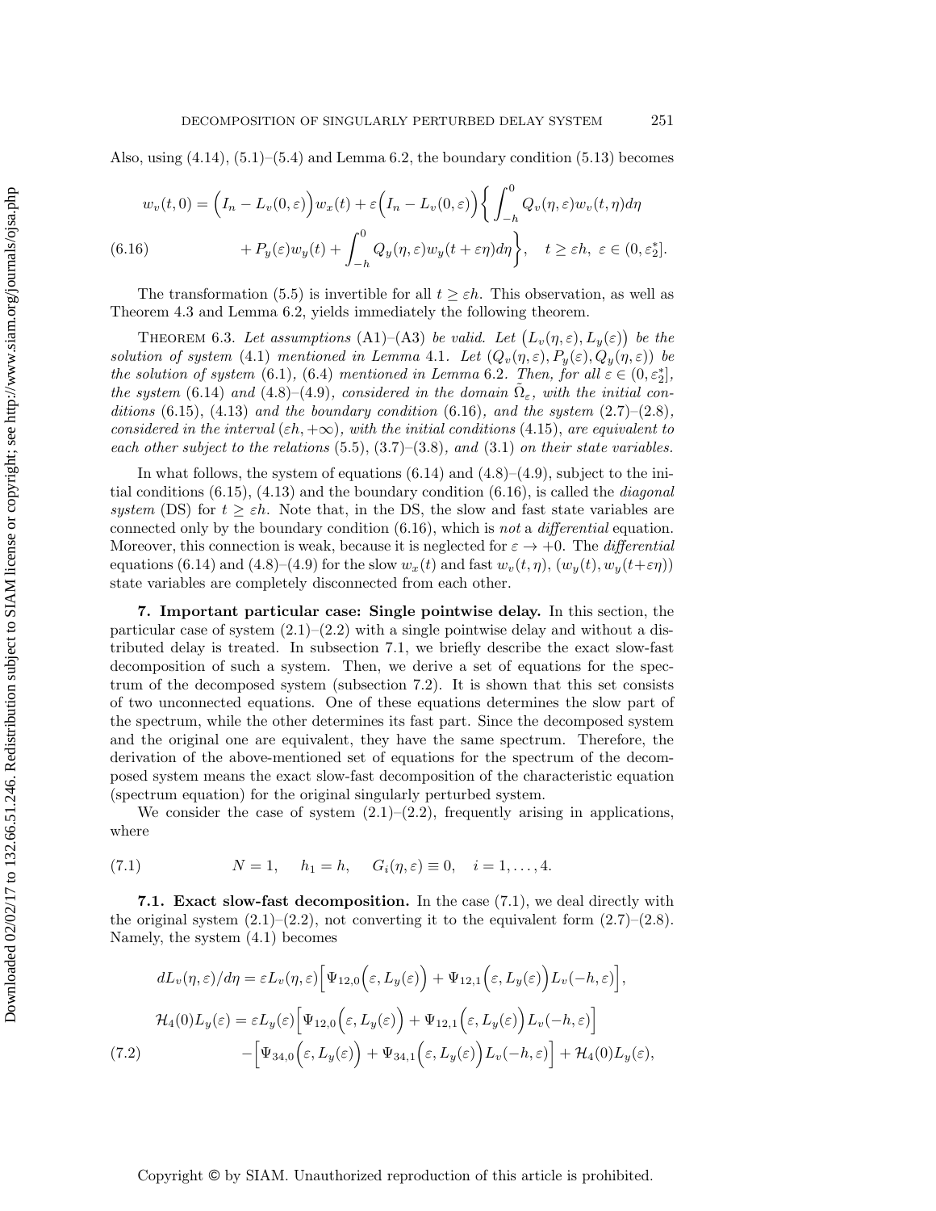Also, using (4.14), (5.1)–(5.4) and Lemma 6.2, the boundary condition (5.13) becomes

$$
\begin{aligned}
w_v(t,0) = \Big(I_n - L_v(0,\varepsilon)\Big) w_x(t) &+ \varepsilon\Big(I_n - L_v(0,\varepsilon)\Big)\bigg\{ \int_{-h}^{0} Q_v(\eta,\varepsilon) w_v(t,\eta) d\eta \\
&+ P_y(\varepsilon) w_y(t) + \int_{-h}^{0} Q_y(\eta,\varepsilon) w_y(t+\varepsilon\eta) d\eta \bigg\}, \quad t \geq \varepsilon h,\ \varepsilon \in (0, \varepsilon_2^*].
\end{aligned}
\tag{6.16}
$$

The transformation (5.5) is invertible for all $t \geq \varepsilon h$. This observation, as well as Theorem 4.3 and Lemma 6.2, yields immediately the following theorem.

Theorem 6.3. *Let assumptions* (A1)–(A3) *be valid. Let* $\big(L_v(\eta,\varepsilon), L_y(\varepsilon)\big)$ *be the solution of system* (4.1) *mentioned in Lemma* 4.1. *Let* $(Q_v(\eta,\varepsilon), P_y(\varepsilon), Q_y(\eta,\varepsilon))$ *be the solution of system* (6.1), (6.4) *mentioned in Lemma* 6.2. *Then, for all* $\varepsilon \in (0, \varepsilon_2^*]$, *the system* (6.14) *and* (4.8)–(4.9), *considered in the domain* $\tilde{\Omega}_\varepsilon$, *with the initial conditions* (6.15), (4.13) *and the boundary condition* (6.16), *and the system* (2.7)–(2.8), *considered in the interval* $(\varepsilon h, +\infty)$, *with the initial conditions* (4.15), *are equivalent to each other subject to the relations* (5.5), (3.7)–(3.8), *and* (3.1) *on their state variables.*

In what follows, the system of equations (6.14) and (4.8)–(4.9), subject to the initial conditions (6.15), (4.13) and the boundary condition (6.16), is called the *diagonal system* (DS) for $t \geq \varepsilon h$. Note that, in the DS, the slow and fast state variables are connected only by the boundary condition (6.16), which is *not* a *differential* equation. Moreover, this connection is weak, because it is neglected for $\varepsilon \to +0$. The *differential* equations (6.14) and (4.8)–(4.9) for the slow $w_x(t)$ and fast $w_v(t,\eta)$, $(w_y(t), w_y(t+\varepsilon\eta))$ state variables are completely disconnected from each other.

## 7. Important particular case: Single pointwise delay.

In this section, the particular case of system (2.1)–(2.2) with a single pointwise delay and without a distributed delay is treated. In subsection 7.1, we briefly describe the exact slow-fast decomposition of such a system. Then, we derive a set of equations for the spectrum of the decomposed system (subsection 7.2). It is shown that this set consists of two unconnected equations. One of these equations determines the slow part of the spectrum, while the other determines its fast part. Since the decomposed system and the original one are equivalent, they have the same spectrum. Therefore, the derivation of the above-mentioned set of equations for the spectrum of the decomposed system means the exact slow-fast decomposition of the characteristic equation (spectrum equation) for the original singularly perturbed system.

We consider the case of system (2.1)–(2.2), frequently arising in applications, where

$$
N = 1, \quad h_1 = h, \quad G_i(\eta,\varepsilon) \equiv 0, \quad i = 1,\ldots,4.
\tag{7.1}
$$

### 7.1. Exact slow-fast decomposition.

In the case (7.1), we deal directly with the original system (2.1)–(2.2), not converting it to the equivalent form (2.7)–(2.8). Namely, the system (4.1) becomes

$$
\begin{aligned}
dL_v(\eta,\varepsilon)/d\eta &= \varepsilon L_v(\eta,\varepsilon)\Big[\Psi_{12,0}\Big(\varepsilon, L_y(\varepsilon)\Big) + \Psi_{12,1}\Big(\varepsilon, L_y(\varepsilon)\Big) L_v(-h,\varepsilon)\Big], \\
\mathcal{H}_4(0) L_y(\varepsilon) &= \varepsilon L_y(\varepsilon)\Big[\Psi_{12,0}\Big(\varepsilon, L_y(\varepsilon)\Big) + \Psi_{12,1}\Big(\varepsilon, L_y(\varepsilon)\Big) L_v(-h,\varepsilon)\Big] \\
&\quad - \Big[\Psi_{34,0}\Big(\varepsilon, L_y(\varepsilon)\Big) + \Psi_{34,1}\Big(\varepsilon, L_y(\varepsilon)\Big) L_v(-h,\varepsilon)\Big] + \mathcal{H}_4(0) L_y(\varepsilon),
\end{aligned}
\tag{7.2}
$$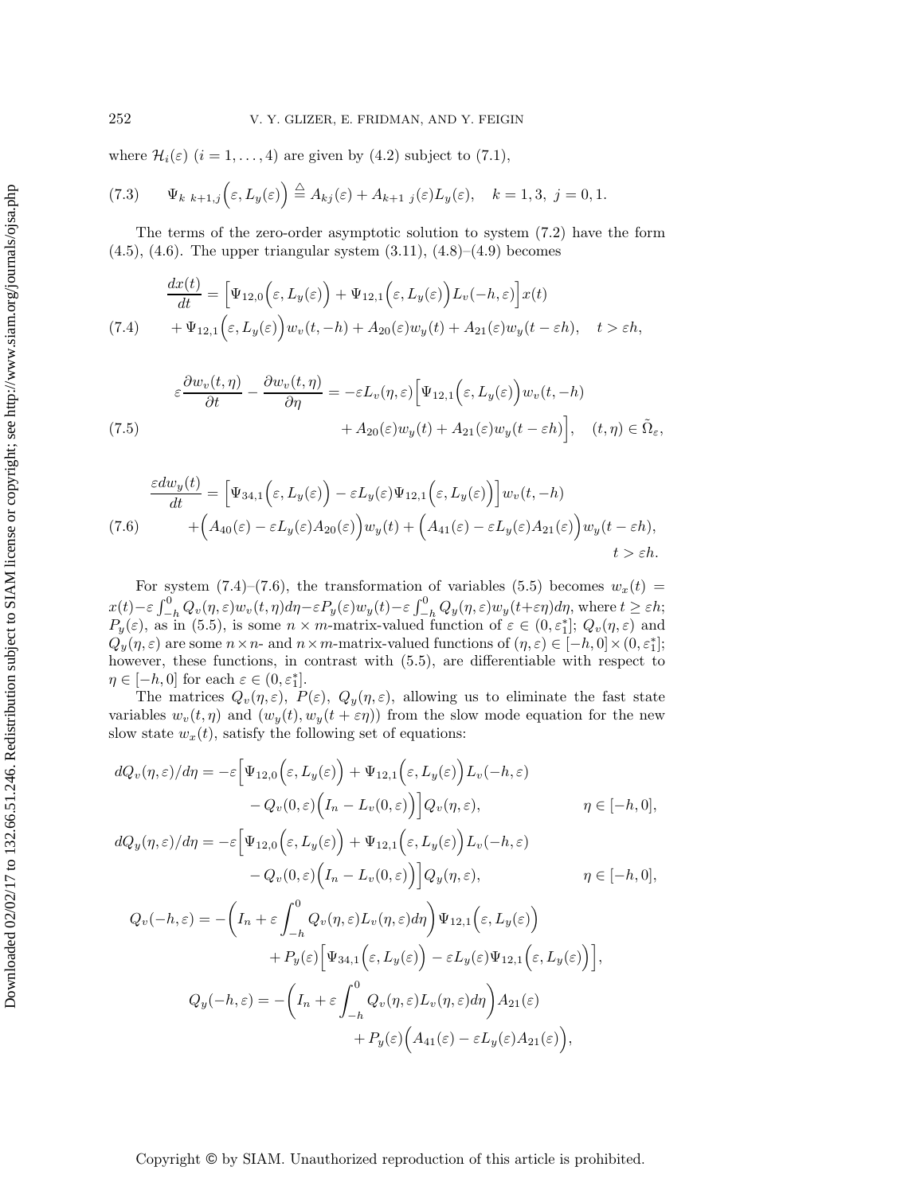where $\mathcal{H}_i(\varepsilon)$ $(i = 1, \ldots, 4)$ are given by (4.2) subject to (7.1),

$$
\Psi_{k\ k+1,j}\Big(\varepsilon, L_y(\varepsilon)\Big) \stackrel{\triangle}{=} A_{kj}(\varepsilon) + A_{k+1\ j}(\varepsilon)L_y(\varepsilon), \quad k = 1, 3,\ j = 0, 1. \tag{7.3}
$$

The terms of the zero-order asymptotic solution to system (7.2) have the form (4.5), (4.6). The upper triangular system (3.11), (4.8)–(4.9) becomes

$$
\begin{aligned}
\frac{dx(t)}{dt} &= \Big[\Psi_{12,0}\Big(\varepsilon, L_y(\varepsilon)\Big) + \Psi_{12,1}\Big(\varepsilon, L_y(\varepsilon)\Big)L_v(-h,\varepsilon)\Big]x(t) \\
&+ \Psi_{12,1}\Big(\varepsilon, L_y(\varepsilon)\Big)w_v(t,-h) + A_{20}(\varepsilon)w_y(t) + A_{21}(\varepsilon)w_y(t-\varepsilon h), \quad t > \varepsilon h,
\end{aligned} \tag{7.4}
$$

$$
\begin{aligned}
\varepsilon\frac{\partial w_v(t,\eta)}{\partial t} - \frac{\partial w_v(t,\eta)}{\partial \eta} &= -\varepsilon L_v(\eta,\varepsilon)\Big[\Psi_{12,1}\Big(\varepsilon, L_y(\varepsilon)\Big)w_v(t,-h) \\
&+ A_{20}(\varepsilon)w_y(t) + A_{21}(\varepsilon)w_y(t-\varepsilon h)\Big], \quad (t,\eta) \in \tilde{\Omega}_\varepsilon,
\end{aligned} \tag{7.5}
$$

$$
\begin{aligned}
\frac{\varepsilon dw_y(t)}{dt} &= \Big[\Psi_{34,1}\Big(\varepsilon, L_y(\varepsilon)\Big) - \varepsilon L_y(\varepsilon)\Psi_{12,1}\Big(\varepsilon, L_y(\varepsilon)\Big)\Big]w_v(t,-h) \\
&+\Big(A_{40}(\varepsilon) - \varepsilon L_y(\varepsilon)A_{20}(\varepsilon)\Big)w_y(t) + \Big(A_{41}(\varepsilon) - \varepsilon L_y(\varepsilon)A_{21}(\varepsilon)\Big)w_y(t-\varepsilon h), \\
&\qquad t > \varepsilon h.
\end{aligned} \tag{7.6}
$$

For system (7.4)–(7.6), the transformation of variables (5.5) becomes $w_x(t) = x(t) - \varepsilon\int_{-h}^0 Q_v(\eta,\varepsilon)w_v(t,\eta)d\eta - \varepsilon P_y(\varepsilon)w_y(t) - \varepsilon\int_{-h}^0 Q_y(\eta,\varepsilon)w_y(t+\varepsilon\eta)d\eta$, where $t \geq \varepsilon h$; $P_y(\varepsilon)$, as in (5.5), is some $n\times m$-matrix-valued function of $\varepsilon \in (0, \varepsilon_1^*]$; $Q_v(\eta,\varepsilon)$ and $Q_y(\eta,\varepsilon)$ are some $n\times n$- and $n\times m$-matrix-valued functions of $(\eta,\varepsilon) \in [-h,0]\times(0,\varepsilon_1^*]$; however, these functions, in contrast with (5.5), are differentiable with respect to $\eta \in [-h,0]$ for each $\varepsilon \in (0,\varepsilon_1^*]$.

The matrices $Q_v(\eta,\varepsilon)$, $P(\varepsilon)$, $Q_y(\eta,\varepsilon)$, allowing us to eliminate the fast state variables $w_v(t,\eta)$ and $(w_y(t), w_y(t+\varepsilon\eta))$ from the slow mode equation for the new slow state $w_x(t)$, satisfy the following set of equations:

$$
\begin{aligned}
dQ_v(\eta,\varepsilon)/d\eta &= -\varepsilon\Big[\Psi_{12,0}\Big(\varepsilon, L_y(\varepsilon)\Big) + \Psi_{12,1}\Big(\varepsilon, L_y(\varepsilon)\Big)L_v(-h,\varepsilon) \\
&\quad - Q_v(0,\varepsilon)\Big(I_n - L_v(0,\varepsilon)\Big)\Big]Q_v(\eta,\varepsilon), \qquad \eta \in [-h,0], \\
dQ_y(\eta,\varepsilon)/d\eta &= -\varepsilon\Big[\Psi_{12,0}\Big(\varepsilon, L_y(\varepsilon)\Big) + \Psi_{12,1}\Big(\varepsilon, L_y(\varepsilon)\Big)L_v(-h,\varepsilon) \\
&\quad - Q_v(0,\varepsilon)\Big(I_n - L_v(0,\varepsilon)\Big)\Big]Q_y(\eta,\varepsilon), \qquad \eta \in [-h,0], \\
Q_v(-h,\varepsilon) &= -\Big(I_n + \varepsilon\int_{-h}^0 Q_v(\eta,\varepsilon)L_v(\eta,\varepsilon)d\eta\Big)\Psi_{12,1}\Big(\varepsilon, L_y(\varepsilon)\Big) \\
&\quad + P_y(\varepsilon)\Big[\Psi_{34,1}\Big(\varepsilon, L_y(\varepsilon)\Big) - \varepsilon L_y(\varepsilon)\Psi_{12,1}\Big(\varepsilon, L_y(\varepsilon)\Big)\Big], \\
Q_y(-h,\varepsilon) &= -\Big(I_n + \varepsilon\int_{-h}^0 Q_v(\eta,\varepsilon)L_v(\eta,\varepsilon)d\eta\Big)A_{21}(\varepsilon) \\
&\quad + P_y(\varepsilon)\Big(A_{41}(\varepsilon) - \varepsilon L_y(\varepsilon)A_{21}(\varepsilon)\Big),
\end{aligned}
$$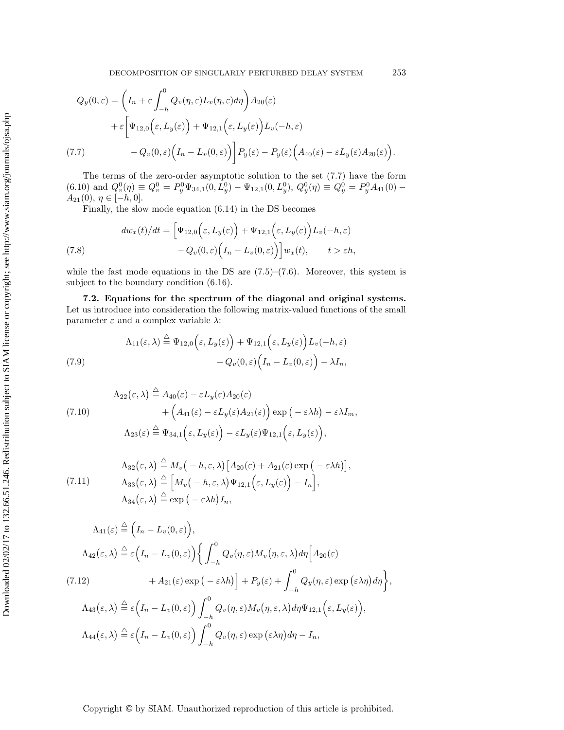$$
\begin{aligned}
Q_y(0,\varepsilon) = &\left(I_n + \varepsilon\int_{-h}^{0} Q_v(\eta,\varepsilon)L_v(\eta,\varepsilon)d\eta\right)A_{20}(\varepsilon)\\
&+\varepsilon\Big[\Psi_{12,0}\Big(\varepsilon,L_y(\varepsilon)\Big)+\Psi_{12,1}\Big(\varepsilon,L_y(\varepsilon)\Big)L_v(-h,\varepsilon)\\
&-Q_v(0,\varepsilon)\Big(I_n-L_v(0,\varepsilon)\Big)\Big]P_y(\varepsilon)-P_y(\varepsilon)\Big(A_{40}(\varepsilon)-\varepsilon L_y(\varepsilon)A_{20}(\varepsilon)\Big).
\end{aligned}
\tag{7.7}
$$

The terms of the zero-order asymptotic solution to the set (7.7) have the form (6.10) and $Q_v^0(\eta) \equiv Q_v^0 = P_y^0\Psi_{34,1}(0,L_y^0) - \Psi_{12,1}(0,L_y^0)$, $Q_y^0(\eta) \equiv Q_y^0 = P_y^0A_{41}(0) - A_{21}(0)$, $\eta \in [-h,0]$.

Finally, the slow mode equation (6.14) in the DS becomes

$$
\begin{aligned}
dw_x(t)/dt = &\Big[\Psi_{12,0}\Big(\varepsilon,L_y(\varepsilon)\Big)+\Psi_{12,1}\Big(\varepsilon,L_y(\varepsilon)\Big)L_v(-h,\varepsilon)\\
&-Q_v(0,\varepsilon)\Big(I_n-L_v(0,\varepsilon)\Big)\Big]w_x(t), \qquad t>\varepsilon h,
\end{aligned}
\tag{7.8}
$$

while the fast mode equations in the DS are (7.5)–(7.6). Moreover, this system is subject to the boundary condition (6.16).

**7.2. Equations for the spectrum of the diagonal and original systems.** Let us introduce into consideration the following matrix-valued functions of the small parameter $\varepsilon$ and a complex variable $\lambda$:

$$
\begin{aligned}
\Lambda_{11}(\varepsilon,\lambda) \triangleq &\ \Psi_{12,0}\Big(\varepsilon,L_y(\varepsilon)\Big)+\Psi_{12,1}\Big(\varepsilon,L_y(\varepsilon)\Big)L_v(-h,\varepsilon)\\
&-Q_v(0,\varepsilon)\Big(I_n-L_v(0,\varepsilon)\Big)-\lambda I_n,
\end{aligned}
\tag{7.9}
$$

$$
\begin{aligned}
\Lambda_{22}\big(\varepsilon,\lambda\big) \triangleq &\ A_{40}(\varepsilon)-\varepsilon L_y(\varepsilon)A_{20}(\varepsilon)\\
&+\Big(A_{41}(\varepsilon)-\varepsilon L_y(\varepsilon)A_{21}(\varepsilon)\Big)\exp\big(-\varepsilon\lambda h\big)-\varepsilon\lambda I_m,\\
\Lambda_{23}(\varepsilon) \triangleq &\ \Psi_{34,1}\Big(\varepsilon,L_y(\varepsilon)\Big)-\varepsilon L_y(\varepsilon)\Psi_{12,1}\Big(\varepsilon,L_y(\varepsilon)\Big),
\end{aligned}
\tag{7.10}
$$

$$
\begin{aligned}
\Lambda_{32}\big(\varepsilon,\lambda\big) &\triangleq M_v\big(-h,\varepsilon,\lambda\big)\big[A_{20}(\varepsilon)+A_{21}(\varepsilon)\exp\big(-\varepsilon\lambda h\big)\big],\\
\Lambda_{33}\big(\varepsilon,\lambda\big) &\triangleq \Big[M_v\big(-h,\varepsilon,\lambda\big)\Psi_{12,1}\Big(\varepsilon,L_y(\varepsilon)\Big)-I_n\Big],\\
\Lambda_{34}\big(\varepsilon,\lambda\big) &\triangleq \exp\big(-\varepsilon\lambda h\big)I_n,
\end{aligned}
\tag{7.11}
$$

$$
\begin{aligned}
\Lambda_{41}(\varepsilon) &\triangleq \Big(I_n-L_v(0,\varepsilon)\Big),\\
\Lambda_{42}\big(\varepsilon,\lambda\big) &\triangleq \varepsilon\Big(I_n-L_v(0,\varepsilon)\Big)\Big\{\int_{-h}^{0}Q_v(\eta,\varepsilon)M_v\big(\eta,\varepsilon,\lambda\big)d\eta\Big[A_{20}(\varepsilon)\\
&\qquad +A_{21}(\varepsilon)\exp\big(-\varepsilon\lambda h\big)\Big]+P_y(\varepsilon)+\int_{-h}^{0}Q_y(\eta,\varepsilon)\exp\big(\varepsilon\lambda\eta\big)d\eta\Big\},\\
\Lambda_{43}\big(\varepsilon,\lambda\big) &\triangleq \varepsilon\Big(I_n-L_v(0,\varepsilon)\Big)\int_{-h}^{0}Q_v(\eta,\varepsilon)M_v\big(\eta,\varepsilon,\lambda\big)d\eta\Psi_{12,1}\Big(\varepsilon,L_y(\varepsilon)\Big),\\
\Lambda_{44}\big(\varepsilon,\lambda\big) &\triangleq \varepsilon\Big(I_n-L_v(0,\varepsilon)\Big)\int_{-h}^{0}Q_v(\eta,\varepsilon)\exp\big(\varepsilon\lambda\eta\big)d\eta-I_n,
\end{aligned}
\tag{7.12}
$$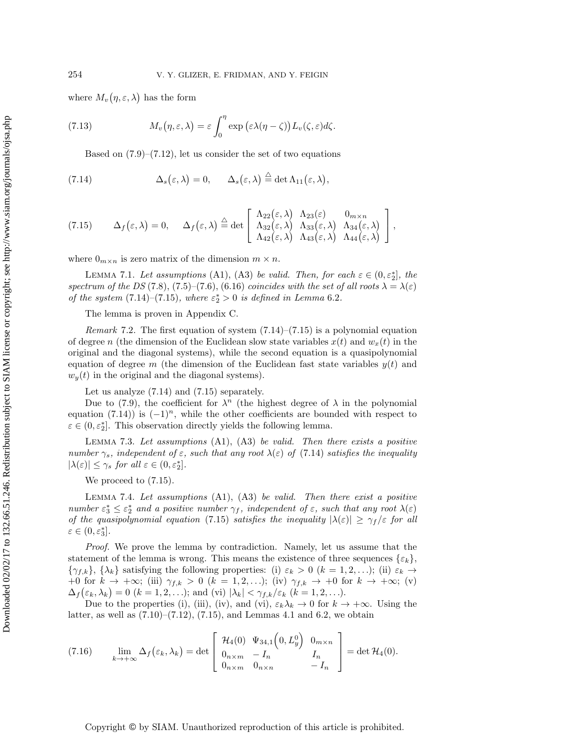where $M_v(\eta,\varepsilon,\lambda)$ has the form

$$M_v(\eta,\varepsilon,\lambda) = \varepsilon\int_0^\eta \exp\big(\varepsilon\lambda(\eta-\zeta)\big)L_v(\zeta,\varepsilon)d\zeta. \tag{7.13}$$

Based on (7.9)–(7.12), let us consider the set of two equations

$$\Delta_s(\varepsilon,\lambda) = 0, \qquad \Delta_s(\varepsilon,\lambda) \stackrel{\triangle}{=} \det\Lambda_{11}(\varepsilon,\lambda), \tag{7.14}$$

$$\Delta_f(\varepsilon,\lambda) = 0, \quad \Delta_f(\varepsilon,\lambda) \stackrel{\triangle}{=} \det\begin{bmatrix} \Lambda_{22}(\varepsilon,\lambda) & \Lambda_{23}(\varepsilon) & 0_{m\times n} \\ \Lambda_{32}(\varepsilon,\lambda) & \Lambda_{33}(\varepsilon,\lambda) & \Lambda_{34}(\varepsilon,\lambda) \\ \Lambda_{42}(\varepsilon,\lambda) & \Lambda_{43}(\varepsilon,\lambda) & \Lambda_{44}(\varepsilon,\lambda)\end{bmatrix}, \tag{7.15}$$

where $0_{m\times n}$ is zero matrix of the dimension $m\times n$.

Lemma 7.1. *Let assumptions* (A1), (A3) *be valid. Then, for each $\varepsilon\in(0,\varepsilon_2^*]$, the spectrum of the DS* (7.8), (7.5)–(7.6), (6.16) *coincides with the set of all roots $\lambda=\lambda(\varepsilon)$ of the system* (7.14)–(7.15)*, where $\varepsilon_2^*>0$ is defined in Lemma* 6.2.

The lemma is proven in Appendix C.

*Remark* 7.2. The first equation of system (7.14)–(7.15) is a polynomial equation of degree $n$ (the dimension of the Euclidean slow state variables $x(t)$ and $w_x(t)$ in the original and the diagonal systems), while the second equation is a quasipolynomial equation of degree $m$ (the dimension of the Euclidean fast state variables $y(t)$ and $w_y(t)$ in the original and the diagonal systems).

Let us analyze (7.14) and (7.15) separately.

Due to (7.9), the coefficient for $\lambda^n$ (the highest degree of $\lambda$ in the polynomial equation (7.14)) is $(-1)^n$, while the other coefficients are bounded with respect to $\varepsilon\in(0,\varepsilon_2^*]$. This observation directly yields the following lemma.

Lemma 7.3. *Let assumptions* (A1), (A3) *be valid. Then there exists a positive number $\gamma_s$, independent of $\varepsilon$, such that any root $\lambda(\varepsilon)$ of* (7.14) *satisfies the inequality $|\lambda(\varepsilon)|\le\gamma_s$ for all $\varepsilon\in(0,\varepsilon_2^*]$.*

We proceed to (7.15).

Lemma 7.4. *Let assumptions* (A1), (A3) *be valid. Then there exist a positive number $\varepsilon_3^*\le\varepsilon_2^*$ and a positive number $\gamma_f$, independent of $\varepsilon$, such that any root $\lambda(\varepsilon)$ of the quasipolynomial equation* (7.15) *satisfies the inequality $|\lambda(\varepsilon)|\ge\gamma_f/\varepsilon$ for all $\varepsilon\in(0,\varepsilon_3^*]$.*

*Proof.* We prove the lemma by contradiction. Namely, let us assume that the statement of the lemma is wrong. This means the existence of three sequences $\{\varepsilon_k\}$, $\{\gamma_{f,k}\}$, $\{\lambda_k\}$ satisfying the following properties: (i) $\varepsilon_k>0$ $(k=1,2,\ldots)$; (ii) $\varepsilon_k\to+0$ for $k\to+\infty$; (iii) $\gamma_{f,k}>0$ $(k=1,2,\ldots)$; (iv) $\gamma_{f,k}\to+0$ for $k\to+\infty$; (v) $\Delta_f(\varepsilon_k,\lambda_k)=0$ $(k=1,2,\ldots)$; and (vi) $|\lambda_k|<\gamma_{f,k}/\varepsilon_k$ $(k=1,2,\ldots)$.

Due to the properties (i), (iii), (iv), and (vi), $\varepsilon_k\lambda_k\to 0$ for $k\to+\infty$. Using the latter, as well as (7.10)–(7.12), (7.15), and Lemmas 4.1 and 6.2, we obtain

$$\lim_{k\to+\infty}\Delta_f(\varepsilon_k,\lambda_k) = \det\begin{bmatrix}\mathcal{H}_4(0) & \Psi_{34,1}\Big(0,L_y^0\Big) & 0_{m\times n} \\ 0_{n\times m} & -I_n & I_n \\ 0_{n\times m} & 0_{n\times n} & -I_n\end{bmatrix} = \det\mathcal{H}_4(0). \tag{7.16}$$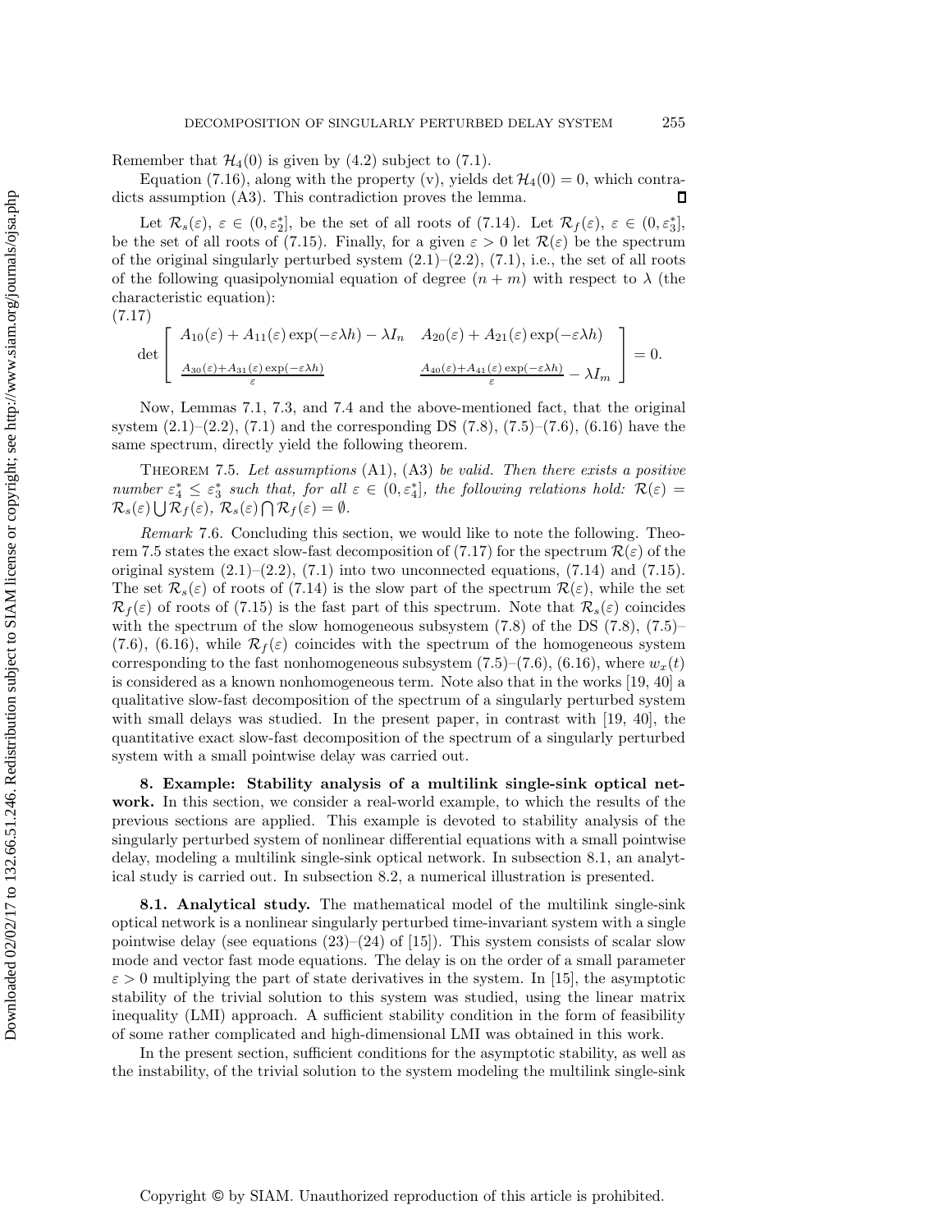Remember that $\mathcal{H}_4(0)$ is given by (4.2) subject to (7.1).

Equation (7.16), along with the property (v), yields $\det \mathcal{H}_4(0) = 0$, which contradicts assumption (A3). This contradiction proves the lemma. ∎

Let $\mathcal{R}_s(\varepsilon)$, $\varepsilon \in (0, \varepsilon_2^*]$, be the set of all roots of (7.14). Let $\mathcal{R}_f(\varepsilon)$, $\varepsilon \in (0, \varepsilon_3^*]$, be the set of all roots of (7.15). Finally, for a given $\varepsilon > 0$ let $\mathcal{R}(\varepsilon)$ be the spectrum of the original singularly perturbed system (2.1)–(2.2), (7.1), i.e., the set of all roots of the following quasipolynomial equation of degree $(n + m)$ with respect to $\lambda$ (the characteristic equation):

(7.17)
$$\det \begin{bmatrix} A_{10}(\varepsilon) + A_{11}(\varepsilon)\exp(-\varepsilon\lambda h) - \lambda I_n & A_{20}(\varepsilon) + A_{21}(\varepsilon)\exp(-\varepsilon\lambda h) \\ \frac{A_{30}(\varepsilon) + A_{31}(\varepsilon)\exp(-\varepsilon\lambda h)}{\varepsilon} & \frac{A_{40}(\varepsilon)+A_{41}(\varepsilon)\exp(-\varepsilon\lambda h)}{\varepsilon} - \lambda I_m \end{bmatrix} = 0.$$

Now, Lemmas 7.1, 7.3, and 7.4 and the above-mentioned fact, that the original system (2.1)–(2.2), (7.1) and the corresponding DS (7.8), (7.5)–(7.6), (6.16) have the same spectrum, directly yield the following theorem.

THEOREM 7.5. *Let assumptions* (A1), (A3) *be valid. Then there exists a positive number $\varepsilon_4^* \leq \varepsilon_3^*$ such that, for all $\varepsilon \in (0, \varepsilon_4^*]$, the following relations hold: $\mathcal{R}(\varepsilon) = \mathcal{R}_s(\varepsilon) \bigcup \mathcal{R}_f(\varepsilon)$, $\mathcal{R}_s(\varepsilon) \bigcap \mathcal{R}_f(\varepsilon) = \emptyset$.*

*Remark* 7.6. Concluding this section, we would like to note the following. Theorem 7.5 states the exact slow-fast decomposition of (7.17) for the spectrum $\mathcal{R}(\varepsilon)$ of the original system (2.1)–(2.2), (7.1) into two unconnected equations, (7.14) and (7.15). The set $\mathcal{R}_s(\varepsilon)$ of roots of (7.14) is the slow part of the spectrum $\mathcal{R}(\varepsilon)$, while the set $\mathcal{R}_f(\varepsilon)$ of roots of (7.15) is the fast part of this spectrum. Note that $\mathcal{R}_s(\varepsilon)$ coincides with the spectrum of the slow homogeneous subsystem (7.8) of the DS (7.8), (7.5)–(7.6), (6.16), while $\mathcal{R}_f(\varepsilon)$ coincides with the spectrum of the homogeneous system corresponding to the fast nonhomogeneous subsystem (7.5)–(7.6), (6.16), where $w_x(t)$ is considered as a known nonhomogeneous term. Note also that in the works [19, 40] a qualitative slow-fast decomposition of the spectrum of a singularly perturbed system with small delays was studied. In the present paper, in contrast with [19, 40], the quantitative exact slow-fast decomposition of the spectrum of a singularly perturbed system with a small pointwise delay was carried out.

**8. Example: Stability analysis of a multilink single-sink optical network.** In this section, we consider a real-world example, to which the results of the previous sections are applied. This example is devoted to stability analysis of the singularly perturbed system of nonlinear differential equations with a small pointwise delay, modeling a multilink single-sink optical network. In subsection 8.1, an analytical study is carried out. In subsection 8.2, a numerical illustration is presented.

**8.1. Analytical study.** The mathematical model of the multilink single-sink optical network is a nonlinear singularly perturbed time-invariant system with a single pointwise delay (see equations (23)–(24) of [15]). This system consists of scalar slow mode and vector fast mode equations. The delay is on the order of a small parameter $\varepsilon > 0$ multiplying the part of state derivatives in the system. In [15], the asymptotic stability of the trivial solution to this system was studied, using the linear matrix inequality (LMI) approach. A sufficient stability condition in the form of feasibility of some rather complicated and high-dimensional LMI was obtained in this work.

In the present section, sufficient conditions for the asymptotic stability, as well as the instability, of the trivial solution to the system modeling the multilink single-sink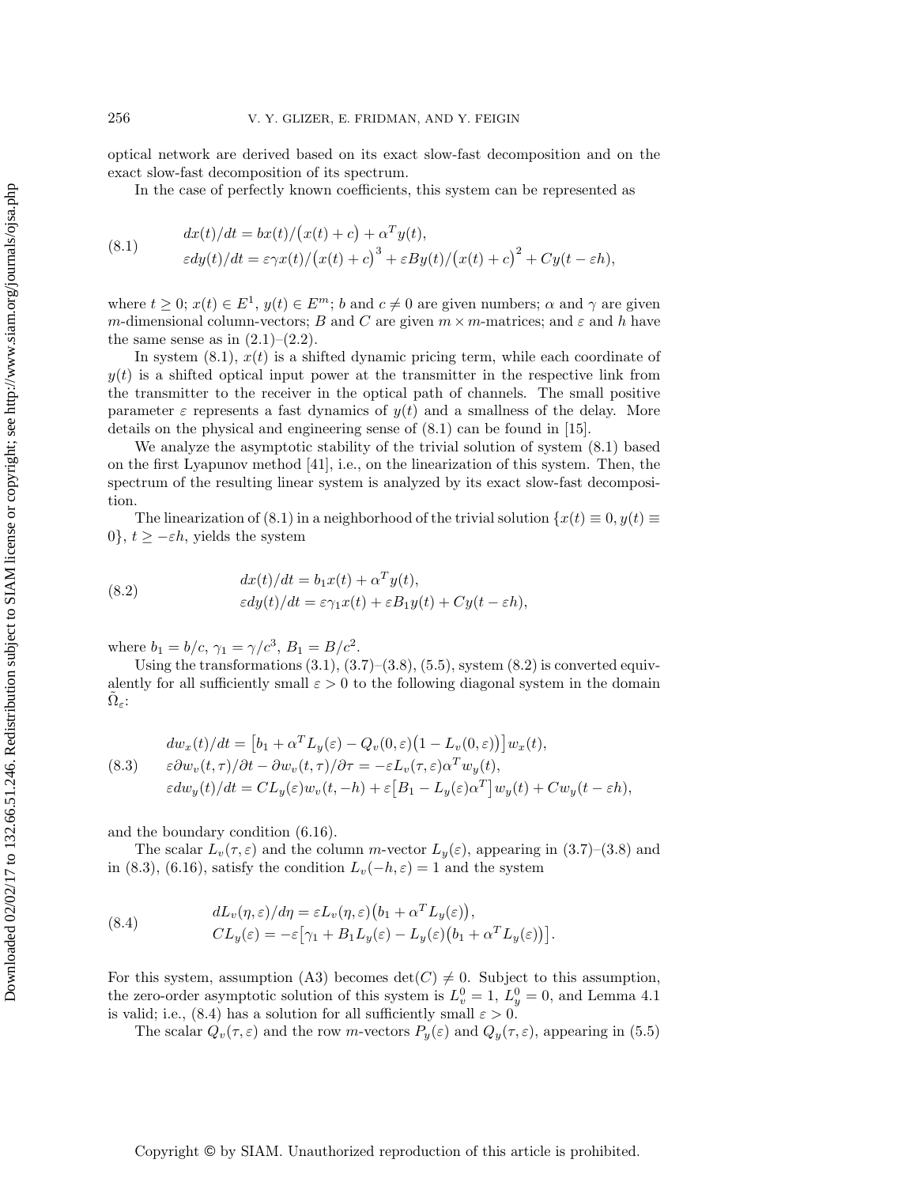optical network are derived based on its exact slow-fast decomposition and on the exact slow-fast decomposition of its spectrum.

In the case of perfectly known coefficients, this system can be represented as

$$
\begin{aligned}
&dx(t)/dt = bx(t)/\big(x(t)+c\big) + \alpha^T y(t),\\
&\varepsilon dy(t)/dt = \varepsilon\gamma x(t)/\big(x(t)+c\big)^3 + \varepsilon B y(t)/\big(x(t)+c\big)^2 + C y(t-\varepsilon h),
\end{aligned}
\tag{8.1}
$$

where $t \geq 0$; $x(t) \in E^1$, $y(t) \in E^m$; $b$ and $c \neq 0$ are given numbers; $\alpha$ and $\gamma$ are given $m$-dimensional column-vectors; $B$ and $C$ are given $m \times m$-matrices; and $\varepsilon$ and $h$ have the same sense as in (2.1)–(2.2).

In system (8.1), $x(t)$ is a shifted dynamic pricing term, while each coordinate of $y(t)$ is a shifted optical input power at the transmitter in the respective link from the transmitter to the receiver in the optical path of channels. The small positive parameter $\varepsilon$ represents a fast dynamics of $y(t)$ and a smallness of the delay. More details on the physical and engineering sense of (8.1) can be found in [15].

We analyze the asymptotic stability of the trivial solution of system (8.1) based on the first Lyapunov method [41], i.e., on the linearization of this system. Then, the spectrum of the resulting linear system is analyzed by its exact slow-fast decomposition.

The linearization of (8.1) in a neighborhood of the trivial solution $\{x(t) \equiv 0, y(t) \equiv 0\}$, $t \geq -\varepsilon h$, yields the system

$$
\begin{aligned}
&dx(t)/dt = b_1 x(t) + \alpha^T y(t),\\
&\varepsilon dy(t)/dt = \varepsilon\gamma_1 x(t) + \varepsilon B_1 y(t) + C y(t-\varepsilon h),
\end{aligned}
\tag{8.2}
$$

where $b_1 = b/c$, $\gamma_1 = \gamma/c^3$, $B_1 = B/c^2$.

Using the transformations (3.1), (3.7)–(3.8), (5.5), system (8.2) is converted equivalently for all sufficiently small $\varepsilon > 0$ to the following diagonal system in the domain $\tilde{\Omega}_\varepsilon$:

$$
\begin{aligned}
&dw_x(t)/dt = \big[b_1 + \alpha^T L_y(\varepsilon) - Q_v(0,\varepsilon)\big(1 - L_v(0,\varepsilon)\big)\big] w_x(t),\\
&\varepsilon \partial w_v(t,\tau)/\partial t - \partial w_v(t,\tau)/\partial \tau = -\varepsilon L_v(\tau,\varepsilon)\alpha^T w_y(t),\\
&\varepsilon dw_y(t)/dt = C L_y(\varepsilon) w_v(t,-h) + \varepsilon\big[B_1 - L_y(\varepsilon)\alpha^T\big] w_y(t) + C w_y(t-\varepsilon h),
\end{aligned}
\tag{8.3}
$$

and the boundary condition (6.16).

The scalar $L_v(\tau,\varepsilon)$ and the column $m$-vector $L_y(\varepsilon)$, appearing in (3.7)–(3.8) and in (8.3), (6.16), satisfy the condition $L_v(-h,\varepsilon) = 1$ and the system

$$
\begin{aligned}
&dL_v(\eta,\varepsilon)/d\eta = \varepsilon L_v(\eta,\varepsilon)\big(b_1 + \alpha^T L_y(\varepsilon)\big),\\
&C L_y(\varepsilon) = -\varepsilon\big[\gamma_1 + B_1 L_y(\varepsilon) - L_y(\varepsilon)\big(b_1 + \alpha^T L_y(\varepsilon)\big)\big].
\end{aligned}
\tag{8.4}
$$

For this system, assumption (A3) becomes $\det(C) \neq 0$. Subject to this assumption, the zero-order asymptotic solution of this system is $L_v^0 = 1$, $L_y^0 = 0$, and Lemma 4.1 is valid; i.e., (8.4) has a solution for all sufficiently small $\varepsilon > 0$.

The scalar $Q_v(\tau,\varepsilon)$ and the row $m$-vectors $P_y(\varepsilon)$ and $Q_y(\tau,\varepsilon)$, appearing in (5.5)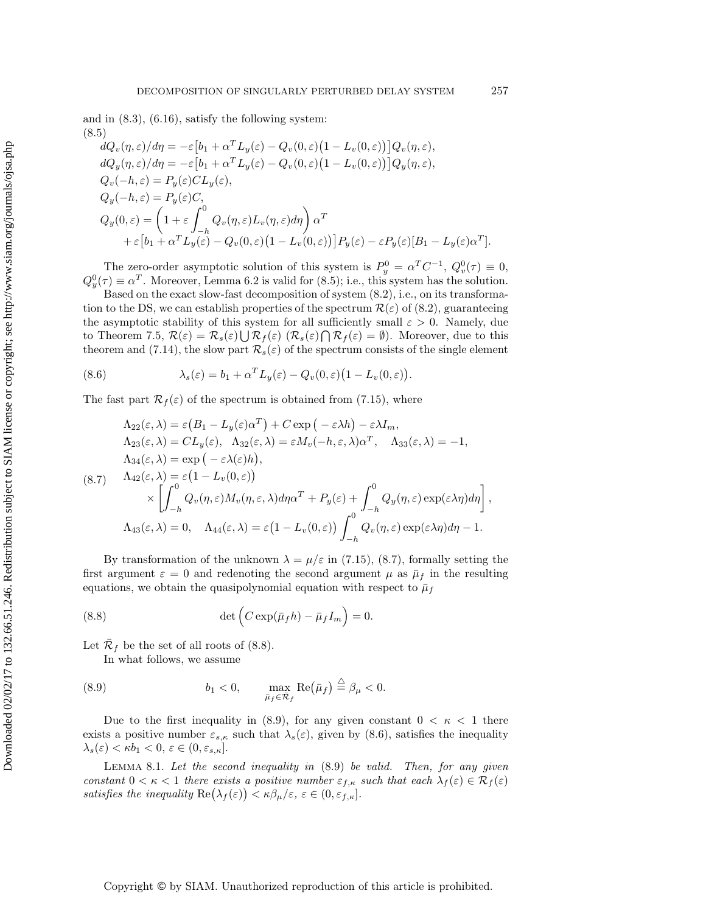and in (8.3), (6.16), satisfy the following system:

$$
\begin{aligned}
&dQ_v(\eta,\varepsilon)/d\eta = -\varepsilon\big[b_1 + \alpha^T L_y(\varepsilon) - Q_v(0,\varepsilon)\big(1 - L_v(0,\varepsilon)\big)\big]Q_v(\eta,\varepsilon),\\
&dQ_y(\eta,\varepsilon)/d\eta = -\varepsilon\big[b_1 + \alpha^T L_y(\varepsilon) - Q_v(0,\varepsilon)\big(1 - L_v(0,\varepsilon)\big)\big]Q_y(\eta,\varepsilon),\\
&Q_v(-h,\varepsilon) = P_y(\varepsilon)CL_y(\varepsilon),\\
&Q_y(-h,\varepsilon) = P_y(\varepsilon)C,\\
&Q_y(0,\varepsilon) = \left(1 + \varepsilon\int_{-h}^{0} Q_v(\eta,\varepsilon)L_v(\eta,\varepsilon)d\eta\right)\alpha^T\\
&\qquad + \varepsilon\big[b_1 + \alpha^T L_y(\varepsilon) - Q_v(0,\varepsilon)\big(1 - L_v(0,\varepsilon)\big)\big]P_y(\varepsilon) - \varepsilon P_y(\varepsilon)[B_1 - L_y(\varepsilon)\alpha^T].
\end{aligned}
\tag{8.5}
$$

The zero-order asymptotic solution of this system is $P_y^0 = \alpha^T C^{-1}$, $Q_v^0(\tau) \equiv 0$, $Q_y^0(\tau) \equiv \alpha^T$. Moreover, Lemma 6.2 is valid for (8.5); i.e., this system has the solution.

Based on the exact slow-fast decomposition of system (8.2), i.e., on its transformation to the DS, we can establish properties of the spectrum $\mathcal{R}(\varepsilon)$ of (8.2), guaranteeing the asymptotic stability of this system for all sufficiently small $\varepsilon > 0$. Namely, due to Theorem 7.5, $\mathcal{R}(\varepsilon) = \mathcal{R}_s(\varepsilon)\bigcup\mathcal{R}_f(\varepsilon)$ ($\mathcal{R}_s(\varepsilon)\bigcap\mathcal{R}_f(\varepsilon) = \emptyset$). Moreover, due to this theorem and (7.14), the slow part $\mathcal{R}_s(\varepsilon)$ of the spectrum consists of the single element

$$
\lambda_s(\varepsilon) = b_1 + \alpha^T L_y(\varepsilon) - Q_v(0,\varepsilon)\big(1 - L_v(0,\varepsilon)\big). \tag{8.6}
$$

The fast part $\mathcal{R}_f(\varepsilon)$ of the spectrum is obtained from (7.15), where

$$
\begin{aligned}
&\Lambda_{22}(\varepsilon,\lambda) = \varepsilon\big(B_1 - L_y(\varepsilon)\alpha^T\big) + C\exp\big(-\varepsilon\lambda h\big) - \varepsilon\lambda I_m,\\
&\Lambda_{23}(\varepsilon,\lambda) = CL_y(\varepsilon),\quad \Lambda_{32}(\varepsilon,\lambda) = \varepsilon M_v(-h,\varepsilon,\lambda)\alpha^T,\quad \Lambda_{33}(\varepsilon,\lambda) = -1,\\
&\Lambda_{34}(\varepsilon,\lambda) = \exp\big(-\varepsilon\lambda(\varepsilon)h\big),\\
&\Lambda_{42}(\varepsilon,\lambda) = \varepsilon\big(1 - L_v(0,\varepsilon)\big)\\
&\qquad\times\left[\int_{-h}^{0} Q_v(\eta,\varepsilon)M_v(\eta,\varepsilon,\lambda)d\eta\,\alpha^T + P_y(\varepsilon) + \int_{-h}^{0} Q_y(\eta,\varepsilon)\exp(\varepsilon\lambda\eta)d\eta\right],\\
&\Lambda_{43}(\varepsilon,\lambda) = 0,\quad \Lambda_{44}(\varepsilon,\lambda) = \varepsilon\big(1 - L_v(0,\varepsilon)\big)\int_{-h}^{0} Q_v(\eta,\varepsilon)\exp(\varepsilon\lambda\eta)d\eta - 1.
\end{aligned}
\tag{8.7}
$$

By transformation of the unknown $\lambda = \mu/\varepsilon$ in (7.15), (8.7), formally setting the first argument $\varepsilon = 0$ and redenoting the second argument $\mu$ as $\bar{\mu}_f$ in the resulting equations, we obtain the quasipolynomial equation with respect to $\bar{\mu}_f$

$$
\det\Big(C\exp(\bar{\mu}_f h) - \bar{\mu}_f I_m\Big) = 0. \tag{8.8}
$$

Let $\bar{\mathcal{R}}_f$ be the set of all roots of (8.8).

In what follows, we assume

$$
b_1 < 0, \qquad \max_{\bar{\mu}_f\in\bar{\mathcal{R}}_f} \mathrm{Re}\big(\bar{\mu}_f\big) \overset{\triangle}{=} \beta_\mu < 0. \tag{8.9}
$$

Due to the first inequality in (8.9), for any given constant $0 < \kappa < 1$ there exists a positive number $\varepsilon_{s,\kappa}$ such that $\lambda_s(\varepsilon)$, given by (8.6), satisfies the inequality $\lambda_s(\varepsilon) < \kappa b_1 < 0$, $\varepsilon \in (0, \varepsilon_{s,\kappa}]$.

Lemma 8.1. *Let the second inequality in* (8.9) *be valid. Then, for any given constant $0 < \kappa < 1$ there exists a positive number $\varepsilon_{f,\kappa}$ such that each $\lambda_f(\varepsilon) \in \mathcal{R}_f(\varepsilon)$ satisfies the inequality $\mathrm{Re}\big(\lambda_f(\varepsilon)\big) < \kappa\beta_\mu/\varepsilon$, $\varepsilon \in (0, \varepsilon_{f,\kappa}]$.*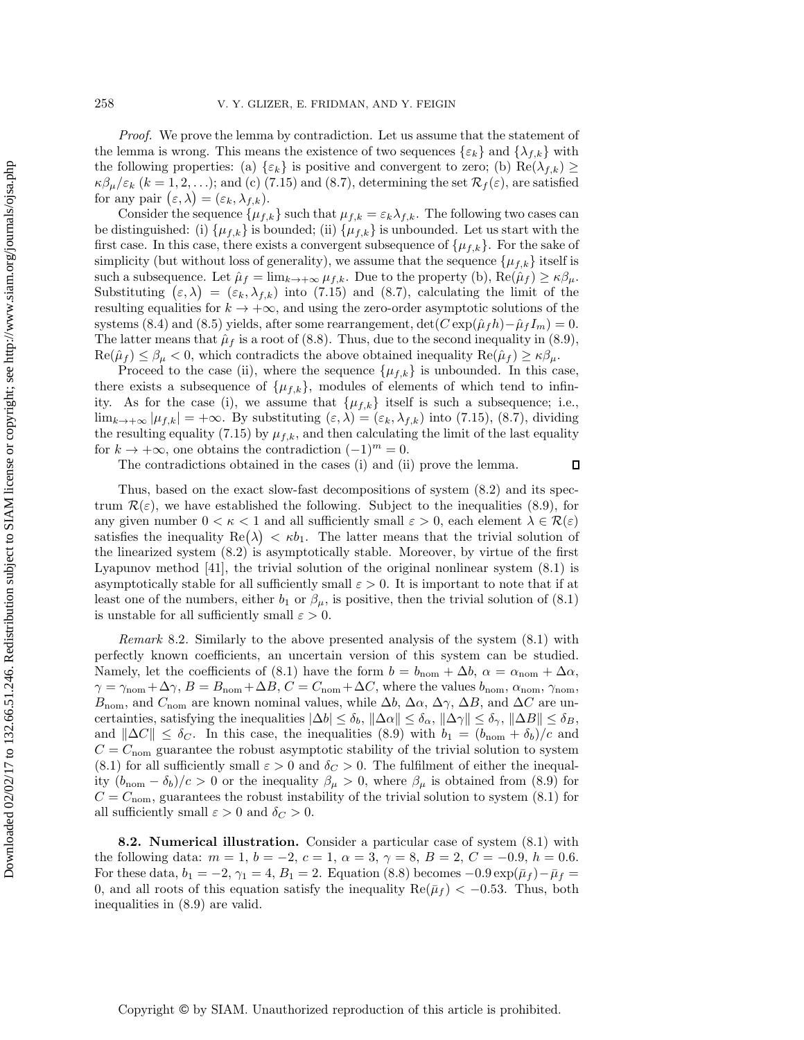*Proof.* We prove the lemma by contradiction. Let us assume that the statement of the lemma is wrong. This means the existence of two sequences $\{\varepsilon_k\}$ and $\{\lambda_{f,k}\}$ with the following properties: (a) $\{\varepsilon_k\}$ is positive and convergent to zero; (b) $\mathrm{Re}(\lambda_{f,k}) \geq \kappa\beta_\mu/\varepsilon_k$ $(k = 1, 2, \ldots)$; and (c) (7.15) and (8.7), determining the set $\mathcal{R}_f(\varepsilon)$, are satisfied for any pair $(\varepsilon, \lambda) = (\varepsilon_k, \lambda_{f,k})$.

Consider the sequence $\{\mu_{f,k}\}$ such that $\mu_{f,k} = \varepsilon_k \lambda_{f,k}$. The following two cases can be distinguished: (i) $\{\mu_{f,k}\}$ is bounded; (ii) $\{\mu_{f,k}\}$ is unbounded. Let us start with the first case. In this case, there exists a convergent subsequence of $\{\mu_{f,k}\}$. For the sake of simplicity (but without loss of generality), we assume that the sequence $\{\mu_{f,k}\}$ itself is such a subsequence. Let $\hat{\mu}_f = \lim_{k\to+\infty} \mu_{f,k}$. Due to the property (b), $\mathrm{Re}(\hat{\mu}_f) \geq \kappa\beta_\mu$. Substituting $(\varepsilon, \lambda) = (\varepsilon_k, \lambda_{f,k})$ into (7.15) and (8.7), calculating the limit of the resulting equalities for $k \to +\infty$, and using the zero-order asymptotic solutions of the systems (8.4) and (8.5) yields, after some rearrangement, $\det(C\exp(\hat{\mu}_f h) - \hat{\mu}_f I_m) = 0$. The latter means that $\hat{\mu}_f$ is a root of (8.8). Thus, due to the second inequality in (8.9), $\mathrm{Re}(\hat{\mu}_f) \leq \beta_\mu < 0$, which contradicts the above obtained inequality $\mathrm{Re}(\hat{\mu}_f) \geq \kappa\beta_\mu$.

Proceed to the case (ii), where the sequence $\{\mu_{f,k}\}$ is unbounded. In this case, there exists a subsequence of $\{\mu_{f,k}\}$, modules of elements of which tend to infinity. As for the case (i), we assume that $\{\mu_{f,k}\}$ itself is such a subsequence; i.e., $\lim_{k\to+\infty} |\mu_{f,k}| = +\infty$. By substituting $(\varepsilon, \lambda) = (\varepsilon_k, \lambda_{f,k})$ into (7.15), (8.7), dividing the resulting equality (7.15) by $\mu_{f,k}$, and then calculating the limit of the last equality for $k \to +\infty$, one obtains the contradiction $(-1)^m = 0$.

The contradictions obtained in the cases (i) and (ii) prove the lemma. ∎

Thus, based on the exact slow-fast decompositions of system (8.2) and its spectrum $\mathcal{R}(\varepsilon)$, we have established the following. Subject to the inequalities (8.9), for any given number $0 < \kappa < 1$ and all sufficiently small $\varepsilon > 0$, each element $\lambda \in \mathcal{R}(\varepsilon)$ satisfies the inequality $\mathrm{Re}(\lambda) < \kappa b_1$. The latter means that the trivial solution of the linearized system (8.2) is asymptotically stable. Moreover, by virtue of the first Lyapunov method [41], the trivial solution of the original nonlinear system (8.1) is asymptotically stable for all sufficiently small $\varepsilon > 0$. It is important to note that if at least one of the numbers, either $b_1$ or $\beta_\mu$, is positive, then the trivial solution of (8.1) is unstable for all sufficiently small $\varepsilon > 0$.

*Remark* 8.2. Similarly to the above presented analysis of the system (8.1) with perfectly known coefficients, an uncertain version of this system can be studied. Namely, let the coefficients of (8.1) have the form $b = b_{\mathrm{nom}} + \Delta b$, $\alpha = \alpha_{\mathrm{nom}} + \Delta\alpha$, $\gamma = \gamma_{\mathrm{nom}} + \Delta\gamma$, $B = B_{\mathrm{nom}} + \Delta B$, $C = C_{\mathrm{nom}} + \Delta C$, where the values $b_{\mathrm{nom}}$, $\alpha_{\mathrm{nom}}$, $\gamma_{\mathrm{nom}}$, $B_{\mathrm{nom}}$, and $C_{\mathrm{nom}}$ are known nominal values, while $\Delta b$, $\Delta\alpha$, $\Delta\gamma$, $\Delta B$, and $\Delta C$ are uncertainties, satisfying the inequalities $|\Delta b| \leq \delta_b$, $\|\Delta\alpha\| \leq \delta_\alpha$, $\|\Delta\gamma\| \leq \delta_\gamma$, $\|\Delta B\| \leq \delta_B$, and $\|\Delta C\| \leq \delta_C$. In this case, the inequalities (8.9) with $b_1 = (b_{\mathrm{nom}} + \delta_b)/c$ and $C = C_{\mathrm{nom}}$ guarantee the robust asymptotic stability of the trivial solution to system (8.1) for all sufficiently small $\varepsilon > 0$ and $\delta_C > 0$. The fulfilment of either the inequality $(b_{\mathrm{nom}} - \delta_b)/c > 0$ or the inequality $\beta_\mu > 0$, where $\beta_\mu$ is obtained from (8.9) for $C = C_{\mathrm{nom}}$, guarantees the robust instability of the trivial solution to system (8.1) for all sufficiently small $\varepsilon > 0$ and $\delta_C > 0$.

**8.2. Numerical illustration.** Consider a particular case of system (8.1) with the following data: $m = 1$, $b = -2$, $c = 1$, $\alpha = 3$, $\gamma = 8$, $B = 2$, $C = -0.9$, $h = 0.6$. For these data, $b_1 = -2$, $\gamma_1 = 4$, $B_1 = 2$. Equation (8.8) becomes $-0.9\exp(\bar{\mu}_f) - \bar{\mu}_f = 0$, and all roots of this equation satisfy the inequality $\mathrm{Re}(\bar{\mu}_f) < -0.53$. Thus, both inequalities in (8.9) are valid.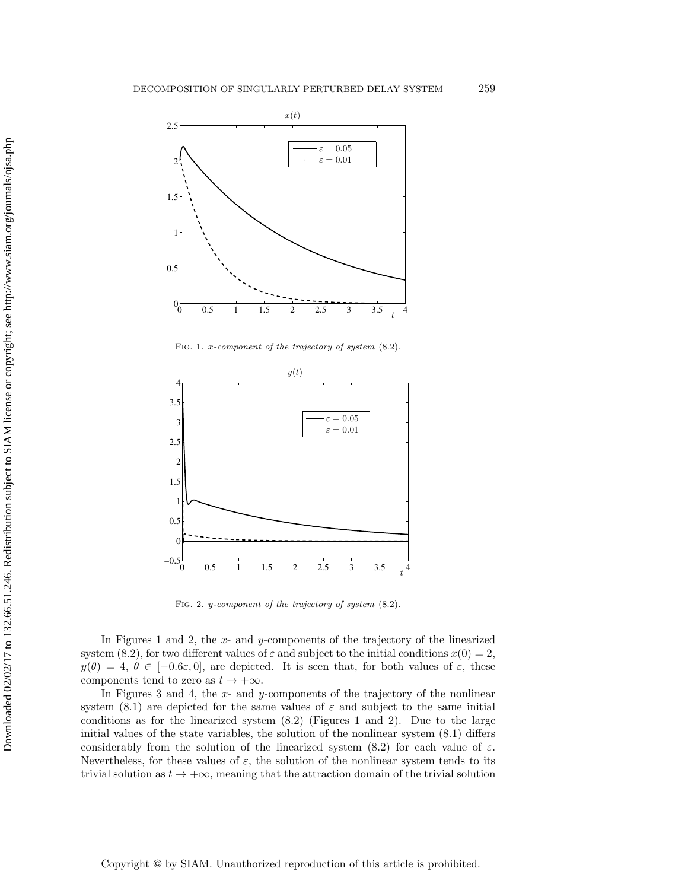Fig. 1. *x-component of the trajectory of system* (8.2).

Fig. 2. *y-component of the trajectory of system* (8.2).

In Figures 1 and 2, the $x$- and $y$-components of the trajectory of the linearized system (8.2), for two different values of $\varepsilon$ and subject to the initial conditions $x(0) = 2$, $y(\theta) = 4$, $\theta \in [-0.6\varepsilon, 0]$, are depicted. It is seen that, for both values of $\varepsilon$, these components tend to zero as $t \to +\infty$.

In Figures 3 and 4, the $x$- and $y$-components of the trajectory of the nonlinear system (8.1) are depicted for the same values of $\varepsilon$ and subject to the same initial conditions as for the linearized system (8.2) (Figures 1 and 2). Due to the large initial values of the state variables, the solution of the nonlinear system (8.1) differs considerably from the solution of the linearized system (8.2) for each value of $\varepsilon$. Nevertheless, for these values of $\varepsilon$, the solution of the nonlinear system tends to its trivial solution as $t \to +\infty$, meaning that the attraction domain of the trivial solution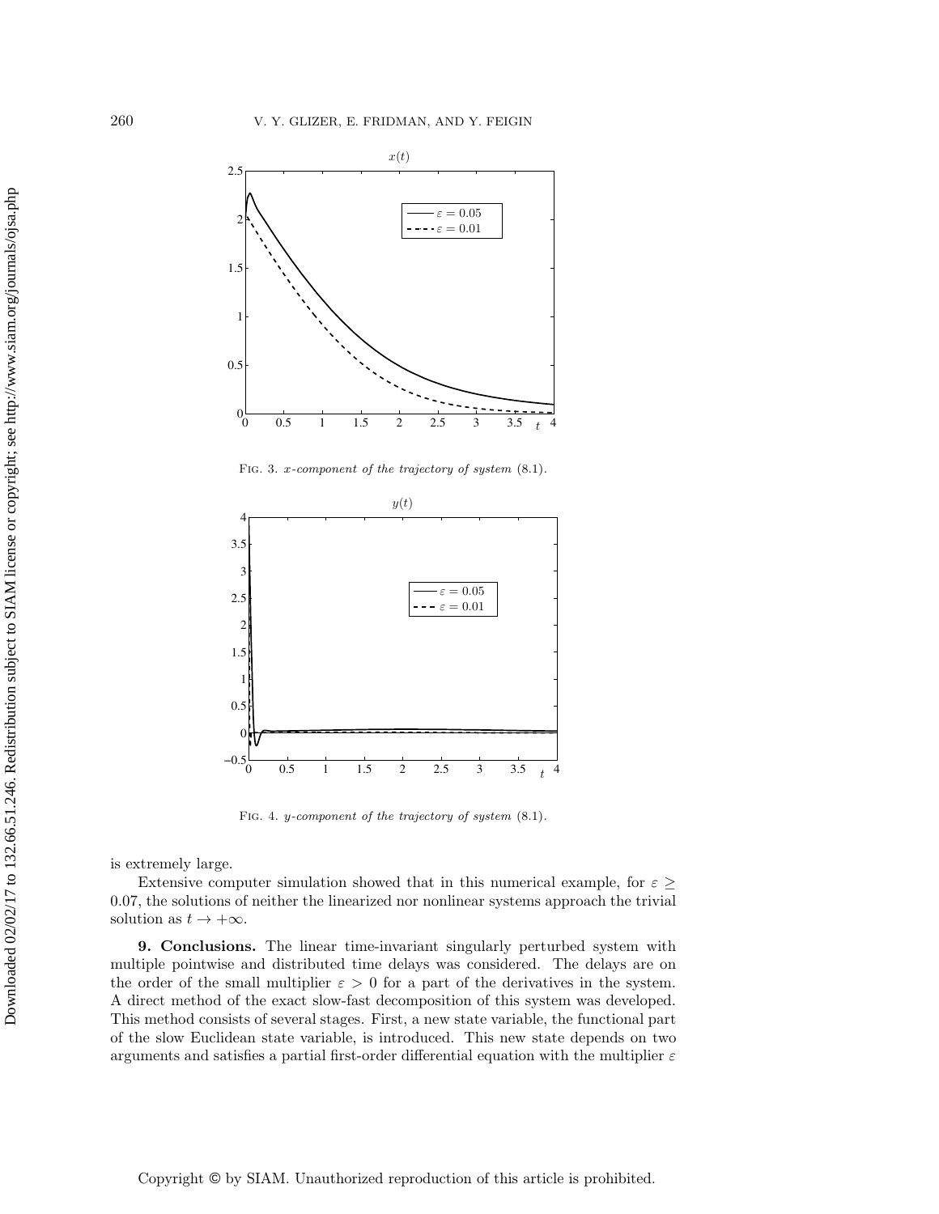FIG. 3. *x-component of the trajectory of system* (8.1).

FIG. 4. *y-component of the trajectory of system* (8.1).

is extremely large.

Extensive computer simulation showed that in this numerical example, for $\varepsilon \geq 0.07$, the solutions of neither the linearized nor nonlinear systems approach the trivial solution as $t \to +\infty$.

**9. Conclusions.** The linear time-invariant singularly perturbed system with multiple pointwise and distributed time delays was considered. The delays are on the order of the small multiplier $\varepsilon > 0$ for a part of the derivatives in the system. A direct method of the exact slow-fast decomposition of this system was developed. This method consists of several stages. First, a new state variable, the functional part of the slow Euclidean state variable, is introduced. This new state depends on two arguments and satisfies a partial first-order differential equation with the multiplier $\varepsilon$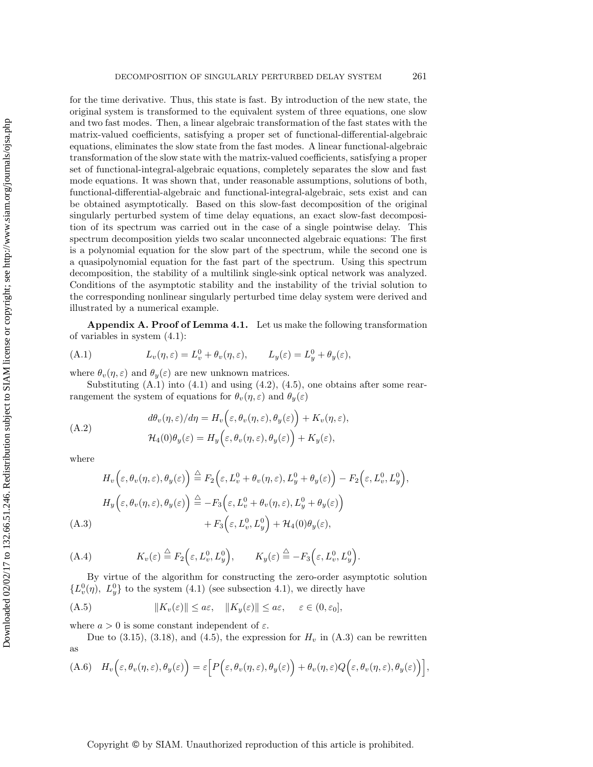for the time derivative. Thus, this state is fast. By introduction of the new state, the original system is transformed to the equivalent system of three equations, one slow and two fast modes. Then, a linear algebraic transformation of the fast states with the matrix-valued coefficients, satisfying a proper set of functional-differential-algebraic equations, eliminates the slow state from the fast modes. A linear functional-algebraic transformation of the slow state with the matrix-valued coefficients, satisfying a proper set of functional-integral-algebraic equations, completely separates the slow and fast mode equations. It was shown that, under reasonable assumptions, solutions of both, functional-differential-algebraic and functional-integral-algebraic, sets exist and can be obtained asymptotically. Based on this slow-fast decomposition of the original singularly perturbed system of time delay equations, an exact slow-fast decomposition of its spectrum was carried out in the case of a single pointwise delay. This spectrum decomposition yields two scalar unconnected algebraic equations: The first is a polynomial equation for the slow part of the spectrum, while the second one is a quasipolynomial equation for the fast part of the spectrum. Using this spectrum decomposition, the stability of a multilink single-sink optical network was analyzed. Conditions of the asymptotic stability and the instability of the trivial solution to the corresponding nonlinear singularly perturbed time delay system were derived and illustrated by a numerical example.

**Appendix A. Proof of Lemma 4.1.** Let us make the following transformation of variables in system (4.1):

$$L_v(\eta,\varepsilon) = L_v^0 + \theta_v(\eta,\varepsilon), \qquad L_y(\varepsilon) = L_y^0 + \theta_y(\varepsilon), \tag{A.1}$$

where $\theta_v(\eta,\varepsilon)$ and $\theta_y(\varepsilon)$ are new unknown matrices.

Substituting (A.1) into (4.1) and using (4.2), (4.5), one obtains after some rearrangement the system of equations for $\theta_v(\eta,\varepsilon)$ and $\theta_y(\varepsilon)$

$$\begin{aligned} d\theta_v(\eta,\varepsilon)/d\eta &= H_v\Big(\varepsilon,\theta_v(\eta,\varepsilon),\theta_y(\varepsilon)\Big) + K_v(\eta,\varepsilon),\\ \mathcal{H}_4(0)\theta_y(\varepsilon) &= H_y\Big(\varepsilon,\theta_v(\eta,\varepsilon),\theta_y(\varepsilon)\Big) + K_y(\varepsilon), \end{aligned} \tag{A.2}$$

where

$$\begin{aligned} H_v\Big(\varepsilon,\theta_v(\eta,\varepsilon),\theta_y(\varepsilon)\Big) &\overset{\triangle}{=} F_2\Big(\varepsilon, L_v^0+\theta_v(\eta,\varepsilon), L_y^0+\theta_y(\varepsilon)\Big) - F_2\Big(\varepsilon, L_v^0, L_y^0\Big),\\ H_y\Big(\varepsilon,\theta_v(\eta,\varepsilon),\theta_y(\varepsilon)\Big) &\overset{\triangle}{=} -F_3\Big(\varepsilon, L_v^0+\theta_v(\eta,\varepsilon), L_y^0+\theta_y(\varepsilon)\Big)\\ &\quad + F_3\Big(\varepsilon, L_v^0, L_y^0\Big) + \mathcal{H}_4(0)\theta_y(\varepsilon), \end{aligned} \tag{A.3}$$

$$K_v(\varepsilon) \overset{\triangle}{=} F_2\Big(\varepsilon, L_v^0, L_y^0\Big), \qquad K_y(\varepsilon) \overset{\triangle}{=} -F_3\Big(\varepsilon, L_v^0, L_y^0\Big). \tag{A.4}$$

By virtue of the algorithm for constructing the zero-order asymptotic solution $\{L_v^0(\eta),\ L_y^0\}$ to the system (4.1) (see subsection 4.1), we directly have

$$\|K_v(\varepsilon)\| \le a\varepsilon, \quad \|K_y(\varepsilon)\| \le a\varepsilon, \quad \varepsilon\in(0,\varepsilon_0], \tag{A.5}$$

where $a>0$ is some constant independent of $\varepsilon$.

Due to (3.15), (3.18), and (4.5), the expression for $H_v$ in (A.3) can be rewritten as

$$H_v\Big(\varepsilon,\theta_v(\eta,\varepsilon),\theta_y(\varepsilon)\Big) = \varepsilon\Big[P\Big(\varepsilon,\theta_v(\eta,\varepsilon),\theta_y(\varepsilon)\Big) + \theta_v(\eta,\varepsilon)Q\Big(\varepsilon,\theta_v(\eta,\varepsilon),\theta_y(\varepsilon)\Big)\Big], \tag{A.6}$$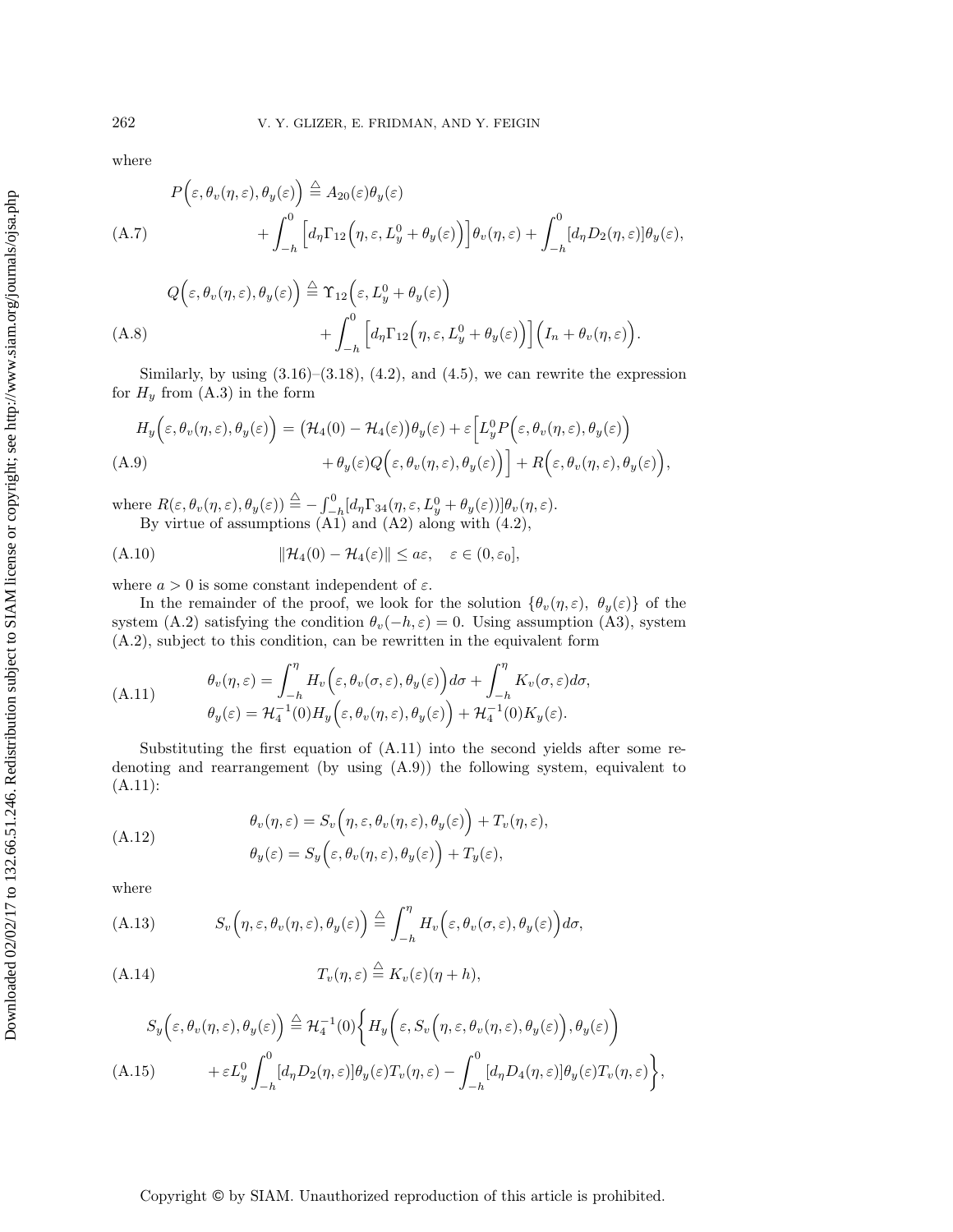where

$$
\begin{aligned}
P\Big(\varepsilon,\theta_v(\eta,\varepsilon),\theta_y(\varepsilon)\Big) &\triangleq A_{20}(\varepsilon)\theta_y(\varepsilon)\\
&\quad+\int_{-h}^{0}\Big[d_\eta\Gamma_{12}\Big(\eta,\varepsilon,L_y^0+\theta_y(\varepsilon)\Big)\Big]\theta_v(\eta,\varepsilon)+\int_{-h}^{0}[d_\eta D_2(\eta,\varepsilon)]\theta_y(\varepsilon),
\end{aligned}
\tag{A.7}
$$

$$
\begin{aligned}
Q\Big(\varepsilon,\theta_v(\eta,\varepsilon),\theta_y(\varepsilon)\Big) &\triangleq \Upsilon_{12}\Big(\varepsilon,L_y^0+\theta_y(\varepsilon)\Big)\\
&\quad+\int_{-h}^{0}\Big[d_\eta\Gamma_{12}\Big(\eta,\varepsilon,L_y^0+\theta_y(\varepsilon)\Big)\Big]\Big(I_n+\theta_v(\eta,\varepsilon)\Big).
\end{aligned}
\tag{A.8}
$$

Similarly, by using (3.16)–(3.18), (4.2), and (4.5), we can rewrite the expression for $H_y$ from (A.3) in the form

$$
\begin{aligned}
H_y\Big(\varepsilon,\theta_v(\eta,\varepsilon),\theta_y(\varepsilon)\Big) &= \big(\mathcal{H}_4(0)-\mathcal{H}_4(\varepsilon)\big)\theta_y(\varepsilon)+\varepsilon\Big[L_y^0P\Big(\varepsilon,\theta_v(\eta,\varepsilon),\theta_y(\varepsilon)\Big)\\
&\quad+\theta_y(\varepsilon)Q\Big(\varepsilon,\theta_v(\eta,\varepsilon),\theta_y(\varepsilon)\Big)\Big]+R\Big(\varepsilon,\theta_v(\eta,\varepsilon),\theta_y(\varepsilon)\Big),
\end{aligned}
\tag{A.9}
$$

where $R(\varepsilon,\theta_v(\eta,\varepsilon),\theta_y(\varepsilon))\triangleq-\int_{-h}^{0}[d_\eta\Gamma_{34}(\eta,\varepsilon,L_y^0+\theta_y(\varepsilon))]\theta_v(\eta,\varepsilon)$.

By virtue of assumptions (A1) and (A2) along with (4.2),

$$
\|\mathcal{H}_4(0)-\mathcal{H}_4(\varepsilon)\|\le a\varepsilon,\quad \varepsilon\in(0,\varepsilon_0],
\tag{A.10}
$$

where $a>0$ is some constant independent of $\varepsilon$.

In the remainder of the proof, we look for the solution $\{\theta_v(\eta,\varepsilon),\ \theta_y(\varepsilon)\}$ of the system (A.2) satisfying the condition $\theta_v(-h,\varepsilon)=0$. Using assumption (A3), system (A.2), subject to this condition, can be rewritten in the equivalent form

$$
\begin{aligned}
\theta_v(\eta,\varepsilon) &= \int_{-h}^{\eta}H_v\Big(\varepsilon,\theta_v(\sigma,\varepsilon),\theta_y(\varepsilon)\Big)d\sigma+\int_{-h}^{\eta}K_v(\sigma,\varepsilon)d\sigma,\\
\theta_y(\varepsilon) &= \mathcal{H}_4^{-1}(0)H_y\Big(\varepsilon,\theta_v(\eta,\varepsilon),\theta_y(\varepsilon)\Big)+\mathcal{H}_4^{-1}(0)K_y(\varepsilon).
\end{aligned}
\tag{A.11}
$$

Substituting the first equation of (A.11) into the second yields after some redenoting and rearrangement (by using (A.9)) the following system, equivalent to (A.11):

$$
\begin{aligned}
\theta_v(\eta,\varepsilon) &= S_v\Big(\eta,\varepsilon,\theta_v(\eta,\varepsilon),\theta_y(\varepsilon)\Big)+T_v(\eta,\varepsilon),\\
\theta_y(\varepsilon) &= S_y\Big(\varepsilon,\theta_v(\eta,\varepsilon),\theta_y(\varepsilon)\Big)+T_y(\varepsilon),
\end{aligned}
\tag{A.12}
$$

where

$$
S_v\Big(\eta,\varepsilon,\theta_v(\eta,\varepsilon),\theta_y(\varepsilon)\Big)\triangleq\int_{-h}^{\eta}H_v\Big(\varepsilon,\theta_v(\sigma,\varepsilon),\theta_y(\varepsilon)\Big)d\sigma,
\tag{A.13}
$$

$$
T_v(\eta,\varepsilon)\triangleq K_v(\varepsilon)(\eta+h),
\tag{A.14}
$$

$$
\begin{aligned}
S_y\Big(\varepsilon,\theta_v(\eta,\varepsilon),\theta_y(\varepsilon)\Big) &\triangleq \mathcal{H}_4^{-1}(0)\bigg\{H_y\bigg(\varepsilon,S_v\Big(\eta,\varepsilon,\theta_v(\eta,\varepsilon),\theta_y(\varepsilon)\Big),\theta_y(\varepsilon)\bigg)\\
&\quad+\varepsilon L_y^0\int_{-h}^{0}[d_\eta D_2(\eta,\varepsilon)]\theta_y(\varepsilon)T_v(\eta,\varepsilon)-\int_{-h}^{0}[d_\eta D_4(\eta,\varepsilon)]\theta_y(\varepsilon)T_v(\eta,\varepsilon)\bigg\},
\end{aligned}
\tag{A.15}
$$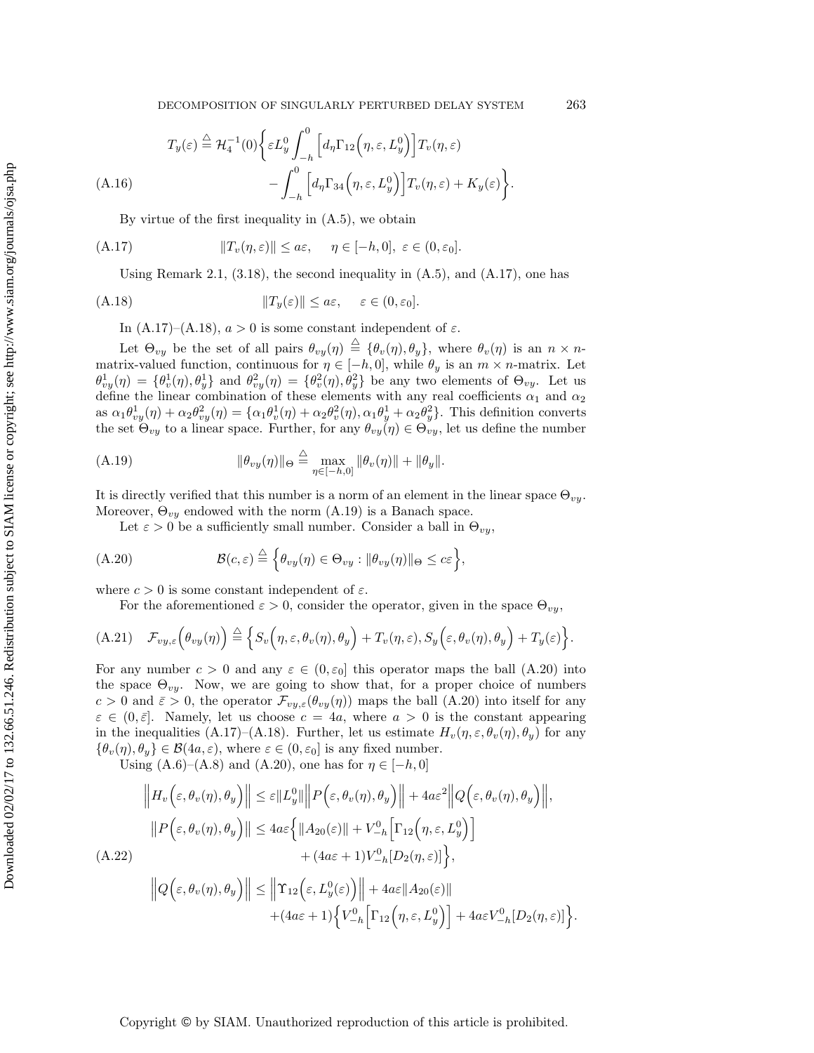$$
T_y(\varepsilon) \stackrel{\triangle}{=} \mathcal{H}_4^{-1}(0)\bigg\{\varepsilon L_y^0 \int_{-h}^{0} \Big[d_\eta \Gamma_{12}\Big(\eta, \varepsilon, L_y^0\Big)\Big] T_v(\eta, \varepsilon)
$$

$$
- \int_{-h}^{0} \Big[d_\eta \Gamma_{34}\Big(\eta, \varepsilon, L_y^0\Big)\Big] T_v(\eta, \varepsilon) + K_y(\varepsilon)\bigg\}. \tag{A.16}
$$

By virtue of the first inequality in (A.5), we obtain

$$
\|T_v(\eta, \varepsilon)\| \le a\varepsilon, \quad \eta \in [-h, 0], \; \varepsilon \in (0, \varepsilon_0]. \tag{A.17}
$$

Using Remark 2.1, (3.18), the second inequality in (A.5), and (A.17), one has

$$
\|T_y(\varepsilon)\| \le a\varepsilon, \quad \varepsilon \in (0, \varepsilon_0]. \tag{A.18}
$$

In (A.17)–(A.18), $a > 0$ is some constant independent of $\varepsilon$.

Let $\Theta_{vy}$ be the set of all pairs $\theta_{vy}(\eta) \stackrel{\triangle}{=} \{\theta_v(\eta), \theta_y\}$, where $\theta_v(\eta)$ is an $n \times n$-matrix-valued function, continuous for $\eta \in [-h, 0]$, while $\theta_y$ is an $m \times n$-matrix. Let $\theta_{vy}^1(\eta) = \{\theta_v^1(\eta), \theta_y^1\}$ and $\theta_{vy}^2(\eta) = \{\theta_v^2(\eta), \theta_y^2\}$ be any two elements of $\Theta_{vy}$. Let us define the linear combination of these elements with any real coefficients $\alpha_1$ and $\alpha_2$ as $\alpha_1\theta_{vy}^1(\eta) + \alpha_2\theta_{vy}^2(\eta) = \{\alpha_1\theta_v^1(\eta) + \alpha_2\theta_v^2(\eta), \alpha_1\theta_y^1 + \alpha_2\theta_y^2\}$. This definition converts the set $\Theta_{vy}$ to a linear space. Further, for any $\theta_{vy}(\eta) \in \Theta_{vy}$, let us define the number

$$
\|\theta_{vy}(\eta)\|_\Theta \stackrel{\triangle}{=} \max_{\eta \in [-h,0]} \|\theta_v(\eta)\| + \|\theta_y\|. \tag{A.19}
$$

It is directly verified that this number is a norm of an element in the linear space $\Theta_{vy}$. Moreover, $\Theta_{vy}$ endowed with the norm (A.19) is a Banach space.

Let $\varepsilon > 0$ be a sufficiently small number. Consider a ball in $\Theta_{vy}$,

$$
\mathcal{B}(c, \varepsilon) \stackrel{\triangle}{=} \Big\{\theta_{vy}(\eta) \in \Theta_{vy} : \|\theta_{vy}(\eta)\|_\Theta \le c\varepsilon\Big\}, \tag{A.20}
$$

where $c > 0$ is some constant independent of $\varepsilon$.

For the aforementioned $\varepsilon > 0$, consider the operator, given in the space $\Theta_{vy}$,

$$
\mathcal{F}_{vy,\varepsilon}\Big(\theta_{vy}(\eta)\Big) \stackrel{\triangle}{=} \Big\{S_v\Big(\eta, \varepsilon, \theta_v(\eta), \theta_y\Big) + T_v(\eta, \varepsilon), S_y\Big(\varepsilon, \theta_v(\eta), \theta_y\Big) + T_y(\varepsilon)\Big\}. \tag{A.21}
$$

For any number $c > 0$ and any $\varepsilon \in (0, \varepsilon_0]$ this operator maps the ball (A.20) into the space $\Theta_{vy}$. Now, we are going to show that, for a proper choice of numbers $c > 0$ and $\bar{\varepsilon} > 0$, the operator $\mathcal{F}_{vy,\varepsilon}(\theta_{vy}(\eta))$ maps the ball (A.20) into itself for any $\varepsilon \in (0, \bar{\varepsilon}]$. Namely, let us choose $c = 4a$, where $a > 0$ is the constant appearing in the inequalities (A.17)–(A.18). Further, let us estimate $H_v(\eta, \varepsilon, \theta_v(\eta), \theta_y)$ for any $\{\theta_v(\eta), \theta_y\} \in \mathcal{B}(4a, \varepsilon)$, where $\varepsilon \in (0, \varepsilon_0]$ is any fixed number.

Using (A.6)–(A.8) and (A.20), one has for $\eta \in [-h, 0]$

$$
\Big\|H_v\Big(\varepsilon, \theta_v(\eta), \theta_y\Big)\Big\| \le \varepsilon\|L_y^0\|\Big\|P\Big(\varepsilon, \theta_v(\eta), \theta_y\Big)\Big\| + 4a\varepsilon^2\Big\|Q\Big(\varepsilon, \theta_v(\eta), \theta_y\Big)\Big\|,
$$

$$
\Big\|P\Big(\varepsilon, \theta_v(\eta), \theta_y\Big)\Big\| \le 4a\varepsilon\Big\{\|A_{20}(\varepsilon)\| + V_{-h}^0\Big[\Gamma_{12}\Big(\eta, \varepsilon, L_y^0\Big)\Big]
$$

$$
+ (4a\varepsilon + 1)V_{-h}^0[D_2(\eta, \varepsilon)]\Big\}, \tag{A.22}
$$

$$
\Big\|Q\Big(\varepsilon, \theta_v(\eta), \theta_y\Big)\Big\| \le \Big\|\Upsilon_{12}\Big(\varepsilon, L_y^0(\varepsilon)\Big)\Big\| + 4a\varepsilon\|A_{20}(\varepsilon)\|
$$

$$
+ (4a\varepsilon + 1)\Big\{V_{-h}^0\Big[\Gamma_{12}\Big(\eta, \varepsilon, L_y^0\Big)\Big] + 4a\varepsilon V_{-h}^0[D_2(\eta, \varepsilon)]\Big\}.
$$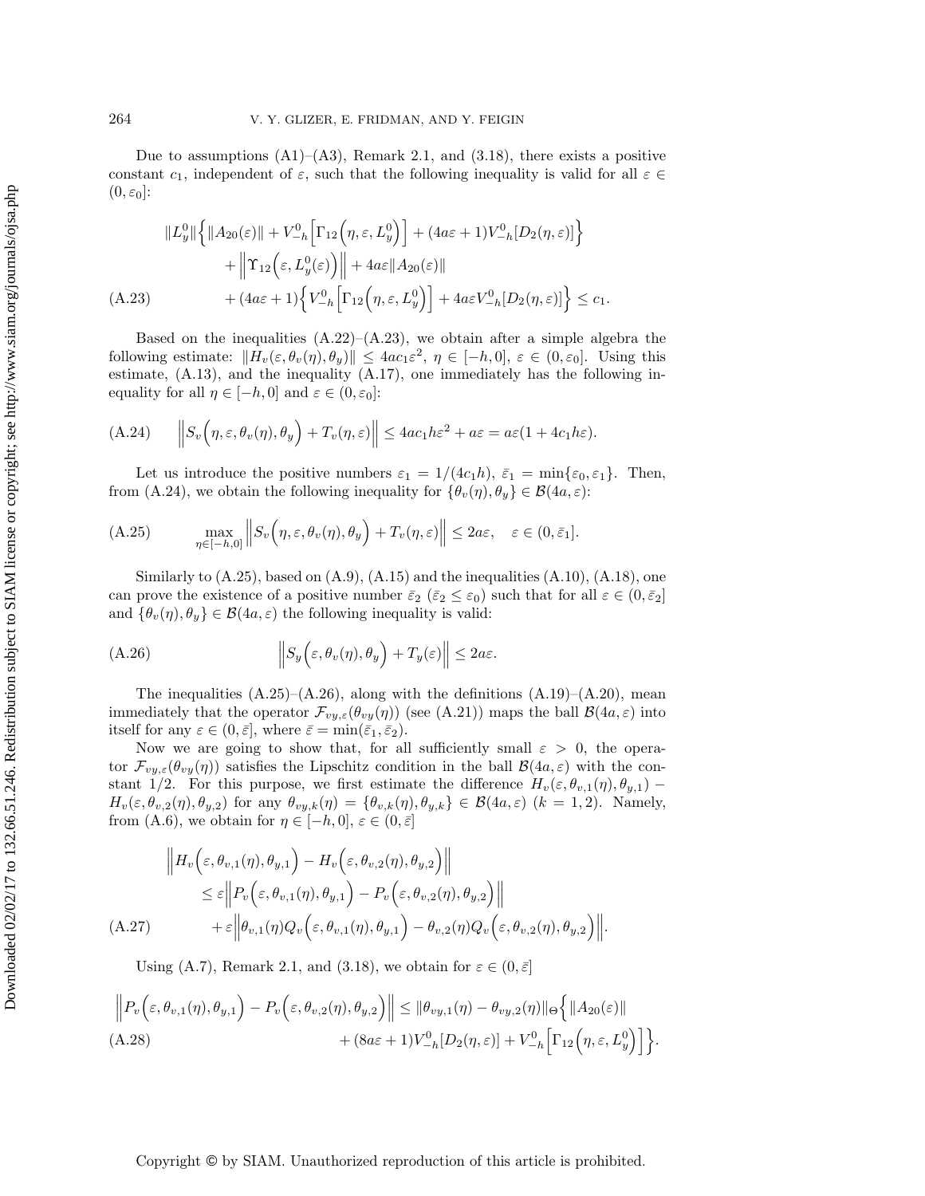Due to assumptions (A1)–(A3), Remark 2.1, and (3.18), there exists a positive constant $c_1$, independent of $\varepsilon$, such that the following inequality is valid for all $\varepsilon \in (0, \varepsilon_0]$:

$$
\begin{aligned}
&\|L_y^0\|\Big\{\|A_{20}(\varepsilon)\| + V_{-h}^0\Big[\Gamma_{12}\Big(\eta,\varepsilon,L_y^0\Big)\Big] + (4a\varepsilon+1)V_{-h}^0[D_2(\eta,\varepsilon)]\Big\} \\
&\quad + \Big\|\Upsilon_{12}\Big(\varepsilon, L_y^0(\varepsilon)\Big)\Big\| + 4a\varepsilon\|A_{20}(\varepsilon)\| \\
&\quad + (4a\varepsilon+1)\Big\{V_{-h}^0\Big[\Gamma_{12}\Big(\eta,\varepsilon,L_y^0\Big)\Big] + 4a\varepsilon V_{-h}^0[D_2(\eta,\varepsilon)]\Big\} \le c_1. 
\end{aligned} \tag{A.23}
$$

Based on the inequalities (A.22)–(A.23), we obtain after a simple algebra the following estimate: $\|H_v(\varepsilon,\theta_v(\eta),\theta_y)\| \le 4ac_1\varepsilon^2$, $\eta \in [-h, 0]$, $\varepsilon \in (0, \varepsilon_0]$. Using this estimate, (A.13), and the inequality (A.17), one immediately has the following inequality for all $\eta \in [-h, 0]$ and $\varepsilon \in (0, \varepsilon_0]$:

$$
\Big\|S_v\Big(\eta,\varepsilon,\theta_v(\eta),\theta_y\Big) + T_v(\eta,\varepsilon)\Big\| \le 4ac_1h\varepsilon^2 + a\varepsilon = a\varepsilon(1 + 4c_1h\varepsilon). \tag{A.24}
$$

Let us introduce the positive numbers $\varepsilon_1 = 1/(4c_1h)$, $\bar{\varepsilon}_1 = \min\{\varepsilon_0, \varepsilon_1\}$. Then, from (A.24), we obtain the following inequality for $\{\theta_v(\eta), \theta_y\} \in \mathcal{B}(4a, \varepsilon)$:

$$
\max_{\eta\in[-h,0]}\Big\|S_v\Big(\eta,\varepsilon,\theta_v(\eta),\theta_y\Big) + T_v(\eta,\varepsilon)\Big\| \le 2a\varepsilon, \quad \varepsilon \in (0, \bar{\varepsilon}_1]. \tag{A.25}
$$

Similarly to (A.25), based on (A.9), (A.15) and the inequalities (A.10), (A.18), one can prove the existence of a positive number $\bar{\varepsilon}_2$ ($\bar{\varepsilon}_2 \le \varepsilon_0$) such that for all $\varepsilon \in (0, \bar{\varepsilon}_2]$ and $\{\theta_v(\eta), \theta_y\} \in \mathcal{B}(4a, \varepsilon)$ the following inequality is valid:

$$
\Big\|S_y\Big(\varepsilon,\theta_v(\eta),\theta_y\Big) + T_y(\varepsilon)\Big\| \le 2a\varepsilon. \tag{A.26}
$$

The inequalities (A.25)–(A.26), along with the definitions (A.19)–(A.20), mean immediately that the operator $\mathcal{F}_{vy,\varepsilon}(\theta_{vy}(\eta))$ (see (A.21)) maps the ball $\mathcal{B}(4a, \varepsilon)$ into itself for any $\varepsilon \in (0, \bar{\varepsilon}]$, where $\bar{\varepsilon} = \min(\bar{\varepsilon}_1, \bar{\varepsilon}_2)$.

Now we are going to show that, for all sufficiently small $\varepsilon > 0$, the operator $\mathcal{F}_{vy,\varepsilon}(\theta_{vy}(\eta))$ satisfies the Lipschitz condition in the ball $\mathcal{B}(4a, \varepsilon)$ with the constant 1/2. For this purpose, we first estimate the difference $H_v(\varepsilon, \theta_{v,1}(\eta), \theta_{y,1}) - H_v(\varepsilon, \theta_{v,2}(\eta), \theta_{y,2})$ for any $\theta_{vy,k}(\eta) = \{\theta_{v,k}(\eta), \theta_{y,k}\} \in \mathcal{B}(4a, \varepsilon)$ ($k = 1, 2$). Namely, from (A.6), we obtain for $\eta \in [-h, 0]$, $\varepsilon \in (0, \bar{\varepsilon}]$

$$
\begin{aligned}
&\Big\|H_v\Big(\varepsilon,\theta_{v,1}(\eta),\theta_{y,1}\Big) - H_v\Big(\varepsilon,\theta_{v,2}(\eta),\theta_{y,2}\Big)\Big\| \\
&\quad \le \varepsilon\Big\|P_v\Big(\varepsilon,\theta_{v,1}(\eta),\theta_{y,1}\Big) - P_v\Big(\varepsilon,\theta_{v,2}(\eta),\theta_{y,2}\Big)\Big\| \\
&\quad + \varepsilon\Big\|\theta_{v,1}(\eta)Q_v\Big(\varepsilon,\theta_{v,1}(\eta),\theta_{y,1}\Big) - \theta_{v,2}(\eta)Q_v\Big(\varepsilon,\theta_{v,2}(\eta),\theta_{y,2}\Big)\Big\|.
\end{aligned} \tag{A.27}
$$

Using (A.7), Remark 2.1, and (3.18), we obtain for $\varepsilon \in (0, \bar{\varepsilon}]$

$$
\begin{aligned}
\Big\|P_v\Big(\varepsilon,\theta_{v,1}(\eta),\theta_{y,1}\Big) - P_v\Big(\varepsilon,\theta_{v,2}(\eta),\theta_{y,2}\Big)\Big\| &\le \|\theta_{vy,1}(\eta) - \theta_{vy,2}(\eta)\|_{\Theta}\Big\{\|A_{20}(\varepsilon)\| \\
&\quad + (8a\varepsilon+1)V_{-h}^0[D_2(\eta,\varepsilon)] + V_{-h}^0\Big[\Gamma_{12}\Big(\eta,\varepsilon,L_y^0\Big)\Big]\Big\}.
\end{aligned} \tag{A.28}
$$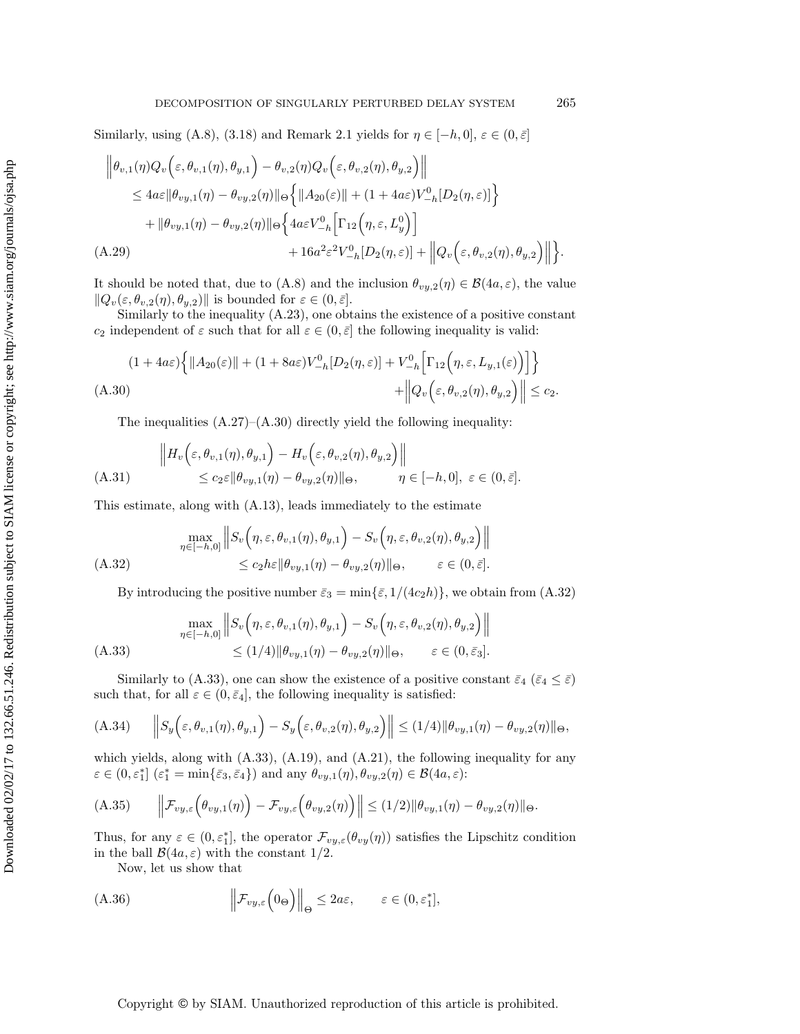Similarly, using (A.8), (3.18) and Remark 2.1 yields for $\eta \in [-h, 0]$, $\varepsilon \in (0, \bar{\varepsilon}]$

$$
\begin{aligned}
&\Big\| \theta_{v,1}(\eta) Q_v\Big(\varepsilon, \theta_{v,1}(\eta), \theta_{y,1}\Big) - \theta_{v,2}(\eta) Q_v\Big(\varepsilon, \theta_{v,2}(\eta), \theta_{y,2}\Big) \Big\| \\
&\quad \le 4a\varepsilon \|\theta_{vy,1}(\eta) - \theta_{vy,2}(\eta)\|_\Theta \Big\{ \|A_{20}(\varepsilon)\| + (1 + 4a\varepsilon) V_{-h}^0 [D_2(\eta, \varepsilon)] \Big\} \\
&\qquad + \|\theta_{vy,1}(\eta) - \theta_{vy,2}(\eta)\|_\Theta \Big\{ 4a\varepsilon V_{-h}^0 \Big[ \Gamma_{12}\Big(\eta, \varepsilon, L_y^0\Big) \Big] \\
&\qquad\qquad + 16a^2\varepsilon^2 V_{-h}^0 [D_2(\eta, \varepsilon)] + \Big\| Q_v\Big(\varepsilon, \theta_{v,2}(\eta), \theta_{y,2}\Big) \Big\| \Big\}.
\end{aligned} \tag{A.29}
$$

It should be noted that, due to (A.8) and the inclusion $\theta_{vy,2}(\eta) \in \mathcal{B}(4a, \varepsilon)$, the value $\|Q_v(\varepsilon, \theta_{v,2}(\eta), \theta_{y,2})\|$ is bounded for $\varepsilon \in (0, \bar{\varepsilon}]$.

Similarly to the inequality (A.23), one obtains the existence of a positive constant $c_2$ independent of $\varepsilon$ such that for all $\varepsilon \in (0, \bar{\varepsilon}]$ the following inequality is valid:

$$
\begin{aligned}
(1 + 4a\varepsilon) \Big\{ \|A_{20}(\varepsilon)\| + (1 + 8a\varepsilon) V_{-h}^0 [D_2(\eta, \varepsilon)] + V_{-h}^0 \Big[ \Gamma_{12}\Big(\eta, \varepsilon, L_{y,1}(\varepsilon)\Big) \Big] \Big\} \\
+ \Big\| Q_v\Big(\varepsilon, \theta_{v,2}(\eta), \theta_{y,2}\Big) \Big\| \le c_2.
\end{aligned} \tag{A.30}
$$

The inequalities (A.27)–(A.30) directly yield the following inequality:

$$
\begin{aligned}
&\Big\| H_v\Big(\varepsilon, \theta_{v,1}(\eta), \theta_{y,1}\Big) - H_v\Big(\varepsilon, \theta_{v,2}(\eta), \theta_{y,2}\Big) \Big\| \\
&\qquad \le c_2 \varepsilon \|\theta_{vy,1}(\eta) - \theta_{vy,2}(\eta)\|_\Theta, \qquad \eta \in [-h, 0],\ \varepsilon \in (0, \bar{\varepsilon}].
\end{aligned} \tag{A.31}
$$

This estimate, along with (A.13), leads immediately to the estimate

$$
\begin{aligned}
&\max_{\eta \in [-h,0]} \Big\| S_v\Big(\eta, \varepsilon, \theta_{v,1}(\eta), \theta_{y,1}\Big) - S_v\Big(\eta, \varepsilon, \theta_{v,2}(\eta), \theta_{y,2}\Big) \Big\| \\
&\qquad \le c_2 h \varepsilon \|\theta_{vy,1}(\eta) - \theta_{vy,2}(\eta)\|_\Theta, \qquad \varepsilon \in (0, \bar{\varepsilon}].
\end{aligned} \tag{A.32}
$$

By introducing the positive number $\bar{\varepsilon}_3 = \min\{\bar{\varepsilon}, 1/(4c_2h)\}$, we obtain from (A.32)

$$
\begin{aligned}
&\max_{\eta \in [-h,0]} \Big\| S_v\Big(\eta, \varepsilon, \theta_{v,1}(\eta), \theta_{y,1}\Big) - S_v\Big(\eta, \varepsilon, \theta_{v,2}(\eta), \theta_{y,2}\Big) \Big\| \\
&\qquad \le (1/4) \|\theta_{vy,1}(\eta) - \theta_{vy,2}(\eta)\|_\Theta, \qquad \varepsilon \in (0, \bar{\varepsilon}_3].
\end{aligned} \tag{A.33}
$$

Similarly to (A.33), one can show the existence of a positive constant $\bar{\varepsilon}_4$ ($\bar{\varepsilon}_4 \le \bar{\varepsilon}$) such that, for all $\varepsilon \in (0, \bar{\varepsilon}_4]$, the following inequality is satisfied:

$$
\Big\| S_y\Big(\varepsilon, \theta_{v,1}(\eta), \theta_{y,1}\Big) - S_y\Big(\varepsilon, \theta_{v,2}(\eta), \theta_{y,2}\Big) \Big\| \le (1/4) \|\theta_{vy,1}(\eta) - \theta_{vy,2}(\eta)\|_\Theta, \tag{A.34}
$$

which yields, along with (A.33), (A.19), and (A.21), the following inequality for any $\varepsilon \in (0, \varepsilon_1^*]$ ($\varepsilon_1^* = \min\{\bar{\varepsilon}_3, \bar{\varepsilon}_4\}$) and any $\theta_{vy,1}(\eta), \theta_{vy,2}(\eta) \in \mathcal{B}(4a, \varepsilon)$:

$$
\Big\| \mathcal{F}_{vy,\varepsilon}\Big(\theta_{vy,1}(\eta)\Big) - \mathcal{F}_{vy,\varepsilon}\Big(\theta_{vy,2}(\eta)\Big) \Big\| \le (1/2) \|\theta_{vy,1}(\eta) - \theta_{vy,2}(\eta)\|_\Theta. \tag{A.35}
$$

Thus, for any $\varepsilon \in (0, \varepsilon_1^*]$, the operator $\mathcal{F}_{vy,\varepsilon}(\theta_{vy}(\eta))$ satisfies the Lipschitz condition in the ball $\mathcal{B}(4a, \varepsilon)$ with the constant $1/2$.

Now, let us show that

$$
\Big\| \mathcal{F}_{vy,\varepsilon}\Big(0_\Theta\Big) \Big\|_\Theta \le 2a\varepsilon, \qquad \varepsilon \in (0, \varepsilon_1^*], \tag{A.36}
$$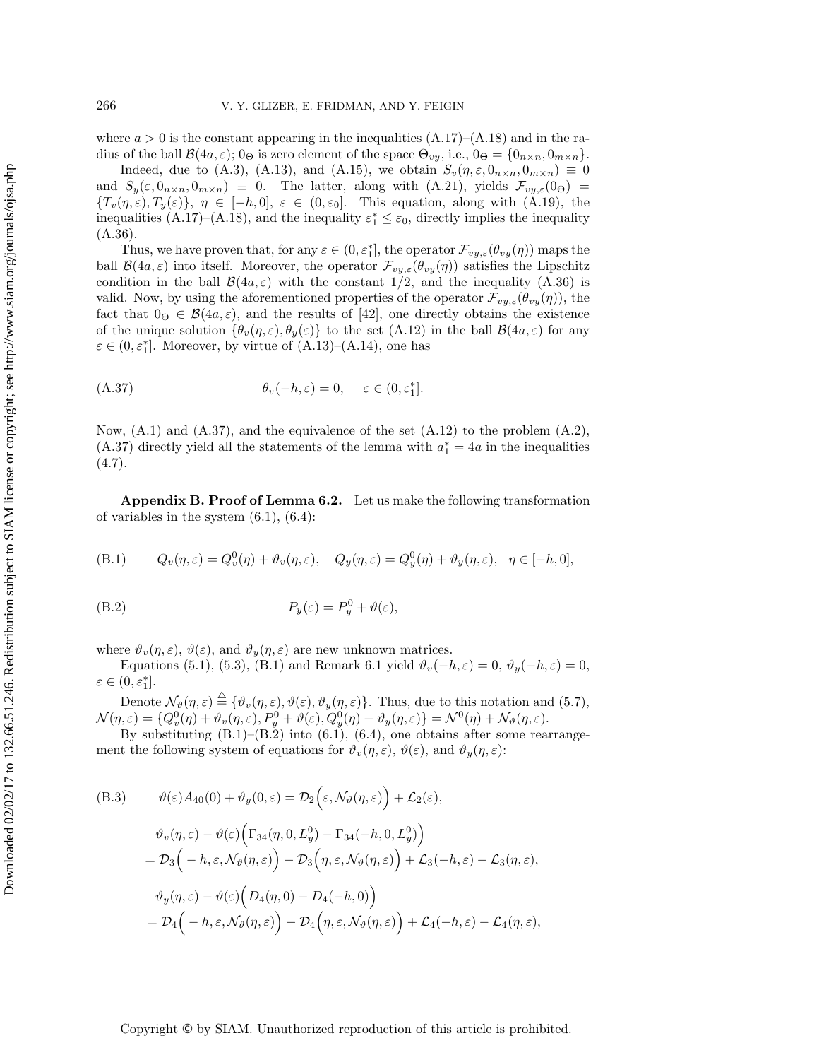where $a > 0$ is the constant appearing in the inequalities (A.17)–(A.18) and in the radius of the ball $\mathcal{B}(4a, \varepsilon)$; $0_\Theta$ is zero element of the space $\Theta_{vy}$, i.e., $0_\Theta = \{0_{n\times n}, 0_{m\times n}\}$.

Indeed, due to (A.3), (A.13), and (A.15), we obtain $S_v(\eta, \varepsilon, 0_{n\times n}, 0_{m\times n}) \equiv 0$ and $S_y(\varepsilon, 0_{n\times n}, 0_{m\times n}) \equiv 0$. The latter, along with (A.21), yields $\mathcal{F}_{vy,\varepsilon}(0_\Theta) = \{T_v(\eta, \varepsilon), T_y(\varepsilon)\}$, $\eta \in [-h, 0]$, $\varepsilon \in (0, \varepsilon_0]$. This equation, along with (A.19), the inequalities (A.17)–(A.18), and the inequality $\varepsilon_1^* \le \varepsilon_0$, directly implies the inequality (A.36).

Thus, we have proven that, for any $\varepsilon \in (0, \varepsilon_1^*]$, the operator $\mathcal{F}_{vy,\varepsilon}(\theta_{vy}(\eta))$ maps the ball $\mathcal{B}(4a, \varepsilon)$ into itself. Moreover, the operator $\mathcal{F}_{vy,\varepsilon}(\theta_{vy}(\eta))$ satisfies the Lipschitz condition in the ball $\mathcal{B}(4a, \varepsilon)$ with the constant $1/2$, and the inequality (A.36) is valid. Now, by using the aforementioned properties of the operator $\mathcal{F}_{vy,\varepsilon}(\theta_{vy}(\eta))$, the fact that $0_\Theta \in \mathcal{B}(4a, \varepsilon)$, and the results of [42], one directly obtains the existence of the unique solution $\{\theta_v(\eta, \varepsilon), \theta_y(\varepsilon)\}$ to the set (A.12) in the ball $\mathcal{B}(4a, \varepsilon)$ for any $\varepsilon \in (0, \varepsilon_1^*]$. Moreover, by virtue of (A.13)–(A.14), one has

$$\theta_v(-h, \varepsilon) = 0, \quad \varepsilon \in (0, \varepsilon_1^*]. \tag{A.37}$$

Now, (A.1) and (A.37), and the equivalence of the set (A.12) to the problem (A.2), (A.37) directly yield all the statements of the lemma with $a_1^* = 4a$ in the inequalities (4.7).

## Appendix B. Proof of Lemma 6.2.

Let us make the following transformation of variables in the system (6.1), (6.4):

$$Q_v(\eta, \varepsilon) = Q_v^0(\eta) + \vartheta_v(\eta, \varepsilon), \quad Q_y(\eta, \varepsilon) = Q_y^0(\eta) + \vartheta_y(\eta, \varepsilon), \quad \eta \in [-h, 0], \tag{B.1}$$

$$P_y(\varepsilon) = P_y^0 + \vartheta(\varepsilon), \tag{B.2}$$

where $\vartheta_v(\eta, \varepsilon)$, $\vartheta(\varepsilon)$, and $\vartheta_y(\eta, \varepsilon)$ are new unknown matrices.

Equations (5.1), (5.3), (B.1) and Remark 6.1 yield $\vartheta_v(-h, \varepsilon) = 0$, $\vartheta_y(-h, \varepsilon) = 0$, $\varepsilon \in (0, \varepsilon_1^*]$.

Denote $\mathcal{N}_\vartheta(\eta, \varepsilon) \stackrel{\triangle}{=} \{\vartheta_v(\eta, \varepsilon), \vartheta(\varepsilon), \vartheta_y(\eta, \varepsilon)\}$. Thus, due to this notation and (5.7), $\mathcal{N}(\eta, \varepsilon) = \{Q_v^0(\eta) + \vartheta_v(\eta, \varepsilon), P_y^0 + \vartheta(\varepsilon), Q_y^0(\eta) + \vartheta_y(\eta, \varepsilon)\} = \mathcal{N}^0(\eta) + \mathcal{N}_\vartheta(\eta, \varepsilon)$.

By substituting (B.1)–(B.2) into (6.1), (6.4), one obtains after some rearrangement the following system of equations for $\vartheta_v(\eta, \varepsilon)$, $\vartheta(\varepsilon)$, and $\vartheta_y(\eta, \varepsilon)$:

$$\vartheta(\varepsilon) A_{40}(0) + \vartheta_y(0, \varepsilon) = \mathcal{D}_2\Big(\varepsilon, \mathcal{N}_\vartheta(\eta, \varepsilon)\Big) + \mathcal{L}_2(\varepsilon), \tag{B.3}$$

$$\begin{aligned}
&\vartheta_v(\eta, \varepsilon) - \vartheta(\varepsilon)\Big(\Gamma_{34}(\eta, 0, L_y^0) - \Gamma_{34}(-h, 0, L_y^0)\Big) \\
&= \mathcal{D}_3\Big(-h, \varepsilon, \mathcal{N}_\vartheta(\eta, \varepsilon)\Big) - \mathcal{D}_3\Big(\eta, \varepsilon, \mathcal{N}_\vartheta(\eta, \varepsilon)\Big) + \mathcal{L}_3(-h, \varepsilon) - \mathcal{L}_3(\eta, \varepsilon),
\end{aligned}$$

$$\begin{aligned}
&\vartheta_y(\eta, \varepsilon) - \vartheta(\varepsilon)\Big(D_4(\eta, 0) - D_4(-h, 0)\Big) \\
&= \mathcal{D}_4\Big(-h, \varepsilon, \mathcal{N}_\vartheta(\eta, \varepsilon)\Big) - \mathcal{D}_4\Big(\eta, \varepsilon, \mathcal{N}_\vartheta(\eta, \varepsilon)\Big) + \mathcal{L}_4(-h, \varepsilon) - \mathcal{L}_4(\eta, \varepsilon),
\end{aligned}$$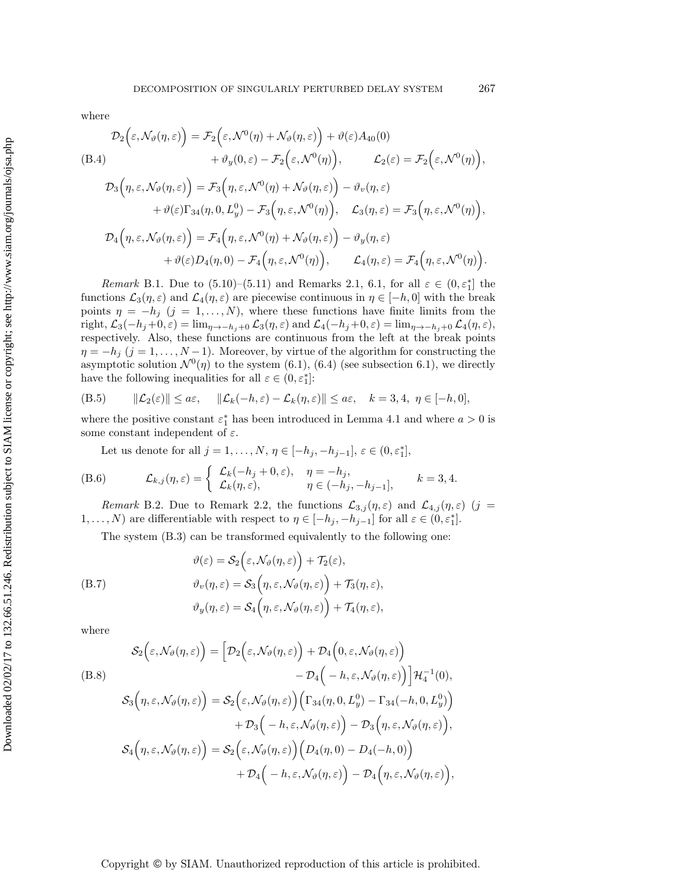where

$$
\begin{aligned}
\mathcal{D}_2\Big(\varepsilon,\mathcal{N}_\vartheta(\eta,\varepsilon)\Big) &= \mathcal{F}_2\Big(\varepsilon,\mathcal{N}^0(\eta)+\mathcal{N}_\vartheta(\eta,\varepsilon)\Big)+\vartheta(\varepsilon)A_{40}(0)\\
&\quad +\vartheta_y(0,\varepsilon)-\mathcal{F}_2\Big(\varepsilon,\mathcal{N}^0(\eta)\Big), \qquad \mathcal{L}_2(\varepsilon)=\mathcal{F}_2\Big(\varepsilon,\mathcal{N}^0(\eta)\Big),\\
\mathcal{D}_3\Big(\eta,\varepsilon,\mathcal{N}_\vartheta(\eta,\varepsilon)\Big) &= \mathcal{F}_3\Big(\eta,\varepsilon,\mathcal{N}^0(\eta)+\mathcal{N}_\vartheta(\eta,\varepsilon)\Big)-\vartheta_v(\eta,\varepsilon)\\
&\quad +\vartheta(\varepsilon)\Gamma_{34}(\eta,0,L_y^0)-\mathcal{F}_3\Big(\eta,\varepsilon,\mathcal{N}^0(\eta)\Big), \quad \mathcal{L}_3(\eta,\varepsilon)=\mathcal{F}_3\Big(\eta,\varepsilon,\mathcal{N}^0(\eta)\Big),\\
\mathcal{D}_4\Big(\eta,\varepsilon,\mathcal{N}_\vartheta(\eta,\varepsilon)\Big) &= \mathcal{F}_4\Big(\eta,\varepsilon,\mathcal{N}^0(\eta)+\mathcal{N}_\vartheta(\eta,\varepsilon)\Big)-\vartheta_y(\eta,\varepsilon)\\
&\quad +\vartheta(\varepsilon)D_4(\eta,0)-\mathcal{F}_4\Big(\eta,\varepsilon,\mathcal{N}^0(\eta)\Big), \qquad \mathcal{L}_4(\eta,\varepsilon)=\mathcal{F}_4\Big(\eta,\varepsilon,\mathcal{N}^0(\eta)\Big).
\end{aligned}
\tag{B.4}
$$

*Remark* B.1. Due to (5.10)–(5.11) and Remarks 2.1, 6.1, for all $\varepsilon\in(0,\varepsilon_1^*]$ the functions $\mathcal{L}_3(\eta,\varepsilon)$ and $\mathcal{L}_4(\eta,\varepsilon)$ are piecewise continuous in $\eta\in[-h,0]$ with the break points $\eta=-h_j$ $(j=1,\dots,N)$, where these functions have finite limits from the right, $\mathcal{L}_3(-h_j+0,\varepsilon)=\lim_{\eta\to -h_j+0}\mathcal{L}_3(\eta,\varepsilon)$ and $\mathcal{L}_4(-h_j+0,\varepsilon)=\lim_{\eta\to -h_j+0}\mathcal{L}_4(\eta,\varepsilon)$, respectively. Also, these functions are continuous from the left at the break points $\eta=-h_j$ $(j=1,\dots,N-1)$. Moreover, by virtue of the algorithm for constructing the asymptotic solution $\mathcal{N}^0(\eta)$ to the system (6.1), (6.4) (see subsection 6.1), we directly have the following inequalities for all $\varepsilon\in(0,\varepsilon_1^*]$:

$$
\|\mathcal{L}_2(\varepsilon)\|\le a\varepsilon, \quad \|\mathcal{L}_k(-h,\varepsilon)-\mathcal{L}_k(\eta,\varepsilon)\|\le a\varepsilon, \quad k=3,4,\ \eta\in[-h,0],
\tag{B.5}
$$

where the positive constant $\varepsilon_1^*$ has been introduced in Lemma 4.1 and where $a>0$ is some constant independent of $\varepsilon$.

Let us denote for all $j=1,\dots,N$, $\eta\in[-h_j,-h_{j-1}]$, $\varepsilon\in(0,\varepsilon_1^*]$,

$$
\mathcal{L}_{k,j}(\eta,\varepsilon)=\begin{cases}\mathcal{L}_k(-h_j+0,\varepsilon), & \eta=-h_j,\\ \mathcal{L}_k(\eta,\varepsilon), & \eta\in(-h_j,-h_{j-1}],\end{cases}\qquad k=3,4.
\tag{B.6}
$$

*Remark* B.2. Due to Remark 2.2, the functions $\mathcal{L}_{3,j}(\eta,\varepsilon)$ and $\mathcal{L}_{4,j}(\eta,\varepsilon)$ $(j=1,\dots,N)$ are differentiable with respect to $\eta\in[-h_j,-h_{j-1}]$ for all $\varepsilon\in(0,\varepsilon_1^*]$.

The system (B.3) can be transformed equivalently to the following one:

$$
\begin{aligned}
\vartheta(\varepsilon) &= \mathcal{S}_2\Big(\varepsilon,\mathcal{N}_\vartheta(\eta,\varepsilon)\Big)+\mathcal{T}_2(\varepsilon),\\
\vartheta_v(\eta,\varepsilon) &= \mathcal{S}_3\Big(\eta,\varepsilon,\mathcal{N}_\vartheta(\eta,\varepsilon)\Big)+\mathcal{T}_3(\eta,\varepsilon),\\
\vartheta_y(\eta,\varepsilon) &= \mathcal{S}_4\Big(\eta,\varepsilon,\mathcal{N}_\vartheta(\eta,\varepsilon)\Big)+\mathcal{T}_4(\eta,\varepsilon),
\end{aligned}
\tag{B.7}
$$

where

$$
\begin{aligned}
\mathcal{S}_2\Big(\varepsilon,\mathcal{N}_\vartheta(\eta,\varepsilon)\Big) &= \Big[\mathcal{D}_2\Big(\varepsilon,\mathcal{N}_\vartheta(\eta,\varepsilon)\Big)+\mathcal{D}_4\Big(0,\varepsilon,\mathcal{N}_\vartheta(\eta,\varepsilon)\Big)\\
&\quad -\mathcal{D}_4\Big(-h,\varepsilon,\mathcal{N}_\vartheta(\eta,\varepsilon)\Big)\Big]\mathcal{H}_4^{-1}(0),\\
\mathcal{S}_3\Big(\eta,\varepsilon,\mathcal{N}_\vartheta(\eta,\varepsilon)\Big) &= \mathcal{S}_2\Big(\varepsilon,\mathcal{N}_\vartheta(\eta,\varepsilon)\Big)\Big(\Gamma_{34}(\eta,0,L_y^0)-\Gamma_{34}(-h,0,L_y^0)\Big)\\
&\quad +\mathcal{D}_3\Big(-h,\varepsilon,\mathcal{N}_\vartheta(\eta,\varepsilon)\Big)-\mathcal{D}_3\Big(\eta,\varepsilon,\mathcal{N}_\vartheta(\eta,\varepsilon)\Big),\\
\mathcal{S}_4\Big(\eta,\varepsilon,\mathcal{N}_\vartheta(\eta,\varepsilon)\Big) &= \mathcal{S}_2\Big(\varepsilon,\mathcal{N}_\vartheta(\eta,\varepsilon)\Big)\Big(D_4(\eta,0)-D_4(-h,0)\Big)\\
&\quad +\mathcal{D}_4\Big(-h,\varepsilon,\mathcal{N}_\vartheta(\eta,\varepsilon)\Big)-\mathcal{D}_4\Big(\eta,\varepsilon,\mathcal{N}_\vartheta(\eta,\varepsilon)\Big),
\end{aligned}
\tag{B.8}
$$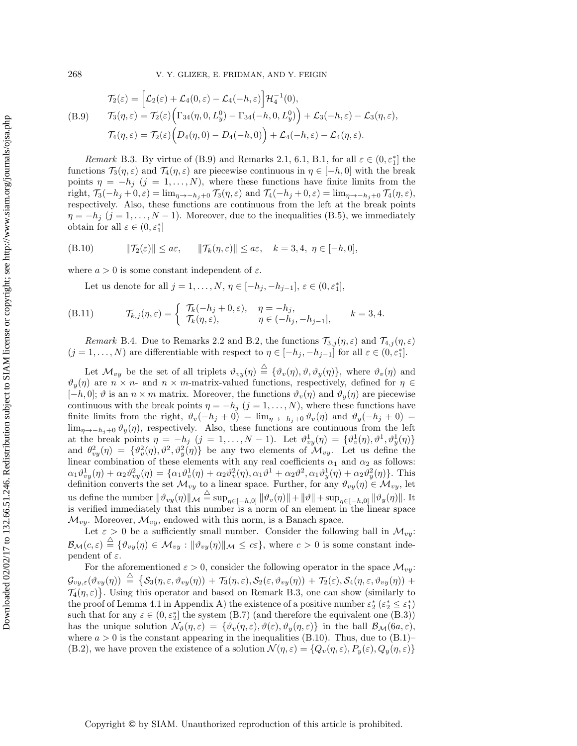$$
\begin{aligned}
&\mathcal{T}_2(\varepsilon) = \Big[\mathcal{L}_2(\varepsilon) + \mathcal{L}_4(0,\varepsilon) - \mathcal{L}_4(-h,\varepsilon)\Big]\mathcal{H}_4^{-1}(0),\\
&\mathcal{T}_3(\eta,\varepsilon) = \mathcal{T}_2(\varepsilon)\Big(\Gamma_{34}(\eta,0,L_y^0) - \Gamma_{34}(-h,0,L_y^0)\Big) + \mathcal{L}_3(-h,\varepsilon) - \mathcal{L}_3(\eta,\varepsilon),\\
&\mathcal{T}_4(\eta,\varepsilon) = \mathcal{T}_2(\varepsilon)\Big(D_4(\eta,0) - D_4(-h,0)\Big) + \mathcal{L}_4(-h,\varepsilon) - \mathcal{L}_4(\eta,\varepsilon).
\end{aligned}
\tag{B.9}
$$

*Remark* B.3. By virtue of (B.9) and Remarks 2.1, 6.1, B.1, for all $\varepsilon \in (0,\varepsilon_1^*]$ the functions $\mathcal{T}_3(\eta,\varepsilon)$ and $\mathcal{T}_4(\eta,\varepsilon)$ are piecewise continuous in $\eta \in [-h,0]$ with the break points $\eta = -h_j$ $(j = 1,\dots,N)$, where these functions have finite limits from the right, $\mathcal{T}_3(-h_j+0,\varepsilon) = \lim_{\eta\to -h_j+0}\mathcal{T}_3(\eta,\varepsilon)$ and $\mathcal{T}_4(-h_j+0,\varepsilon) = \lim_{\eta\to -h_j+0}\mathcal{T}_4(\eta,\varepsilon)$, respectively. Also, these functions are continuous from the left at the break points $\eta = -h_j$ $(j = 1,\dots,N-1)$. Moreover, due to the inequalities (B.5), we immediately obtain for all $\varepsilon \in (0,\varepsilon_1^*]$

$$
\|\mathcal{T}_2(\varepsilon)\| \le a\varepsilon, \qquad \|\mathcal{T}_k(\eta,\varepsilon)\| \le a\varepsilon, \quad k = 3,4, \ \eta \in [-h,0],
\tag{B.10}
$$

where $a > 0$ is some constant independent of $\varepsilon$.

Let us denote for all $j = 1,\dots,N$, $\eta \in [-h_j,-h_{j-1}]$, $\varepsilon \in (0,\varepsilon_1^*]$,

$$
\mathcal{T}_{k,j}(\eta,\varepsilon) = \begin{cases} \mathcal{T}_k(-h_j+0,\varepsilon), & \eta = -h_j,\\ \mathcal{T}_k(\eta,\varepsilon), & \eta \in (-h_j,-h_{j-1}], \end{cases} \qquad k = 3,4.
\tag{B.11}
$$

*Remark* B.4. Due to Remarks 2.2 and B.2, the functions $\mathcal{T}_{3,j}(\eta,\varepsilon)$ and $\mathcal{T}_{4,j}(\eta,\varepsilon)$ $(j = 1,\dots,N)$ are differentiable with respect to $\eta \in [-h_j,-h_{j-1}]$ for all $\varepsilon \in (0,\varepsilon_1^*]$.

Let $\mathcal{M}_{vy}$ be the set of all triplets $\vartheta_{vy}(\eta) \overset{\triangle}{=} \{\vartheta_v(\eta),\vartheta,\vartheta_y(\eta)\}$, where $\vartheta_v(\eta)$ and $\vartheta_y(\eta)$ are $n\times n$- and $n\times m$-matrix-valued functions, respectively, defined for $\eta \in [-h,0]$; $\vartheta$ is an $n\times m$ matrix. Moreover, the functions $\vartheta_v(\eta)$ and $\vartheta_y(\eta)$ are piecewise continuous with the break points $\eta = -h_j$ $(j = 1,\dots,N)$, where these functions have finite limits from the right, $\vartheta_v(-h_j+0) = \lim_{\eta\to -h_j+0}\vartheta_v(\eta)$ and $\vartheta_y(-h_j+0) = \lim_{\eta\to -h_j+0}\vartheta_y(\eta)$, respectively. Also, these functions are continuous from the left at the break points $\eta = -h_j$ $(j = 1,\dots,N-1)$. Let $\vartheta_{vy}^1(\eta) = \{\vartheta_v^1(\eta),\vartheta^1,\vartheta_y^1(\eta)\}$ and $\theta_{vy}^2(\eta) = \{\vartheta_v^2(\eta),\vartheta^2,\vartheta_y^2(\eta)\}$ be any two elements of $\mathcal{M}_{vy}$. Let us define the linear combination of these elements with any real coefficients $\alpha_1$ and $\alpha_2$ as follows: $\alpha_1\vartheta_{vy}^1(\eta) + \alpha_2\vartheta_{vy}^2(\eta) = \{\alpha_1\vartheta_v^1(\eta) + \alpha_2\vartheta_v^2(\eta), \alpha_1\vartheta^1 + \alpha_2\vartheta^2, \alpha_1\vartheta_y^1(\eta) + \alpha_2\vartheta_y^2(\eta)\}$. This definition converts the set $\mathcal{M}_{vy}$ to a linear space. Further, for any $\vartheta_{vy}(\eta) \in \mathcal{M}_{vy}$, let us define the number $\|\vartheta_{vy}(\eta)\|_{\mathcal{M}} \overset{\triangle}{=} \sup_{\eta\in[-h,0]}\|\vartheta_v(\eta)\| + \|\vartheta\| + \sup_{\eta\in[-h,0]}\|\vartheta_y(\eta)\|$. It is verified immediately that this number is a norm of an element in the linear space $\mathcal{M}_{vy}$. Moreover, $\mathcal{M}_{vy}$, endowed with this norm, is a Banach space.

Let $\varepsilon > 0$ be a sufficiently small number. Consider the following ball in $\mathcal{M}_{vy}$: $\mathcal{B}_{\mathcal{M}}(c,\varepsilon) \overset{\triangle}{=} \{\vartheta_{vy}(\eta) \in \mathcal{M}_{vy} : \|\vartheta_{vy}(\eta)\|_{\mathcal{M}} \le c\varepsilon\}$, where $c > 0$ is some constant independent of $\varepsilon$.

For the aforementioned $\varepsilon > 0$, consider the following operator in the space $\mathcal{M}_{vy}$: $\mathcal{G}_{vy,\varepsilon}(\vartheta_{vy}(\eta)) \overset{\triangle}{=} \big\{\mathcal{S}_3(\eta,\varepsilon,\vartheta_{vy}(\eta)) + \mathcal{T}_3(\eta,\varepsilon), \mathcal{S}_2(\varepsilon,\vartheta_{vy}(\eta)) + \mathcal{T}_2(\varepsilon), \mathcal{S}_4(\eta,\varepsilon,\vartheta_{vy}(\eta)) + \mathcal{T}_4(\eta,\varepsilon)\big\}$. Using this operator and based on Remark B.3, one can show (similarly to the proof of Lemma 4.1 in Appendix A) the existence of a positive number $\varepsilon_2^*$ $(\varepsilon_2^* \le \varepsilon_1^*)$ such that for any $\varepsilon \in (0,\varepsilon_2^*]$ the system (B.7) (and therefore the equivalent one (B.3)) has the unique solution $\mathcal{N}_\vartheta(\eta,\varepsilon) = \{\vartheta_v(\eta,\varepsilon),\vartheta(\varepsilon),\vartheta_y(\eta,\varepsilon)\}$ in the ball $\mathcal{B}_{\mathcal{M}}(6a,\varepsilon)$, where $a > 0$ is the constant appearing in the inequalities (B.10). Thus, due to (B.1)–(B.2), we have proven the existence of a solution $\mathcal{N}(\eta,\varepsilon) = \{Q_v(\eta,\varepsilon),P_y(\varepsilon),Q_y(\eta,\varepsilon)\}$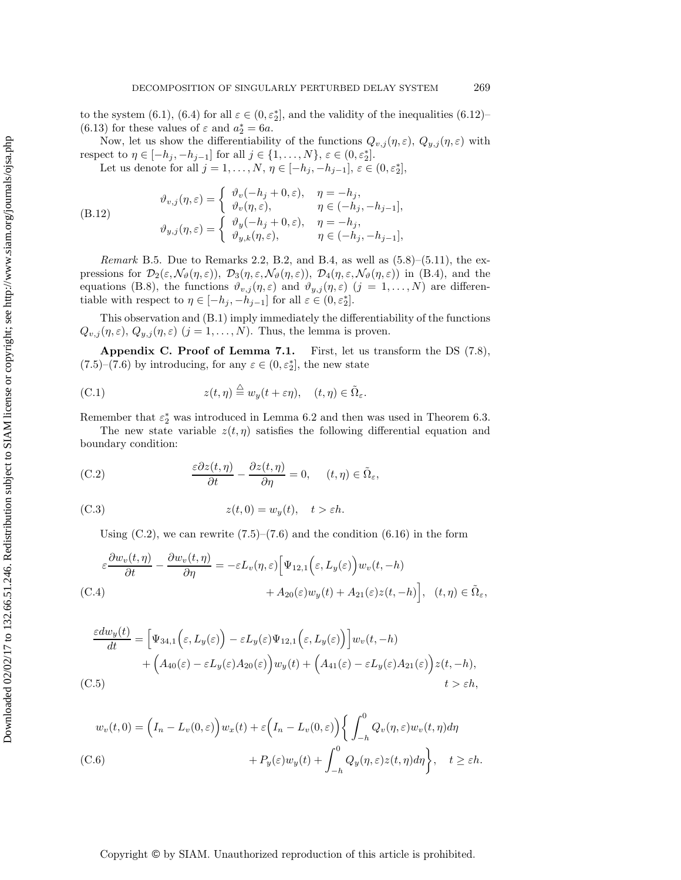to the system (6.1), (6.4) for all $\varepsilon \in (0, \varepsilon_2^*]$, and the validity of the inequalities (6.12)–(6.13) for these values of $\varepsilon$ and $a_2^* = 6a$.

Now, let us show the differentiability of the functions $Q_{v,j}(\eta, \varepsilon)$, $Q_{y,j}(\eta, \varepsilon)$ with respect to $\eta \in [-h_j, -h_{j-1}]$ for all $j \in \{1, \ldots, N\}$, $\varepsilon \in (0, \varepsilon_2^*]$.

Let us denote for all $j = 1, \ldots, N$, $\eta \in [-h_j, -h_{j-1}]$, $\varepsilon \in (0, \varepsilon_2^*]$,

$$
\vartheta_{v,j}(\eta,\varepsilon) = \begin{cases} \vartheta_v(-h_j+0,\varepsilon), & \eta = -h_j, \\ \vartheta_v(\eta,\varepsilon), & \eta \in (-h_j, -h_{j-1}], \end{cases}
$$
$$
\vartheta_{y,j}(\eta,\varepsilon) = \begin{cases} \vartheta_y(-h_j+0,\varepsilon), & \eta = -h_j, \\ \vartheta_{y,k}(\eta,\varepsilon), & \eta \in (-h_j, -h_{j-1}], \end{cases} \tag{B.12}
$$

*Remark* B.5. Due to Remarks 2.2, B.2, and B.4, as well as (5.8)–(5.11), the expressions for $\mathcal{D}_2(\varepsilon, \mathcal{N}_\vartheta(\eta,\varepsilon))$, $\mathcal{D}_3(\eta, \varepsilon, \mathcal{N}_\vartheta(\eta,\varepsilon))$, $\mathcal{D}_4(\eta, \varepsilon, \mathcal{N}_\vartheta(\eta,\varepsilon))$ in (B.4), and the equations (B.8), the functions $\vartheta_{v,j}(\eta,\varepsilon)$ and $\vartheta_{y,j}(\eta,\varepsilon)$ $(j = 1, \ldots, N)$ are differentiable with respect to $\eta \in [-h_j, -h_{j-1}]$ for all $\varepsilon \in (0, \varepsilon_2^*]$.

This observation and (B.1) imply immediately the differentiability of the functions $Q_{v,j}(\eta,\varepsilon)$, $Q_{y,j}(\eta,\varepsilon)$ $(j = 1, \ldots, N)$. Thus, the lemma is proven.

**Appendix C. Proof of Lemma 7.1.** First, let us transform the DS (7.8), (7.5)–(7.6) by introducing, for any $\varepsilon \in (0, \varepsilon_2^*]$, the new state

$$
z(t,\eta) \stackrel{\triangle}{=} w_y(t + \varepsilon\eta), \quad (t,\eta) \in \tilde{\Omega}_\varepsilon. \tag{C.1}
$$

Remember that $\varepsilon_2^*$ was introduced in Lemma 6.2 and then was used in Theorem 6.3.

The new state variable $z(t,\eta)$ satisfies the following differential equation and boundary condition:

$$
\frac{\varepsilon \partial z(t,\eta)}{\partial t} - \frac{\partial z(t,\eta)}{\partial \eta} = 0, \quad (t,\eta) \in \tilde{\Omega}_\varepsilon, \tag{C.2}
$$

$$
z(t,0) = w_y(t), \quad t > \varepsilon h. \tag{C.3}
$$

Using (C.2), we can rewrite (7.5)–(7.6) and the condition (6.16) in the form

$$
\begin{aligned}
\varepsilon \frac{\partial w_v(t,\eta)}{\partial t} - \frac{\partial w_v(t,\eta)}{\partial \eta} = -\varepsilon L_v(\eta,\varepsilon)\Big[\Psi_{12,1}\Big(\varepsilon, L_y(\varepsilon)\Big) w_v(t,-h) \\
+ A_{20}(\varepsilon) w_y(t) + A_{21}(\varepsilon) z(t,-h)\Big], \quad (t,\eta) \in \tilde{\Omega}_\varepsilon,
\end{aligned} \tag{C.4}
$$

$$
\begin{aligned}
\frac{\varepsilon d w_y(t)}{dt} = \Big[\Psi_{34,1}\Big(\varepsilon, L_y(\varepsilon)\Big) - \varepsilon L_y(\varepsilon) \Psi_{12,1}\Big(\varepsilon, L_y(\varepsilon)\Big)\Big] w_v(t,-h) \\
+ \Big(A_{40}(\varepsilon) - \varepsilon L_y(\varepsilon) A_{20}(\varepsilon)\Big) w_y(t) + \Big(A_{41}(\varepsilon) - \varepsilon L_y(\varepsilon) A_{21}(\varepsilon)\Big) z(t,-h), \\
t > \varepsilon h,
\end{aligned} \tag{C.5}
$$

$$
\begin{aligned}
w_v(t,0) = \Big(I_n - L_v(0,\varepsilon)\Big) w_x(t) + \varepsilon\Big(I_n - L_v(0,\varepsilon)\Big)\Big\{ \int_{-h}^{0} Q_v(\eta,\varepsilon) w_v(t,\eta) d\eta \\
+ P_y(\varepsilon) w_y(t) + \int_{-h}^{0} Q_y(\eta,\varepsilon) z(t,\eta) d\eta \Big\}, \quad t \geq \varepsilon h.
\end{aligned} \tag{C.6}
$$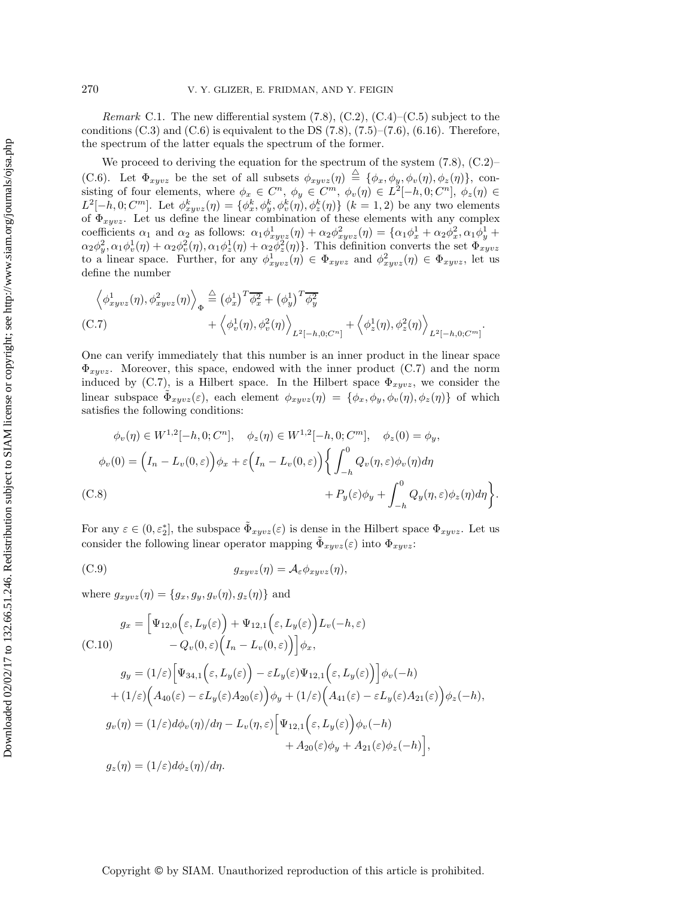*Remark* C.1. The new differential system (7.8), (C.2), (C.4)–(C.5) subject to the conditions (C.3) and (C.6) is equivalent to the DS (7.8), (7.5)–(7.6), (6.16). Therefore, the spectrum of the latter equals the spectrum of the former.

We proceed to deriving the equation for the spectrum of the system (7.8), (C.2)–(C.6). Let $\Phi_{xyvz}$ be the set of all subsets $\phi_{xyvz}(\eta) \stackrel{\triangle}{=} \{\phi_x, \phi_y, \phi_v(\eta), \phi_z(\eta)\}$, consisting of four elements, where $\phi_x \in C^n$, $\phi_y \in C^m$, $\phi_v(\eta) \in L^2[-h, 0; C^n]$, $\phi_z(\eta) \in L^2[-h, 0; C^m]$. Let $\phi^k_{xyvz}(\eta) = \{\phi^k_x, \phi^k_y, \phi^k_v(\eta), \phi^k_z(\eta)\}$ $(k = 1, 2)$ be any two elements of $\Phi_{xyvz}$. Let us define the linear combination of these elements with any complex coefficients $\alpha_1$ and $\alpha_2$ as follows: $\alpha_1\phi^1_{xyvz}(\eta) + \alpha_2\phi^2_{xyvz}(\eta) = \{\alpha_1\phi^1_x + \alpha_2\phi^2_x, \alpha_1\phi^1_y + \alpha_2\phi^2_y, \alpha_1\phi^1_v(\eta) + \alpha_2\phi^2_v(\eta), \alpha_1\phi^1_z(\eta) + \alpha_2\phi^2_z(\eta)\}$. This definition converts the set $\Phi_{xyvz}$ to a linear space. Further, for any $\phi^1_{xyvz}(\eta) \in \Phi_{xyvz}$ and $\phi^2_{xyvz}(\eta) \in \Phi_{xyvz}$, let us define the number

$$\begin{aligned}\Big\langle \phi^1_{xyvz}(\eta), \phi^2_{xyvz}(\eta)\Big\rangle_\Phi &\stackrel{\triangle}{=} \big(\phi^1_x\big)^T\overline{\phi^2_x} + \big(\phi^1_y\big)^T\overline{\phi^2_y} \\ &\quad + \Big\langle \phi^1_v(\eta), \phi^2_v(\eta)\Big\rangle_{L^2[-h,0;C^n]} + \Big\langle \phi^1_z(\eta), \phi^2_z(\eta)\Big\rangle_{L^2[-h,0;C^m]}. \end{aligned} \tag{C.7}$$

One can verify immediately that this number is an inner product in the linear space $\Phi_{xyvz}$. Moreover, this space, endowed with the inner product (C.7) and the norm induced by (C.7), is a Hilbert space. In the Hilbert space $\Phi_{xyvz}$, we consider the linear subspace $\tilde{\Phi}_{xyvz}(\varepsilon)$, each element $\phi_{xyvz}(\eta) = \{\phi_x, \phi_y, \phi_v(\eta), \phi_z(\eta)\}$ of which satisfies the following conditions:

$$\begin{aligned} &\phi_v(\eta) \in W^{1,2}[-h, 0; C^n], \quad \phi_z(\eta) \in W^{1,2}[-h, 0; C^m], \quad \phi_z(0) = \phi_y, \\ &\phi_v(0) = \Big(I_n - L_v(0, \varepsilon)\Big)\phi_x + \varepsilon\Big(I_n - L_v(0, \varepsilon)\Big)\bigg\{ \int_{-h}^0 Q_v(\eta, \varepsilon)\phi_v(\eta)d\eta \\ &\qquad\qquad + P_y(\varepsilon)\phi_y + \int_{-h}^0 Q_y(\eta, \varepsilon)\phi_z(\eta)d\eta\bigg\}. \end{aligned} \tag{C.8}$$

For any $\varepsilon \in (0, \varepsilon^*_2]$, the subspace $\tilde{\Phi}_{xyvz}(\varepsilon)$ is dense in the Hilbert space $\Phi_{xyvz}$. Let us consider the following linear operator mapping $\tilde{\Phi}_{xyvz}(\varepsilon)$ into $\Phi_{xyvz}$:

$$g_{xyvz}(\eta) = \mathcal{A}_\varepsilon\phi_{xyvz}(\eta), \tag{C.9}$$

where $g_{xyvz}(\eta) = \{g_x, g_y, g_v(\eta), g_z(\eta)\}$ and

$$\begin{aligned} g_x &= \Big[\Psi_{12,0}\Big(\varepsilon, L_y(\varepsilon)\Big) + \Psi_{12,1}\Big(\varepsilon, L_y(\varepsilon)\Big)L_v(-h, \varepsilon) \\ &\qquad - Q_v(0, \varepsilon)\Big(I_n - L_v(0, \varepsilon)\Big)\Big]\phi_x, \\ g_y &= (1/\varepsilon)\Big[\Psi_{34,1}\Big(\varepsilon, L_y(\varepsilon)\Big) - \varepsilon L_y(\varepsilon)\Psi_{12,1}\Big(\varepsilon, L_y(\varepsilon)\Big)\Big]\phi_v(-h) \\ &\quad + (1/\varepsilon)\Big(A_{40}(\varepsilon) - \varepsilon L_y(\varepsilon)A_{20}(\varepsilon)\Big)\phi_y + (1/\varepsilon)\Big(A_{41}(\varepsilon) - \varepsilon L_y(\varepsilon)A_{21}(\varepsilon)\Big)\phi_z(-h), \\ g_v(\eta) &= (1/\varepsilon)d\phi_v(\eta)/d\eta - L_v(\eta, \varepsilon)\Big[\Psi_{12,1}\Big(\varepsilon, L_y(\varepsilon)\Big)\phi_v(-h) \\ &\qquad + A_{20}(\varepsilon)\phi_y + A_{21}(\varepsilon)\phi_z(-h)\Big], \\ g_z(\eta) &= (1/\varepsilon)d\phi_z(\eta)/d\eta. \end{aligned} \tag{C.10}$$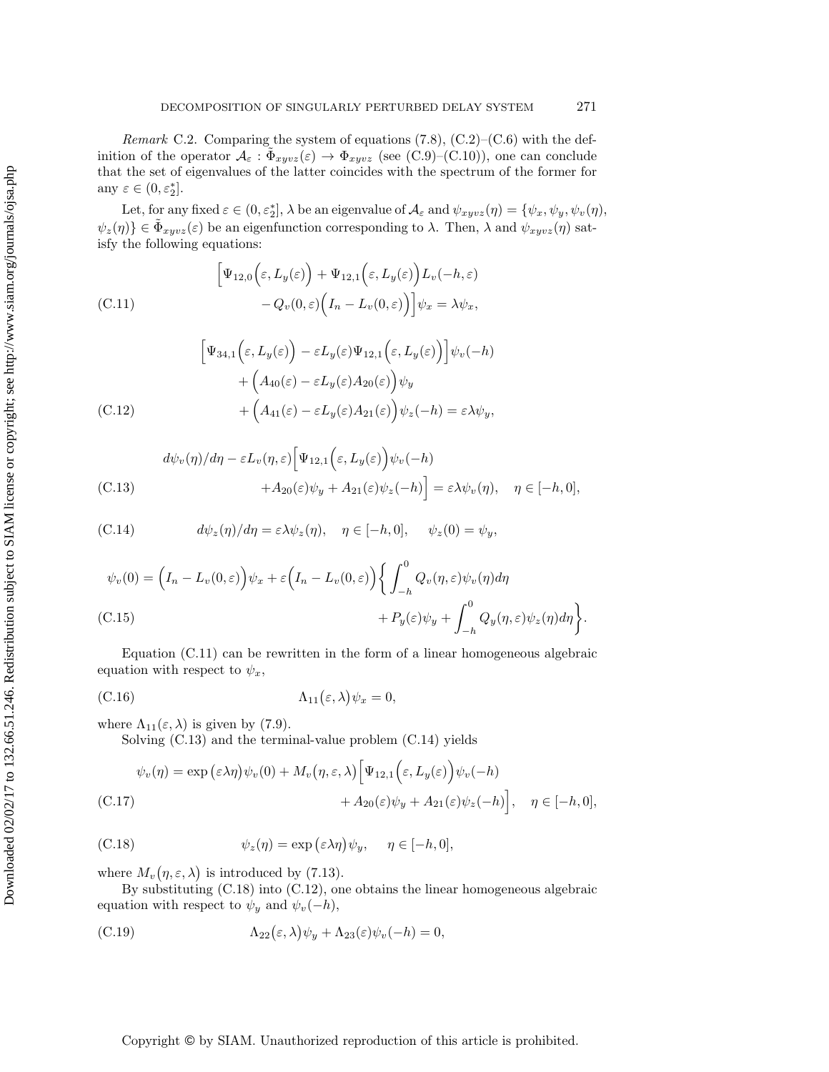*Remark* C.2. Comparing the system of equations (7.8), (C.2)–(C.6) with the definition of the operator $\mathcal{A}_\varepsilon : \tilde{\Phi}_{xyvz}(\varepsilon) \to \Phi_{xyvz}$ (see (C.9)–(C.10)), one can conclude that the set of eigenvalues of the latter coincides with the spectrum of the former for any $\varepsilon \in (0, \varepsilon_2^*]$.

Let, for any fixed $\varepsilon \in (0, \varepsilon_2^*]$, $\lambda$ be an eigenvalue of $\mathcal{A}_\varepsilon$ and $\psi_{xyvz}(\eta) = \{\psi_x, \psi_y, \psi_v(\eta), \psi_z(\eta)\} \in \tilde{\Phi}_{xyvz}(\varepsilon)$ be an eigenfunction corresponding to $\lambda$. Then, $\lambda$ and $\psi_{xyvz}(\eta)$ satisfy the following equations:

$$\Big[\Psi_{12,0}\Big(\varepsilon, L_y(\varepsilon)\Big) + \Psi_{12,1}\Big(\varepsilon, L_y(\varepsilon)\Big) L_v(-h, \varepsilon) - Q_v(0, \varepsilon)\Big(I_n - L_v(0, \varepsilon)\Big)\Big]\psi_x = \lambda \psi_x, \tag{C.11}$$

$$\Big[\Psi_{34,1}\Big(\varepsilon, L_y(\varepsilon)\Big) - \varepsilon L_y(\varepsilon)\Psi_{12,1}\Big(\varepsilon, L_y(\varepsilon)\Big)\Big]\psi_v(-h) + \Big(A_{40}(\varepsilon) - \varepsilon L_y(\varepsilon) A_{20}(\varepsilon)\Big)\psi_y + \Big(A_{41}(\varepsilon) - \varepsilon L_y(\varepsilon) A_{21}(\varepsilon)\Big)\psi_z(-h) = \varepsilon \lambda \psi_y, \tag{C.12}$$

$$d\psi_v(\eta)/d\eta - \varepsilon L_v(\eta, \varepsilon)\Big[\Psi_{12,1}\Big(\varepsilon, L_y(\varepsilon)\Big)\psi_v(-h) + A_{20}(\varepsilon)\psi_y + A_{21}(\varepsilon)\psi_z(-h)\Big] = \varepsilon \lambda \psi_v(\eta), \quad \eta \in [-h, 0], \tag{C.13}$$

$$d\psi_z(\eta)/d\eta = \varepsilon \lambda \psi_z(\eta), \quad \eta \in [-h, 0], \quad \psi_z(0) = \psi_y, \tag{C.14}$$

$$\psi_v(0) = \Big(I_n - L_v(0, \varepsilon)\Big)\psi_x + \varepsilon\Big(I_n - L_v(0, \varepsilon)\Big)\Big\{\int_{-h}^{0} Q_v(\eta, \varepsilon)\psi_v(\eta) d\eta + P_y(\varepsilon)\psi_y + \int_{-h}^{0} Q_y(\eta, \varepsilon)\psi_z(\eta) d\eta\Big\}. \tag{C.15}$$

Equation (C.11) can be rewritten in the form of a linear homogeneous algebraic equation with respect to $\psi_x$,

$$\Lambda_{11}\big(\varepsilon, \lambda\big)\psi_x = 0, \tag{C.16}$$

where $\Lambda_{11}(\varepsilon, \lambda)$ is given by (7.9).

Solving (C.13) and the terminal-value problem (C.14) yields

$$\psi_v(\eta) = \exp\big(\varepsilon \lambda \eta\big)\psi_v(0) + M_v\big(\eta, \varepsilon, \lambda\big)\Big[\Psi_{12,1}\Big(\varepsilon, L_y(\varepsilon)\Big)\psi_v(-h) + A_{20}(\varepsilon)\psi_y + A_{21}(\varepsilon)\psi_z(-h)\Big], \quad \eta \in [-h, 0], \tag{C.17}$$

$$\psi_z(\eta) = \exp\big(\varepsilon \lambda \eta\big)\psi_y, \quad \eta \in [-h, 0], \tag{C.18}$$

where $M_v\big(\eta, \varepsilon, \lambda\big)$ is introduced by (7.13).

By substituting (C.18) into (C.12), one obtains the linear homogeneous algebraic equation with respect to $\psi_y$ and $\psi_v(-h)$,

$$\Lambda_{22}\big(\varepsilon, \lambda\big)\psi_y + \Lambda_{23}(\varepsilon)\psi_v(-h) = 0, \tag{C.19}$$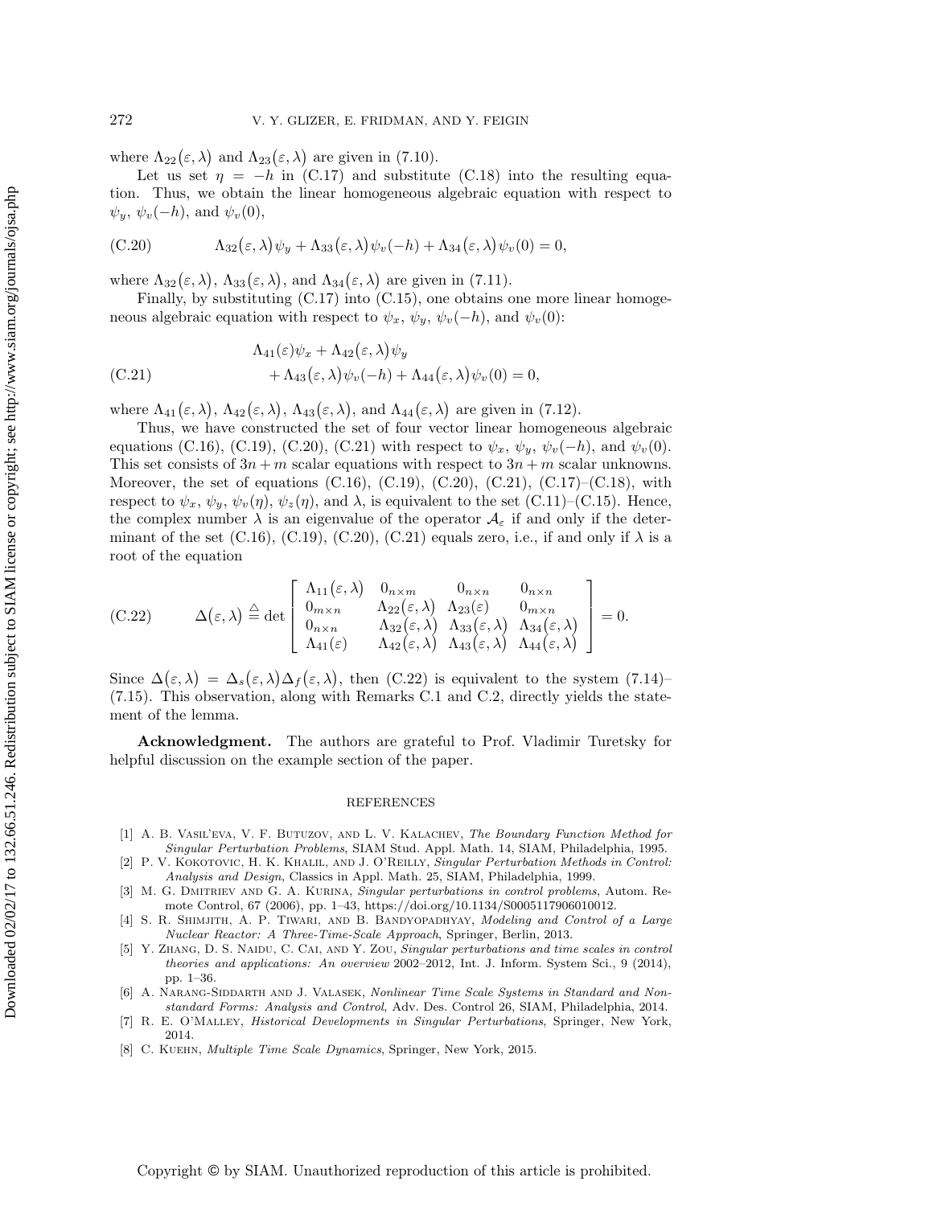where $\Lambda_{22}(\varepsilon, \lambda)$ and $\Lambda_{23}(\varepsilon, \lambda)$ are given in (7.10).

Let us set $\eta = -h$ in (C.17) and substitute (C.18) into the resulting equation. Thus, we obtain the linear homogeneous algebraic equation with respect to $\psi_y$, $\psi_v(-h)$, and $\psi_v(0)$,

$$\Lambda_{32}(\varepsilon, \lambda)\psi_y + \Lambda_{33}(\varepsilon, \lambda)\psi_v(-h) + \Lambda_{34}(\varepsilon, \lambda)\psi_v(0) = 0, \tag{C.20}$$

where $\Lambda_{32}(\varepsilon, \lambda)$, $\Lambda_{33}(\varepsilon, \lambda)$, and $\Lambda_{34}(\varepsilon, \lambda)$ are given in (7.11).

Finally, by substituting (C.17) into (C.15), one obtains one more linear homogeneous algebraic equation with respect to $\psi_x$, $\psi_y$, $\psi_v(-h)$, and $\psi_v(0)$:

$$\begin{aligned} &\Lambda_{41}(\varepsilon)\psi_x + \Lambda_{42}(\varepsilon, \lambda)\psi_y \\ &\quad + \Lambda_{43}(\varepsilon, \lambda)\psi_v(-h) + \Lambda_{44}(\varepsilon, \lambda)\psi_v(0) = 0, \end{aligned} \tag{C.21}$$

where $\Lambda_{41}(\varepsilon, \lambda)$, $\Lambda_{42}(\varepsilon, \lambda)$, $\Lambda_{43}(\varepsilon, \lambda)$, and $\Lambda_{44}(\varepsilon, \lambda)$ are given in (7.12).

Thus, we have constructed the set of four vector linear homogeneous algebraic equations (C.16), (C.19), (C.20), (C.21) with respect to $\psi_x$, $\psi_y$, $\psi_v(-h)$, and $\psi_v(0)$. This set consists of $3n+m$ scalar equations with respect to $3n+m$ scalar unknowns. Moreover, the set of equations (C.16), (C.19), (C.20), (C.21), (C.17)–(C.18), with respect to $\psi_x$, $\psi_y$, $\psi_v(\eta)$, $\psi_z(\eta)$, and $\lambda$, is equivalent to the set (C.11)–(C.15). Hence, the complex number $\lambda$ is an eigenvalue of the operator $\mathcal{A}_\varepsilon$ if and only if the determinant of the set (C.16), (C.19), (C.20), (C.21) equals zero, i.e., if and only if $\lambda$ is a root of the equation

$$\Delta(\varepsilon, \lambda) \overset{\triangle}{=} \det \begin{bmatrix} \Lambda_{11}(\varepsilon, \lambda) & 0_{n\times m} & 0_{n\times n} & 0_{n\times n} \\ 0_{m\times n} & \Lambda_{22}(\varepsilon, \lambda) & \Lambda_{23}(\varepsilon) & 0_{m\times n} \\ 0_{n\times n} & \Lambda_{32}(\varepsilon, \lambda) & \Lambda_{33}(\varepsilon, \lambda) & \Lambda_{34}(\varepsilon, \lambda) \\ \Lambda_{41}(\varepsilon) & \Lambda_{42}(\varepsilon, \lambda) & \Lambda_{43}(\varepsilon, \lambda) & \Lambda_{44}(\varepsilon, \lambda) \end{bmatrix} = 0. \tag{C.22}$$

Since $\Delta(\varepsilon, \lambda) = \Delta_s(\varepsilon, \lambda)\Delta_f(\varepsilon, \lambda)$, then (C.22) is equivalent to the system (7.14)–(7.15). This observation, along with Remarks C.1 and C.2, directly yields the statement of the lemma.

**Acknowledgment.** The authors are grateful to Prof. Vladimir Turetsky for helpful discussion on the example section of the paper.

## REFERENCES

[1] A. B. Vasil'eva, V. F. Butuzov, and L. V. Kalachev, *The Boundary Function Method for Singular Perturbation Problems*, SIAM Stud. Appl. Math. 14, SIAM, Philadelphia, 1995.

[2] P. V. Kokotovic, H. K. Khalil, and J. O'Reilly, *Singular Perturbation Methods in Control: Analysis and Design*, Classics in Appl. Math. 25, SIAM, Philadelphia, 1999.

[3] M. G. Dmitriev and G. A. Kurina, *Singular perturbations in control problems*, Autom. Remote Control, 67 (2006), pp. 1–43, https://doi.org/10.1134/S0005117906010012.

[4] S. R. Shimjith, A. P. Tiwari, and B. Bandyopadhyay, *Modeling and Control of a Large Nuclear Reactor: A Three-Time-Scale Approach*, Springer, Berlin, 2013.

[5] Y. Zhang, D. S. Naidu, C. Cai, and Y. Zou, *Singular perturbations and time scales in control theories and applications: An overview* 2002–2012, Int. J. Inform. System Sci., 9 (2014), pp. 1–36.

[6] A. Narang-Siddarth and J. Valasek, *Nonlinear Time Scale Systems in Standard and Nonstandard Forms: Analysis and Control*, Adv. Des. Control 26, SIAM, Philadelphia, 2014.

[7] R. E. O'Malley, *Historical Developments in Singular Perturbations*, Springer, New York, 2014.

[8] C. Kuehn, *Multiple Time Scale Dynamics*, Springer, New York, 2015.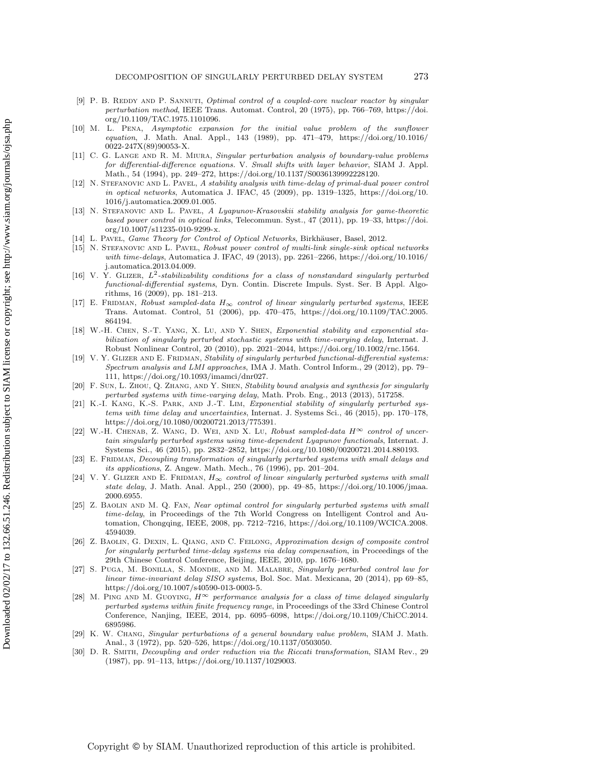[9] P. B. Reddy and P. Sannuti, *Optimal control of a coupled-core nuclear reactor by singular perturbation method*, IEEE Trans. Automat. Control, 20 (1975), pp. 766–769, https://doi.org/10.1109/TAC.1975.1101096.

[10] M. L. Pena, *Asymptotic expansion for the initial value problem of the sunflower equation*, J. Math. Anal. Appl., 143 (1989), pp. 471–479, https://doi.org/10.1016/0022-247X(89)90053-X.

[11] C. G. Lange and R. M. Miura, *Singular perturbation analysis of boundary-value problems for differential-difference equations. V. Small shifts with layer behavior*, SIAM J. Appl. Math., 54 (1994), pp. 249–272, https://doi.org/10.1137/S0036139992228120.

[12] N. Stefanovic and L. Pavel, *A stability analysis with time-delay of primal-dual power control in optical networks*, Automatica J. IFAC, 45 (2009), pp. 1319–1325, https://doi.org/10.1016/j.automatica.2009.01.005.

[13] N. Stefanovic and L. Pavel, *A Lyapunov-Krasovskii stability analysis for game-theoretic based power control in optical links*, Telecommun. Syst., 47 (2011), pp. 19–33, https://doi.org/10.1007/s11235-010-9299-x.

[14] L. Pavel, *Game Theory for Control of Optical Networks*, Birkhäuser, Basel, 2012.

[15] N. Stefanovic and L. Pavel, *Robust power control of multi-link single-sink optical networks with time-delays*, Automatica J. IFAC, 49 (2013), pp. 2261–2266, https://doi.org/10.1016/j.automatica.2013.04.009.

[16] V. Y. Glizer, *$L^2$-stabilizability conditions for a class of nonstandard singularly perturbed functional-differential systems*, Dyn. Contin. Discrete Impuls. Syst. Ser. B Appl. Algorithms, 16 (2009), pp. 181–213.

[17] E. Fridman, *Robust sampled-data $H_\infty$ control of linear singularly perturbed systems*, IEEE Trans. Automat. Control, 51 (2006), pp. 470–475, https://doi.org/10.1109/TAC.2005.864194.

[18] W.-H. Chen, S.-T. Yang, X. Lu, and Y. Shen, *Exponential stability and exponential stabilization of singularly perturbed stochastic systems with time-varying delay*, Internat. J. Robust Nonlinear Control, 20 (2010), pp. 2021–2044, https://doi.org/10.1002/rnc.1564.

[19] V. Y. Glizer and E. Fridman, *Stability of singularly perturbed functional-differential systems: Spectrum analysis and LMI approaches*, IMA J. Math. Control Inform., 29 (2012), pp. 79–111, https://doi.org/10.1093/imamci/dnr027.

[20] F. Sun, L. Zhou, Q. Zhang, and Y. Shen, *Stability bound analysis and synthesis for singularly perturbed systems with time-varying delay*, Math. Prob. Eng., 2013 (2013), 517258.

[21] K.-I. Kang, K.-S. Park, and J.-T. Lim, *Exponential stability of singularly perturbed systems with time delay and uncertainties*, Internat. J. Systems Sci., 46 (2015), pp. 170–178, https://doi.org/10.1080/00200721.2013/775391.

[22] W.-H. Chenab, Z. Wang, D. Wei, and X. Lu, *Robust sampled-data $H^\infty$ control of uncertain singularly perturbed systems using time-dependent Lyapunov functionals*, Internat. J. Systems Sci., 46 (2015), pp. 2832–2852, https://doi.org/10.1080/00200721.2014.880193.

[23] E. Fridman, *Decoupling transformation of singularly perturbed systems with small delays and its applications*, Z. Angew. Math. Mech., 76 (1996), pp. 201–204.

[24] V. Y. Glizer and E. Fridman, *$H_\infty$ control of linear singularly perturbed systems with small state delay*, J. Math. Anal. Appl., 250 (2000), pp. 49–85, https://doi.org/10.1006/jmaa.2000.6955.

[25] Z. Baolin and M. Q. Fan, *Near optimal control for singularly perturbed systems with small time-delay*, in Proceedings of the 7th World Congress on Intelligent Control and Automation, Chongqing, IEEE, 2008, pp. 7212–7216, https://doi.org/10.1109/WCICA.2008.4594039.

[26] Z. Baolin, G. Dexin, L. Qiang, and C. Feilong, *Approximation design of composite control for singularly perturbed time-delay systems via delay compensation*, in Proceedings of the 29th Chinese Control Conference, Beijing, IEEE, 2010, pp. 1676–1680.

[27] S. Puga, M. Bonilla, S. Mondie, and M. Malabre, *Singularly perturbed control law for linear time-invariant delay SISO systems*, Bol. Soc. Mat. Mexicana, 20 (2014), pp 69–85, https://doi.org/10.1007/s40590-013-0003-5.

[28] M. Ping and M. Guoying, *$H^\infty$ performance analysis for a class of time delayed singularly perturbed systems within finite frequency range*, in Proceedings of the 33rd Chinese Control Conference, Nanjing, IEEE, 2014, pp. 6095–6098, https://doi.org/10.1109/ChiCC.2014.6895986.

[29] K. W. Chang, *Singular perturbations of a general boundary value problem*, SIAM J. Math. Anal., 3 (1972), pp. 520–526, https://doi.org/10.1137/0503050.

[30] D. R. Smith, *Decoupling and order reduction via the Riccati transformation*, SIAM Rev., 29 (1987), pp. 91–113, https://doi.org/10.1137/1029003.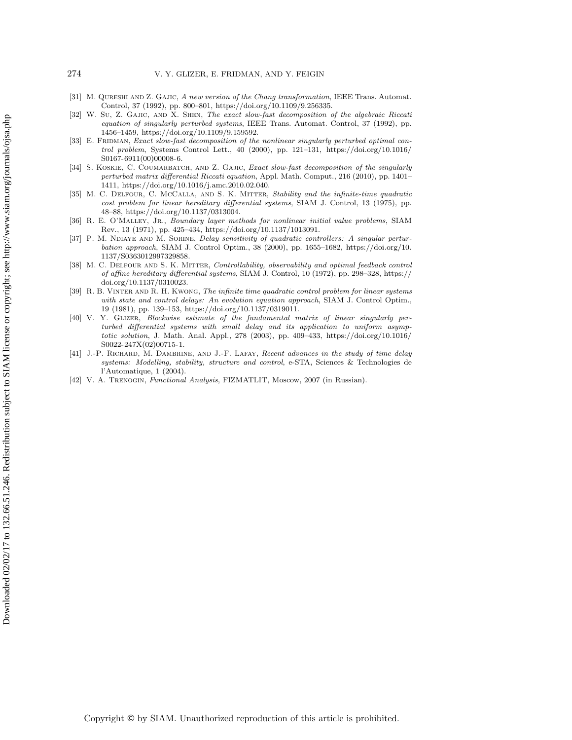[31] M. Qureshi and Z. Gajic, *A new version of the Chang transformation*, IEEE Trans. Automat. Control, 37 (1992), pp. 800–801, https://doi.org/10.1109/9.256335.

[32] W. Su, Z. Gajic, and X. Shen, *The exact slow-fast decomposition of the algebraic Riccati equation of singularly perturbed systems*, IEEE Trans. Automat. Control, 37 (1992), pp. 1456–1459, https://doi.org/10.1109/9.159592.

[33] E. Fridman, *Exact slow-fast decomposition of the nonlinear singularly perturbed optimal control problem*, Systems Control Lett., 40 (2000), pp. 121–131, https://doi.org/10.1016/S0167-6911(00)00008-6.

[34] S. Koskie, C. Coumarbatch, and Z. Gajic, *Exact slow-fast decomposition of the singularly perturbed matrix differential Riccati equation*, Appl. Math. Comput., 216 (2010), pp. 1401–1411, https://doi.org/10.1016/j.amc.2010.02.040.

[35] M. C. Delfour, C. McCalla, and S. K. Mitter, *Stability and the infinite-time quadratic cost problem for linear hereditary differential systems*, SIAM J. Control, 13 (1975), pp. 48–88, https://doi.org/10.1137/0313004.

[36] R. E. O'Malley, Jr., *Boundary layer methods for nonlinear initial value problems*, SIAM Rev., 13 (1971), pp. 425–434, https://doi.org/10.1137/1013091.

[37] P. M. Ndiaye and M. Sorine, *Delay sensitivity of quadratic controllers: A singular perturbation approach*, SIAM J. Control Optim., 38 (2000), pp. 1655–1682, https://doi.org/10.1137/S0363012997329858.

[38] M. C. Delfour and S. K. Mitter, *Controllability, observability and optimal feedback control of affine hereditary differential systems*, SIAM J. Control, 10 (1972), pp. 298–328, https://doi.org/10.1137/0310023.

[39] R. B. Vinter and R. H. Kwong, *The infinite time quadratic control problem for linear systems with state and control delays: An evolution equation approach*, SIAM J. Control Optim., 19 (1981), pp. 139–153, https://doi.org/10.1137/0319011.

[40] V. Y. Glizer, *Blockwise estimate of the fundamental matrix of linear singularly perturbed differential systems with small delay and its application to uniform asymptotic solution*, J. Math. Anal. Appl., 278 (2003), pp. 409–433, https://doi.org/10.1016/S0022-247X(02)00715-1.

[41] J.-P. Richard, M. Dambrine, and J.-F. Lafay, *Recent advances in the study of time delay systems: Modelling, stability, structure and control*, e-STA, Sciences & Technologies de l'Automatique, 1 (2004).

[42] V. A. Trenogin, *Functional Analysis*, FIZMATLIT, Moscow, 2007 (in Russian).